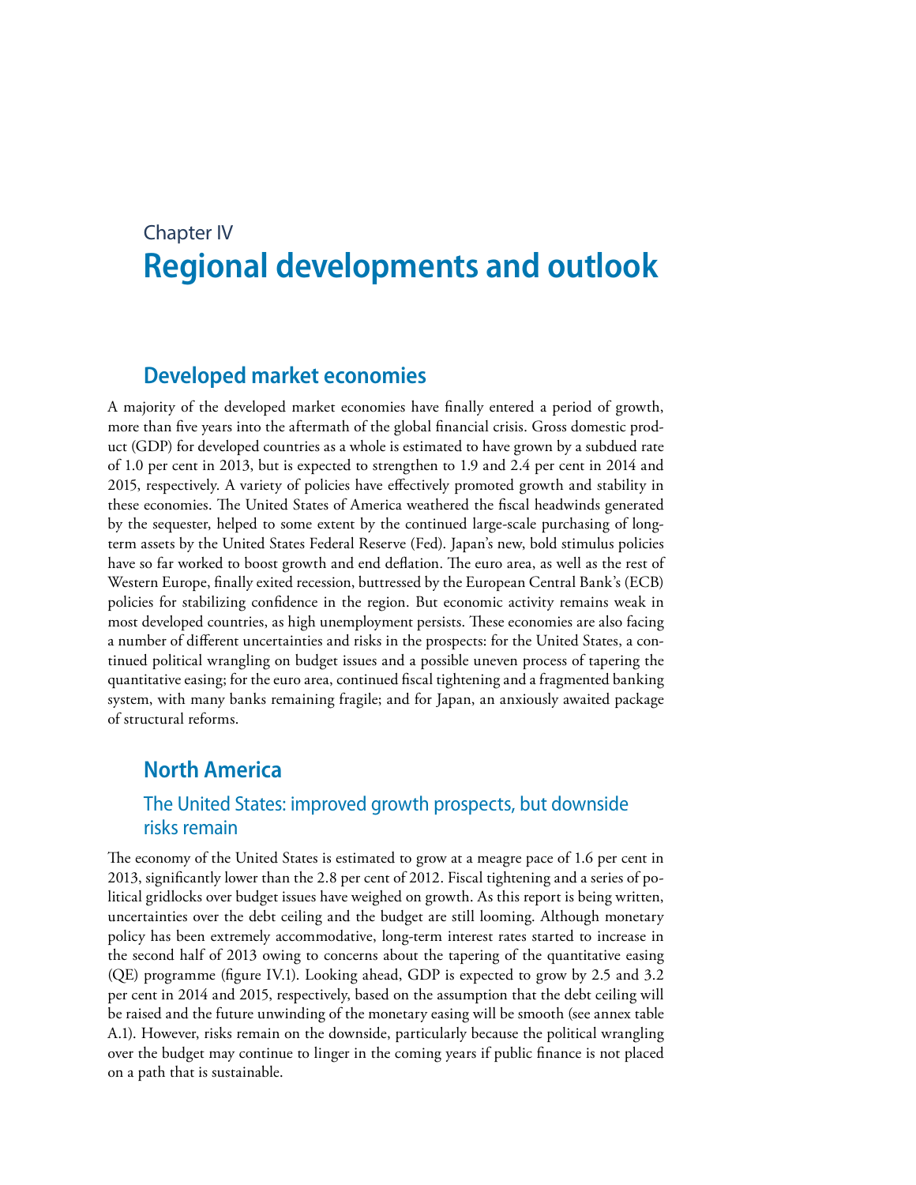Chapter IV

# Regional developments and outlook

## Developed market economies

A majority of the developed market economies have finally entered a period of growth, more than five years into the aftermath of the global financial crisis. Gross domestic product (GDP) for developed countries as a whole is estimated to have grown by a subdued rate of 1.0 per cent in 2013, but is expected to strengthen to 1.9 and 2.4 per cent in 2014 and 2015, respectively. A variety of policies have effectively promoted growth and stability in these economies. The United States of America weathered the fiscal headwinds generated by the sequester, helped to some extent by the continued large-scale purchasing of long-term assets by the United States Federal Reserve (Fed). Japan's new, bold stimulus policies have so far worked to boost growth and end deflation. The euro area, as well as the rest of Western Europe, finally exited recession, buttressed by the European Central Bank's (ECB) policies for stabilizing confidence in the region. But economic activity remains weak in most developed countries, as high unemployment persists. These economies are also facing a number of different uncertainties and risks in the prospects: for the United States, a continued political wrangling on budget issues and a possible uneven process of tapering the quantitative easing; for the euro area, continued fiscal tightening and a fragmented banking system, with many banks remaining fragile; and for Japan, an anxiously awaited package of structural reforms.

## North America

### The United States: improved growth prospects, but downside risks remain

The economy of the United States is estimated to grow at a meagre pace of 1.6 per cent in 2013, significantly lower than the 2.8 per cent of 2012. Fiscal tightening and a series of political gridlocks over budget issues have weighed on growth. As this report is being written, uncertainties over the debt ceiling and the budget are still looming. Although monetary policy has been extremely accommodative, long-term interest rates started to increase in the second half of 2013 owing to concerns about the tapering of the quantitative easing (QE) programme (figure IV.1). Looking ahead, GDP is expected to grow by 2.5 and 3.2 per cent in 2014 and 2015, respectively, based on the assumption that the debt ceiling will be raised and the future unwinding of the monetary easing will be smooth (see annex table A.1). However, risks remain on the downside, particularly because the political wrangling over the budget may continue to linger in the coming years if public finance is not placed on a path that is sustainable.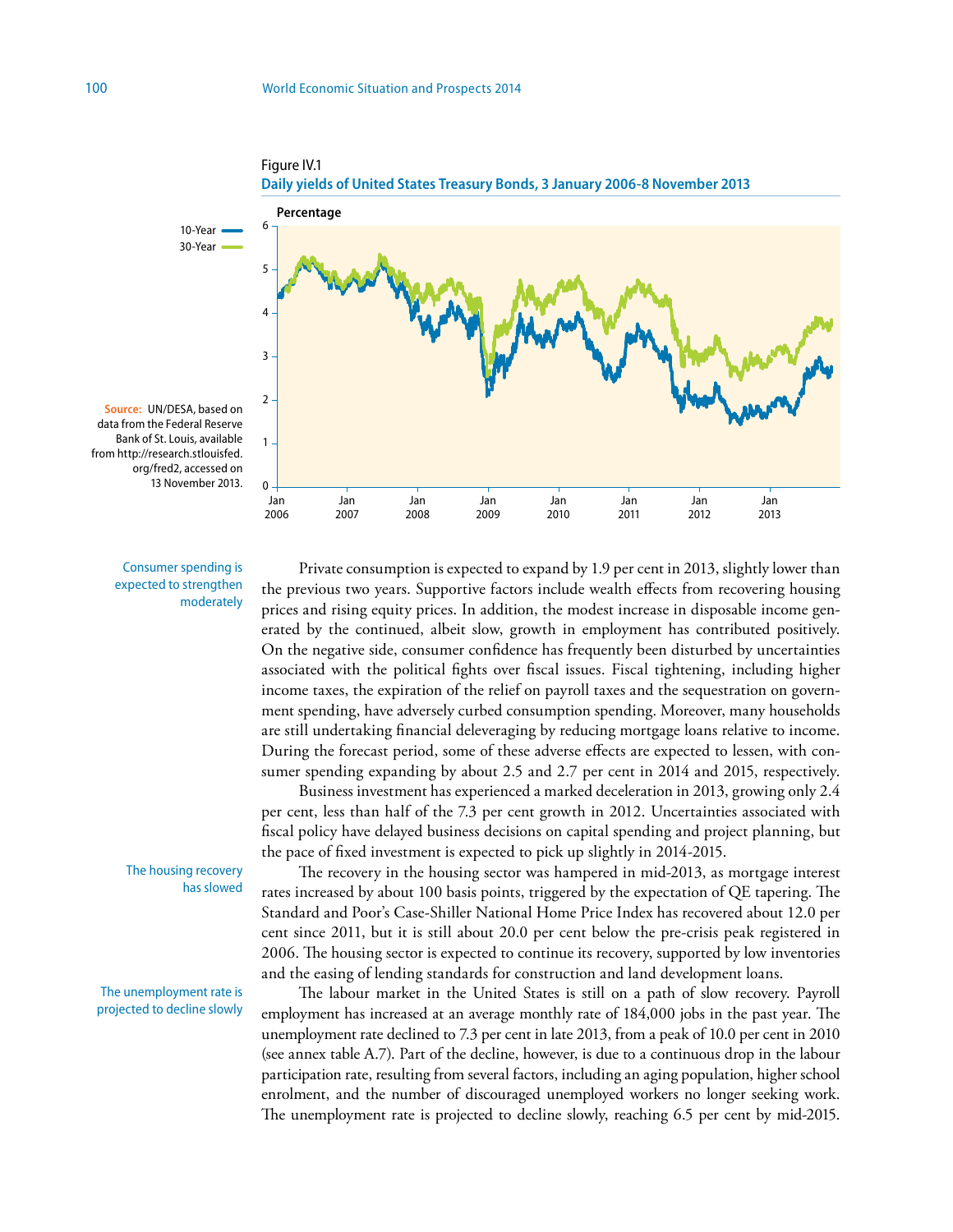Figure IV.1

**Daily yields of United States Treasury Bonds, 3 January 2006-8 November 2013**

Percentage

10-Year
30-Year

6
5
4
3
2
1
0

Jan 2006
Jan 2007
Jan 2008
Jan 2009
Jan 2010
Jan 2011
Jan 2012
Jan 2013

**Source:** UN/DESA, based on data from the Federal Reserve Bank of St. Louis, available from http://research.stlouisfed.org/fred2, accessed on 13 November 2013.

*Consumer spending is expected to strengthen moderately*

Private consumption is expected to expand by 1.9 per cent in 2013, slightly lower than the previous two years. Supportive factors include wealth effects from recovering housing prices and rising equity prices. In addition, the modest increase in disposable income generated by the continued, albeit slow, growth in employment has contributed positively. On the negative side, consumer confidence has frequently been disturbed by uncertainties associated with the political fights over fiscal issues. Fiscal tightening, including higher income taxes, the expiration of the relief on payroll taxes and the sequestration on government spending, have adversely curbed consumption spending. Moreover, many households are still undertaking financial deleveraging by reducing mortgage loans relative to income. During the forecast period, some of these adverse effects are expected to lessen, with consumer spending expanding by about 2.5 and 2.7 per cent in 2014 and 2015, respectively.

Business investment has experienced a marked deceleration in 2013, growing only 2.4 per cent, less than half of the 7.3 per cent growth in 2012. Uncertainties associated with fiscal policy have delayed business decisions on capital spending and project planning, but the pace of fixed investment is expected to pick up slightly in 2014-2015.

*The housing recovery has slowed*

The recovery in the housing sector was hampered in mid-2013, as mortgage interest rates increased by about 100 basis points, triggered by the expectation of QE tapering. The Standard and Poor's Case-Shiller National Home Price Index has recovered about 12.0 per cent since 2011, but it is still about 20.0 per cent below the pre-crisis peak registered in 2006. The housing sector is expected to continue its recovery, supported by low inventories and the easing of lending standards for construction and land development loans.

*The unemployment rate is projected to decline slowly*

The labour market in the United States is still on a path of slow recovery. Payroll employment has increased at an average monthly rate of 184,000 jobs in the past year. The unemployment rate declined to 7.3 per cent in late 2013, from a peak of 10.0 per cent in 2010 (see annex table A.7). Part of the decline, however, is due to a continuous drop in the labour participation rate, resulting from several factors, including an aging population, higher school enrolment, and the number of discouraged unemployed workers no longer seeking work. The unemployment rate is projected to decline slowly, reaching 6.5 per cent by mid-2015.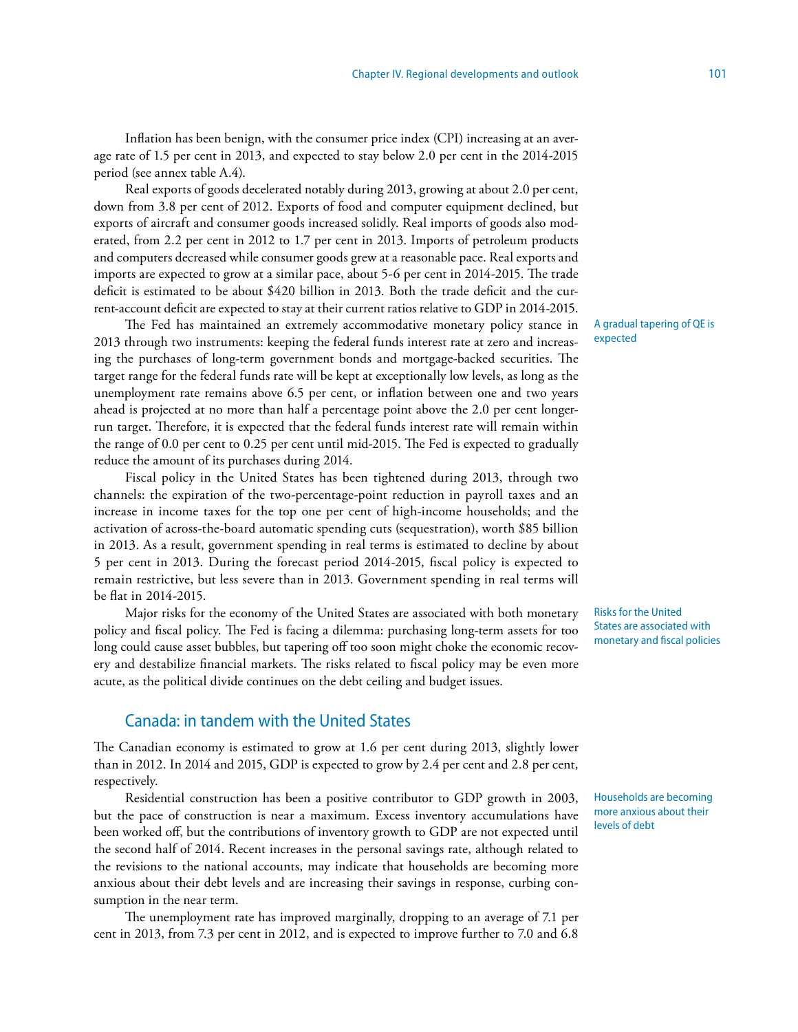Inflation has been benign, with the consumer price index (CPI) increasing at an average rate of 1.5 per cent in 2013, and expected to stay below 2.0 per cent in the 2014-2015 period (see annex table A.4).

Real exports of goods decelerated notably during 2013, growing at about 2.0 per cent, down from 3.8 per cent of 2012. Exports of food and computer equipment declined, but exports of aircraft and consumer goods increased solidly. Real imports of goods also moderated, from 2.2 per cent in 2012 to 1.7 per cent in 2013. Imports of petroleum products and computers decreased while consumer goods grew at a reasonable pace. Real exports and imports are expected to grow at a similar pace, about 5-6 per cent in 2014-2015. The trade deficit is estimated to be about $420 billion in 2013. Both the trade deficit and the current-account deficit are expected to stay at their current ratios relative to GDP in 2014-2015.

A gradual tapering of QE is expected

The Fed has maintained an extremely accommodative monetary policy stance in 2013 through two instruments: keeping the federal funds interest rate at zero and increasing the purchases of long-term government bonds and mortgage-backed securities. The target range for the federal funds rate will be kept at exceptionally low levels, as long as the unemployment rate remains above 6.5 per cent, or inflation between one and two years ahead is projected at no more than half a percentage point above the 2.0 per cent longer-run target. Therefore, it is expected that the federal funds interest rate will remain within the range of 0.0 per cent to 0.25 per cent until mid-2015. The Fed is expected to gradually reduce the amount of its purchases during 2014.

Fiscal policy in the United States has been tightened during 2013, through two channels: the expiration of the two-percentage-point reduction in payroll taxes and an increase in income taxes for the top one per cent of high-income households; and the activation of across-the-board automatic spending cuts (sequestration), worth $85 billion in 2013. As a result, government spending in real terms is estimated to decline by about 5 per cent in 2013. During the forecast period 2014-2015, fiscal policy is expected to remain restrictive, but less severe than in 2013. Government spending in real terms will be flat in 2014-2015.

Risks for the United States are associated with monetary and fiscal policies

Major risks for the economy of the United States are associated with both monetary policy and fiscal policy. The Fed is facing a dilemma: purchasing long-term assets for too long could cause asset bubbles, but tapering off too soon might choke the economic recovery and destabilize financial markets. The risks related to fiscal policy may be even more acute, as the political divide continues on the debt ceiling and budget issues.

## Canada: in tandem with the United States

The Canadian economy is estimated to grow at 1.6 per cent during 2013, slightly lower than in 2012. In 2014 and 2015, GDP is expected to grow by 2.4 per cent and 2.8 per cent, respectively.

Households are becoming more anxious about their levels of debt

Residential construction has been a positive contributor to GDP growth in 2003, but the pace of construction is near a maximum. Excess inventory accumulations have been worked off, but the contributions of inventory growth to GDP are not expected until the second half of 2014. Recent increases in the personal savings rate, although related to the revisions to the national accounts, may indicate that households are becoming more anxious about their debt levels and are increasing their savings in response, curbing consumption in the near term.

The unemployment rate has improved marginally, dropping to an average of 7.1 per cent in 2013, from 7.3 per cent in 2012, and is expected to improve further to 7.0 and 6.8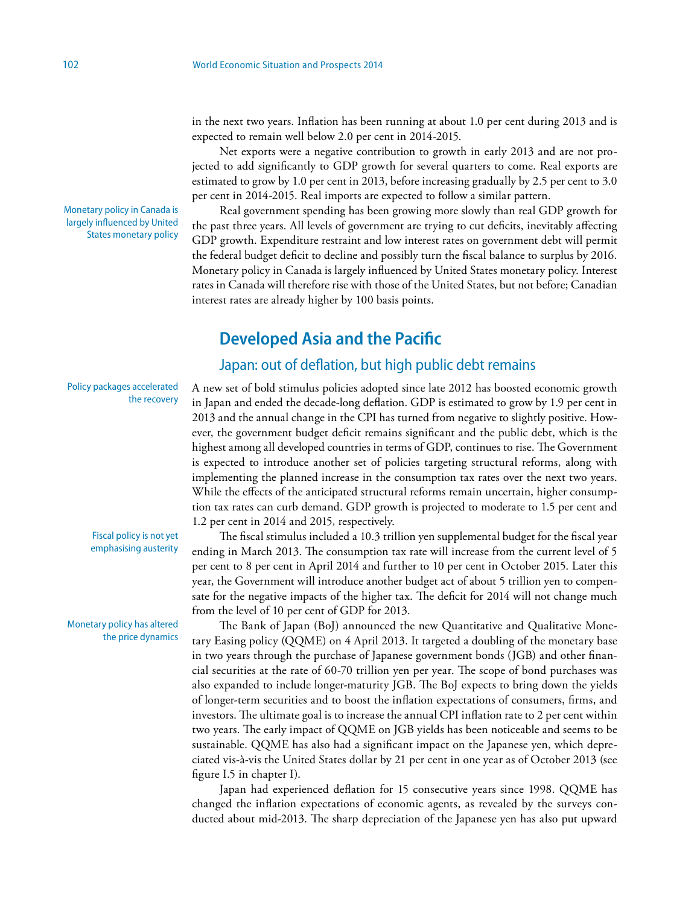in the next two years. Inflation has been running at about 1.0 per cent during 2013 and is expected to remain well below 2.0 per cent in 2014-2015.

Net exports were a negative contribution to growth in early 2013 and are not projected to add significantly to GDP growth for several quarters to come. Real exports are estimated to grow by 1.0 per cent in 2013, before increasing gradually by 2.5 per cent to 3.0 per cent in 2014-2015. Real imports are expected to follow a similar pattern.

*Monetary policy in Canada is largely influenced by United States monetary policy*

Real government spending has been growing more slowly than real GDP growth for the past three years. All levels of government are trying to cut deficits, inevitably affecting GDP growth. Expenditure restraint and low interest rates on government debt will permit the federal budget deficit to decline and possibly turn the fiscal balance to surplus by 2016. Monetary policy in Canada is largely influenced by United States monetary policy. Interest rates in Canada will therefore rise with those of the United States, but not before; Canadian interest rates are already higher by 100 basis points.

## Developed Asia and the Pacific

### Japan: out of deflation, but high public debt remains

*Policy packages accelerated the recovery*

A new set of bold stimulus policies adopted since late 2012 has boosted economic growth in Japan and ended the decade-long deflation. GDP is estimated to grow by 1.9 per cent in 2013 and the annual change in the CPI has turned from negative to slightly positive. However, the government budget deficit remains significant and the public debt, which is the highest among all developed countries in terms of GDP, continues to rise. The Government is expected to introduce another set of policies targeting structural reforms, along with implementing the planned increase in the consumption tax rates over the next two years. While the effects of the anticipated structural reforms remain uncertain, higher consumption tax rates can curb demand. GDP growth is projected to moderate to 1.5 per cent and 1.2 per cent in 2014 and 2015, respectively.

*Fiscal policy is not yet emphasising austerity*

The fiscal stimulus included a 10.3 trillion yen supplemental budget for the fiscal year ending in March 2013. The consumption tax rate will increase from the current level of 5 per cent to 8 per cent in April 2014 and further to 10 per cent in October 2015. Later this year, the Government will introduce another budget act of about 5 trillion yen to compensate for the negative impacts of the higher tax. The deficit for 2014 will not change much from the level of 10 per cent of GDP for 2013.

*Monetary policy has altered the price dynamics*

The Bank of Japan (BoJ) announced the new Quantitative and Qualitative Monetary Easing policy (QQME) on 4 April 2013. It targeted a doubling of the monetary base in two years through the purchase of Japanese government bonds (JGB) and other financial securities at the rate of 60-70 trillion yen per year. The scope of bond purchases was also expanded to include longer-maturity JGB. The BoJ expects to bring down the yields of longer-term securities and to boost the inflation expectations of consumers, firms, and investors. The ultimate goal is to increase the annual CPI inflation rate to 2 per cent within two years. The early impact of QQME on JGB yields has been noticeable and seems to be sustainable. QQME has also had a significant impact on the Japanese yen, which depreciated vis-à-vis the United States dollar by 21 per cent in one year as of October 2013 (see figure I.5 in chapter I).

Japan had experienced deflation for 15 consecutive years since 1998. QQME has changed the inflation expectations of economic agents, as revealed by the surveys conducted about mid-2013. The sharp depreciation of the Japanese yen has also put upward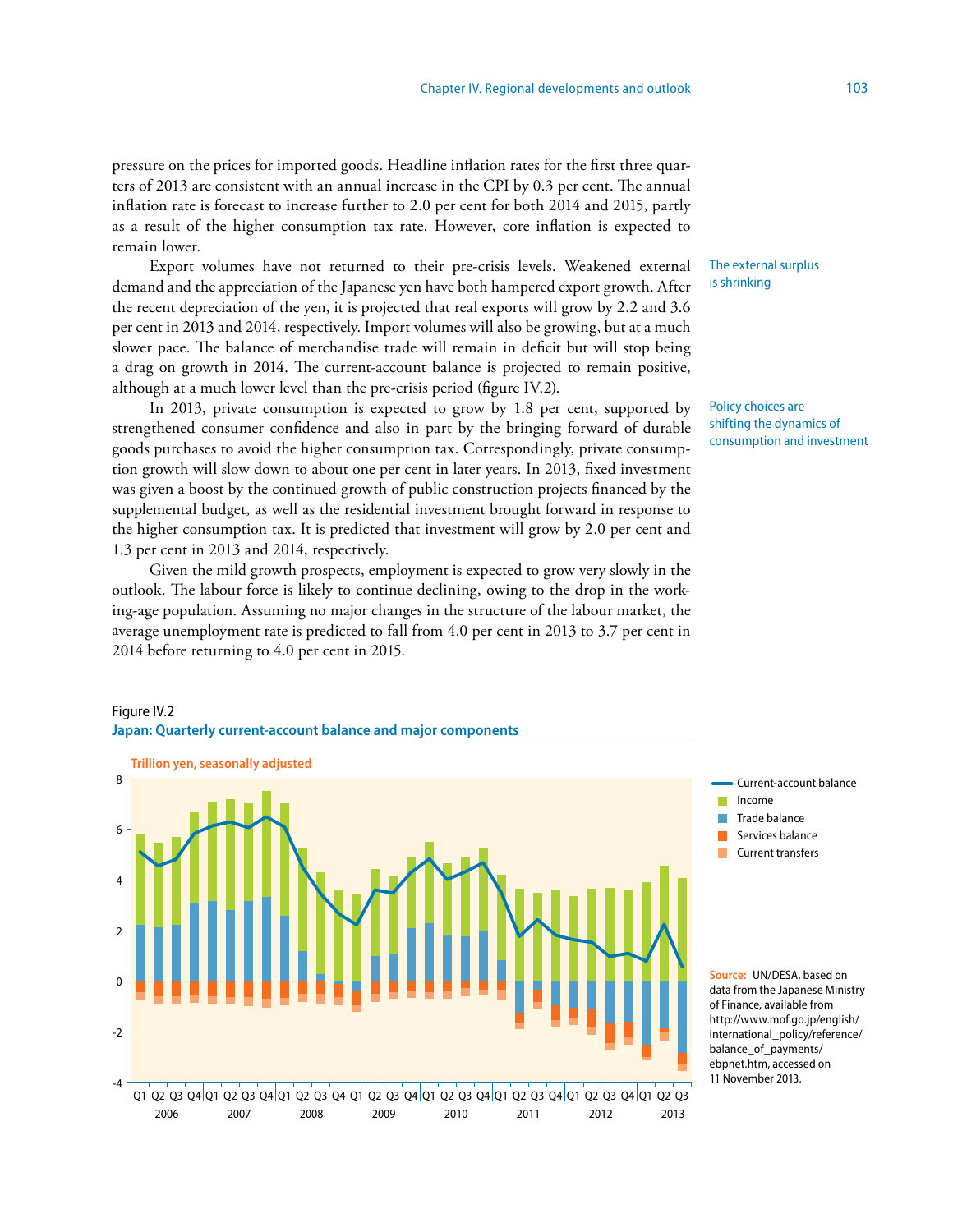pressure on the prices for imported goods. Headline inflation rates for the first three quarters of 2013 are consistent with an annual increase in the CPI by 0.3 per cent. The annual inflation rate is forecast to increase further to 2.0 per cent for both 2014 and 2015, partly as a result of the higher consumption tax rate. However, core inflation is expected to remain lower.

The external surplus is shrinking

Export volumes have not returned to their pre-crisis levels. Weakened external demand and the appreciation of the Japanese yen have both hampered export growth. After the recent depreciation of the yen, it is projected that real exports will grow by 2.2 and 3.6 per cent in 2013 and 2014, respectively. Import volumes will also be growing, but at a much slower pace. The balance of merchandise trade will remain in deficit but will stop being a drag on growth in 2014. The current-account balance is projected to remain positive, although at a much lower level than the pre-crisis period (figure IV.2).

Policy choices are shifting the dynamics of consumption and investment

In 2013, private consumption is expected to grow by 1.8 per cent, supported by strengthened consumer confidence and also in part by the bringing forward of durable goods purchases to avoid the higher consumption tax. Correspondingly, private consumption growth will slow down to about one per cent in later years. In 2013, fixed investment was given a boost by the continued growth of public construction projects financed by the supplemental budget, as well as the residential investment brought forward in response to the higher consumption tax. It is predicted that investment will grow by 2.0 per cent and 1.3 per cent in 2013 and 2014, respectively.

Given the mild growth prospects, employment is expected to grow very slowly in the outlook. The labour force is likely to continue declining, owing to the drop in the working-age population. Assuming no major changes in the structure of the labour market, the average unemployment rate is predicted to fall from 4.0 per cent in 2013 to 3.7 per cent in 2014 before returning to 4.0 per cent in 2015.

Figure IV.2
**Japan: Quarterly current-account balance and major components**

Trillion yen, seasonally adjusted

8
6
4
2
0
-2
-4

Q1 Q2 Q3 Q4 Q1 Q2 Q3 Q4 Q1 Q2 Q3 Q4 Q1 Q2 Q3 Q4 Q1 Q2 Q3 Q4 Q1 Q2 Q3 Q4 Q1 Q2 Q3 Q4 Q1 Q2 Q3

2006 2007 2008 2009 2010 2011 2012 2013

Current-account balance
Income
Trade balance
Services balance
Current transfers

Source: UN/DESA, based on data from the Japanese Ministry of Finance, available from http://www.mof.go.jp/english/international_policy/reference/balance_of_payments/ebpnet.htm, accessed on 11 November 2013.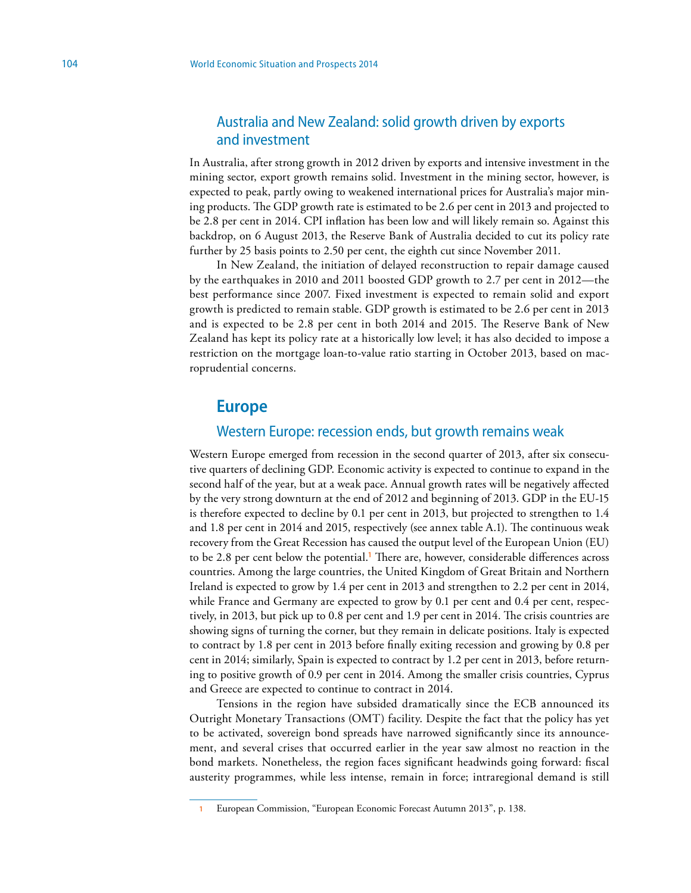## Australia and New Zealand: solid growth driven by exports and investment

In Australia, after strong growth in 2012 driven by exports and intensive investment in the mining sector, export growth remains solid. Investment in the mining sector, however, is expected to peak, partly owing to weakened international prices for Australia's major mining products. The GDP growth rate is estimated to be 2.6 per cent in 2013 and projected to be 2.8 per cent in 2014. CPI inflation has been low and will likely remain so. Against this backdrop, on 6 August 2013, the Reserve Bank of Australia decided to cut its policy rate further by 25 basis points to 2.50 per cent, the eighth cut since November 2011.

In New Zealand, the initiation of delayed reconstruction to repair damage caused by the earthquakes in 2010 and 2011 boosted GDP growth to 2.7 per cent in 2012—the best performance since 2007. Fixed investment is expected to remain solid and export growth is predicted to remain stable. GDP growth is estimated to be 2.6 per cent in 2013 and is expected to be 2.8 per cent in both 2014 and 2015. The Reserve Bank of New Zealand has kept its policy rate at a historically low level; it has also decided to impose a restriction on the mortgage loan-to-value ratio starting in October 2013, based on macroprudential concerns.

# Europe

## Western Europe: recession ends, but growth remains weak

Western Europe emerged from recession in the second quarter of 2013, after six consecutive quarters of declining GDP. Economic activity is expected to continue to expand in the second half of the year, but at a weak pace. Annual growth rates will be negatively affected by the very strong downturn at the end of 2012 and beginning of 2013. GDP in the EU-15 is therefore expected to decline by 0.1 per cent in 2013, but projected to strengthen to 1.4 and 1.8 per cent in 2014 and 2015, respectively (see annex table A.1). The continuous weak recovery from the Great Recession has caused the output level of the European Union (EU) to be 2.8 per cent below the potential.[1] There are, however, considerable differences across countries. Among the large countries, the United Kingdom of Great Britain and Northern Ireland is expected to grow by 1.4 per cent in 2013 and strengthen to 2.2 per cent in 2014, while France and Germany are expected to grow by 0.1 per cent and 0.4 per cent, respectively, in 2013, but pick up to 0.8 per cent and 1.9 per cent in 2014. The crisis countries are showing signs of turning the corner, but they remain in delicate positions. Italy is expected to contract by 1.8 per cent in 2013 before finally exiting recession and growing by 0.8 per cent in 2014; similarly, Spain is expected to contract by 1.2 per cent in 2013, before returning to positive growth of 0.9 per cent in 2014. Among the smaller crisis countries, Cyprus and Greece are expected to continue to contract in 2014.

Tensions in the region have subsided dramatically since the ECB announced its Outright Monetary Transactions (OMT) facility. Despite the fact that the policy has yet to be activated, sovereign bond spreads have narrowed significantly since its announcement, and several crises that occurred earlier in the year saw almost no reaction in the bond markets. Nonetheless, the region faces significant headwinds going forward: fiscal austerity programmes, while less intense, remain in force; intraregional demand is still

1 European Commission, "European Economic Forecast Autumn 2013", p. 138.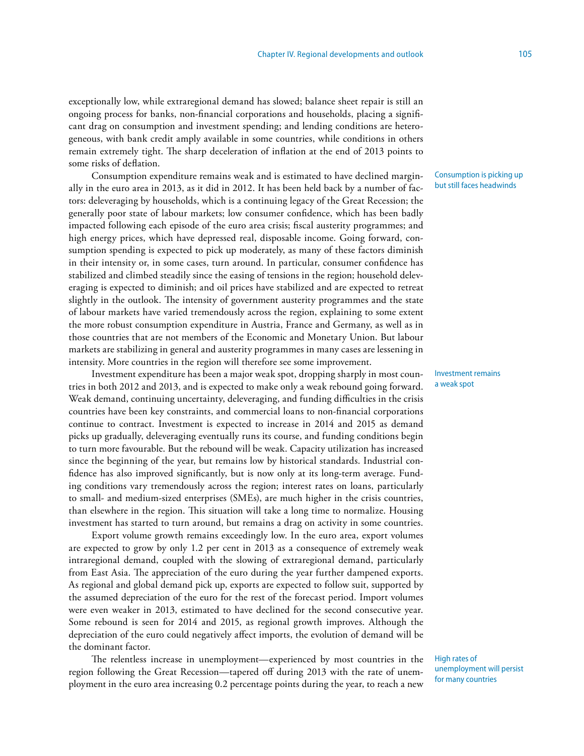exceptionally low, while extraregional demand has slowed; balance sheet repair is still an ongoing process for banks, non-financial corporations and households, placing a significant drag on consumption and investment spending; and lending conditions are heterogeneous, with bank credit amply available in some countries, while conditions in others remain extremely tight. The sharp deceleration of inflation at the end of 2013 points to some risks of deflation.

Consumption is picking up but still faces headwinds

Consumption expenditure remains weak and is estimated to have declined marginally in the euro area in 2013, as it did in 2012. It has been held back by a number of factors: deleveraging by households, which is a continuing legacy of the Great Recession; the generally poor state of labour markets; low consumer confidence, which has been badly impacted following each episode of the euro area crisis; fiscal austerity programmes; and high energy prices, which have depressed real, disposable income. Going forward, consumption spending is expected to pick up moderately, as many of these factors diminish in their intensity or, in some cases, turn around. In particular, consumer confidence has stabilized and climbed steadily since the easing of tensions in the region; household deleveraging is expected to diminish; and oil prices have stabilized and are expected to retreat slightly in the outlook. The intensity of government austerity programmes and the state of labour markets have varied tremendously across the region, explaining to some extent the more robust consumption expenditure in Austria, France and Germany, as well as in those countries that are not members of the Economic and Monetary Union. But labour markets are stabilizing in general and austerity programmes in many cases are lessening in intensity. More countries in the region will therefore see some improvement.

Investment remains a weak spot

Investment expenditure has been a major weak spot, dropping sharply in most countries in both 2012 and 2013, and is expected to make only a weak rebound going forward. Weak demand, continuing uncertainty, deleveraging, and funding difficulties in the crisis countries have been key constraints, and commercial loans to non-financial corporations continue to contract. Investment is expected to increase in 2014 and 2015 as demand picks up gradually, deleveraging eventually runs its course, and funding conditions begin to turn more favourable. But the rebound will be weak. Capacity utilization has increased since the beginning of the year, but remains low by historical standards. Industrial confidence has also improved significantly, but is now only at its long-term average. Funding conditions vary tremendously across the region; interest rates on loans, particularly to small- and medium-sized enterprises (SMEs), are much higher in the crisis countries, than elsewhere in the region. This situation will take a long time to normalize. Housing investment has started to turn around, but remains a drag on activity in some countries.

Export volume growth remains exceedingly low. In the euro area, export volumes are expected to grow by only 1.2 per cent in 2013 as a consequence of extremely weak intraregional demand, coupled with the slowing of extraregional demand, particularly from East Asia. The appreciation of the euro during the year further dampened exports. As regional and global demand pick up, exports are expected to follow suit, supported by the assumed depreciation of the euro for the rest of the forecast period. Import volumes were even weaker in 2013, estimated to have declined for the second consecutive year. Some rebound is seen for 2014 and 2015, as regional growth improves. Although the depreciation of the euro could negatively affect imports, the evolution of demand will be the dominant factor.

High rates of unemployment will persist for many countries

The relentless increase in unemployment—experienced by most countries in the region following the Great Recession—tapered off during 2013 with the rate of unemployment in the euro area increasing 0.2 percentage points during the year, to reach a new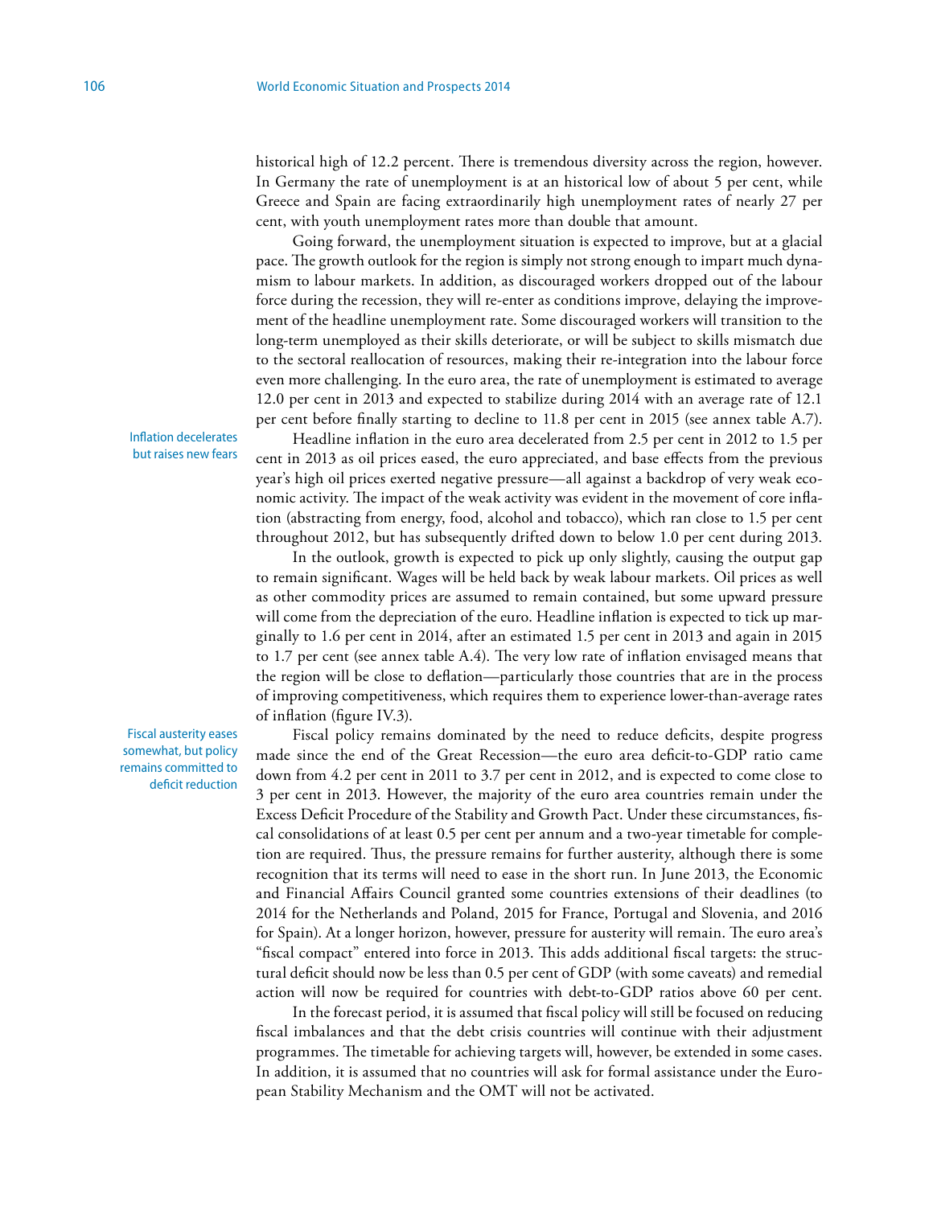historical high of 12.2 percent. There is tremendous diversity across the region, however. In Germany the rate of unemployment is at an historical low of about 5 per cent, while Greece and Spain are facing extraordinarily high unemployment rates of nearly 27 per cent, with youth unemployment rates more than double that amount.

Going forward, the unemployment situation is expected to improve, but at a glacial pace. The growth outlook for the region is simply not strong enough to impart much dynamism to labour markets. In addition, as discouraged workers dropped out of the labour force during the recession, they will re-enter as conditions improve, delaying the improvement of the headline unemployment rate. Some discouraged workers will transition to the long-term unemployed as their skills deteriorate, or will be subject to skills mismatch due to the sectoral reallocation of resources, making their re-integration into the labour force even more challenging. In the euro area, the rate of unemployment is estimated to average 12.0 per cent in 2013 and expected to stabilize during 2014 with an average rate of 12.1 per cent before finally starting to decline to 11.8 per cent in 2015 (see annex table A.7).

*Inflation decelerates but raises new fears*

Headline inflation in the euro area decelerated from 2.5 per cent in 2012 to 1.5 per cent in 2013 as oil prices eased, the euro appreciated, and base effects from the previous year's high oil prices exerted negative pressure—all against a backdrop of very weak economic activity. The impact of the weak activity was evident in the movement of core inflation (abstracting from energy, food, alcohol and tobacco), which ran close to 1.5 per cent throughout 2012, but has subsequently drifted down to below 1.0 per cent during 2013.

In the outlook, growth is expected to pick up only slightly, causing the output gap to remain significant. Wages will be held back by weak labour markets. Oil prices as well as other commodity prices are assumed to remain contained, but some upward pressure will come from the depreciation of the euro. Headline inflation is expected to tick up marginally to 1.6 per cent in 2014, after an estimated 1.5 per cent in 2013 and again in 2015 to 1.7 per cent (see annex table A.4). The very low rate of inflation envisaged means that the region will be close to deflation—particularly those countries that are in the process of improving competitiveness, which requires them to experience lower-than-average rates of inflation (figure IV.3).

*Fiscal austerity eases somewhat, but policy remains committed to deficit reduction*

Fiscal policy remains dominated by the need to reduce deficits, despite progress made since the end of the Great Recession—the euro area deficit-to-GDP ratio came down from 4.2 per cent in 2011 to 3.7 per cent in 2012, and is expected to come close to 3 per cent in 2013. However, the majority of the euro area countries remain under the Excess Deficit Procedure of the Stability and Growth Pact. Under these circumstances, fiscal consolidations of at least 0.5 per cent per annum and a two-year timetable for completion are required. Thus, the pressure remains for further austerity, although there is some recognition that its terms will need to ease in the short run. In June 2013, the Economic and Financial Affairs Council granted some countries extensions of their deadlines (to 2014 for the Netherlands and Poland, 2015 for France, Portugal and Slovenia, and 2016 for Spain). At a longer horizon, however, pressure for austerity will remain. The euro area's "fiscal compact" entered into force in 2013. This adds additional fiscal targets: the structural deficit should now be less than 0.5 per cent of GDP (with some caveats) and remedial action will now be required for countries with debt-to-GDP ratios above 60 per cent.

In the forecast period, it is assumed that fiscal policy will still be focused on reducing fiscal imbalances and that the debt crisis countries will continue with their adjustment programmes. The timetable for achieving targets will, however, be extended in some cases. In addition, it is assumed that no countries will ask for formal assistance under the European Stability Mechanism and the OMT will not be activated.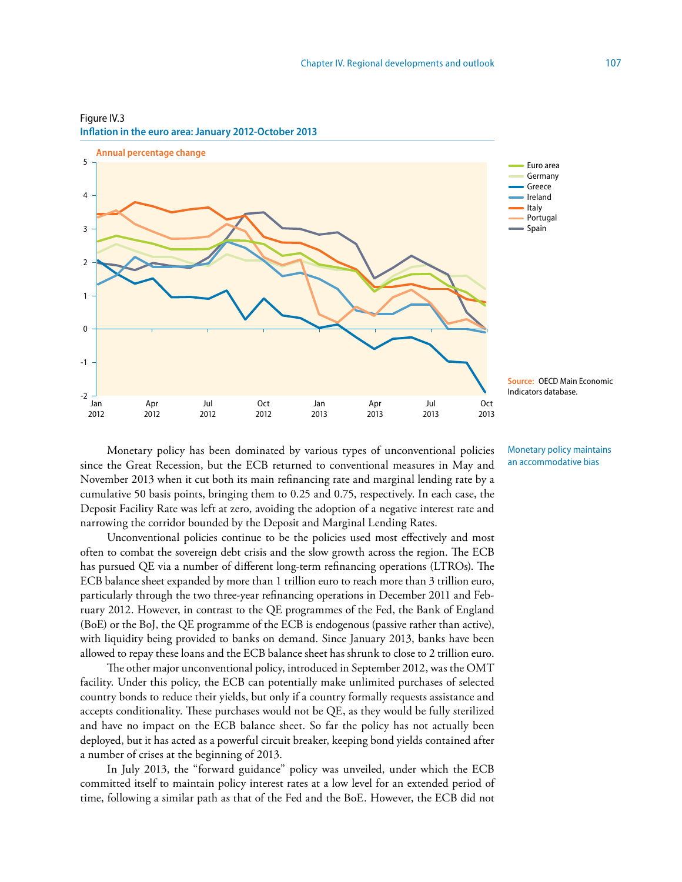Figure IV.3
**Inflation in the euro area: January 2012-October 2013**

Annual percentage change

5
4
3
2
1
0
-1
-2

Jan 2012
Apr 2012
Jul 2012
Oct 2012
Jan 2013
Apr 2013
Jul 2013
Oct 2013

Euro area
Germany
Greece
Ireland
Italy
Portugal
Spain

**Source:** OECD Main Economic Indicators database.

Monetary policy maintains an accommodative bias

Monetary policy has been dominated by various types of unconventional policies since the Great Recession, but the ECB returned to conventional measures in May and November 2013 when it cut both its main refinancing rate and marginal lending rate by a cumulative 50 basis points, bringing them to 0.25 and 0.75, respectively. In each case, the Deposit Facility Rate was left at zero, avoiding the adoption of a negative interest rate and narrowing the corridor bounded by the Deposit and Marginal Lending Rates.

Unconventional policies continue to be the policies used most effectively and most often to combat the sovereign debt crisis and the slow growth across the region. The ECB has pursued QE via a number of different long-term refinancing operations (LTROs). The ECB balance sheet expanded by more than 1 trillion euro to reach more than 3 trillion euro, particularly through the two three-year refinancing operations in December 2011 and February 2012. However, in contrast to the QE programmes of the Fed, the Bank of England (BoE) or the BoJ, the QE programme of the ECB is endogenous (passive rather than active), with liquidity being provided to banks on demand. Since January 2013, banks have been allowed to repay these loans and the ECB balance sheet has shrunk to close to 2 trillion euro.

The other major unconventional policy, introduced in September 2012, was the OMT facility. Under this policy, the ECB can potentially make unlimited purchases of selected country bonds to reduce their yields, but only if a country formally requests assistance and accepts conditionality. These purchases would not be QE, as they would be fully sterilized and have no impact on the ECB balance sheet. So far the policy has not actually been deployed, but it has acted as a powerful circuit breaker, keeping bond yields contained after a number of crises at the beginning of 2013.

In July 2013, the "forward guidance" policy was unveiled, under which the ECB committed itself to maintain policy interest rates at a low level for an extended period of time, following a similar path as that of the Fed and the BoE. However, the ECB did not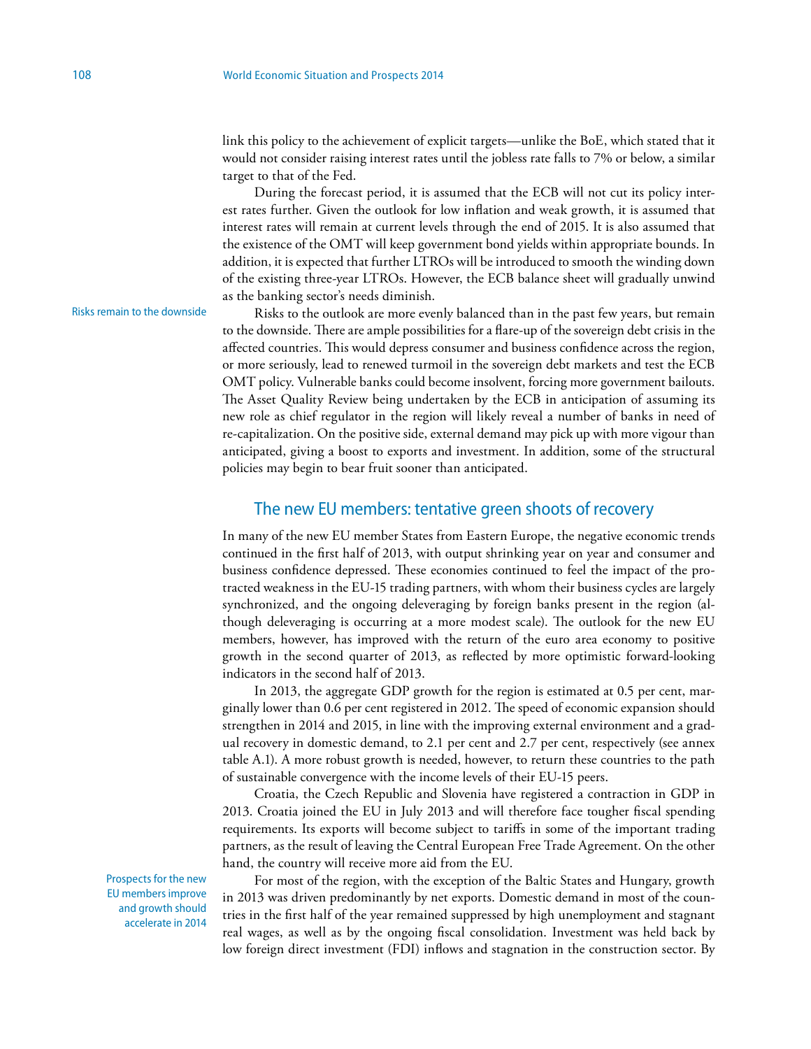link this policy to the achievement of explicit targets—unlike the BoE, which stated that it would not consider raising interest rates until the jobless rate falls to 7% or below, a similar target to that of the Fed.

During the forecast period, it is assumed that the ECB will not cut its policy interest rates further. Given the outlook for low inflation and weak growth, it is assumed that interest rates will remain at current levels through the end of 2015. It is also assumed that the existence of the OMT will keep government bond yields within appropriate bounds. In addition, it is expected that further LTROs will be introduced to smooth the winding down of the existing three-year LTROs. However, the ECB balance sheet will gradually unwind as the banking sector's needs diminish.

Risks remain to the downside

Risks to the outlook are more evenly balanced than in the past few years, but remain to the downside. There are ample possibilities for a flare-up of the sovereign debt crisis in the affected countries. This would depress consumer and business confidence across the region, or more seriously, lead to renewed turmoil in the sovereign debt markets and test the ECB OMT policy. Vulnerable banks could become insolvent, forcing more government bailouts. The Asset Quality Review being undertaken by the ECB in anticipation of assuming its new role as chief regulator in the region will likely reveal a number of banks in need of re-capitalization. On the positive side, external demand may pick up with more vigour than anticipated, giving a boost to exports and investment. In addition, some of the structural policies may begin to bear fruit sooner than anticipated.

## The new EU members: tentative green shoots of recovery

In many of the new EU member States from Eastern Europe, the negative economic trends continued in the first half of 2013, with output shrinking year on year and consumer and business confidence depressed. These economies continued to feel the impact of the protracted weakness in the EU-15 trading partners, with whom their business cycles are largely synchronized, and the ongoing deleveraging by foreign banks present in the region (although deleveraging is occurring at a more modest scale). The outlook for the new EU members, however, has improved with the return of the euro area economy to positive growth in the second quarter of 2013, as reflected by more optimistic forward-looking indicators in the second half of 2013.

In 2013, the aggregate GDP growth for the region is estimated at 0.5 per cent, marginally lower than 0.6 per cent registered in 2012. The speed of economic expansion should strengthen in 2014 and 2015, in line with the improving external environment and a gradual recovery in domestic demand, to 2.1 per cent and 2.7 per cent, respectively (see annex table A.1). A more robust growth is needed, however, to return these countries to the path of sustainable convergence with the income levels of their EU-15 peers.

Croatia, the Czech Republic and Slovenia have registered a contraction in GDP in 2013. Croatia joined the EU in July 2013 and will therefore face tougher fiscal spending requirements. Its exports will become subject to tariffs in some of the important trading partners, as the result of leaving the Central European Free Trade Agreement. On the other hand, the country will receive more aid from the EU.

Prospects for the new EU members improve and growth should accelerate in 2014

For most of the region, with the exception of the Baltic States and Hungary, growth in 2013 was driven predominantly by net exports. Domestic demand in most of the countries in the first half of the year remained suppressed by high unemployment and stagnant real wages, as well as by the ongoing fiscal consolidation. Investment was held back by low foreign direct investment (FDI) inflows and stagnation in the construction sector. By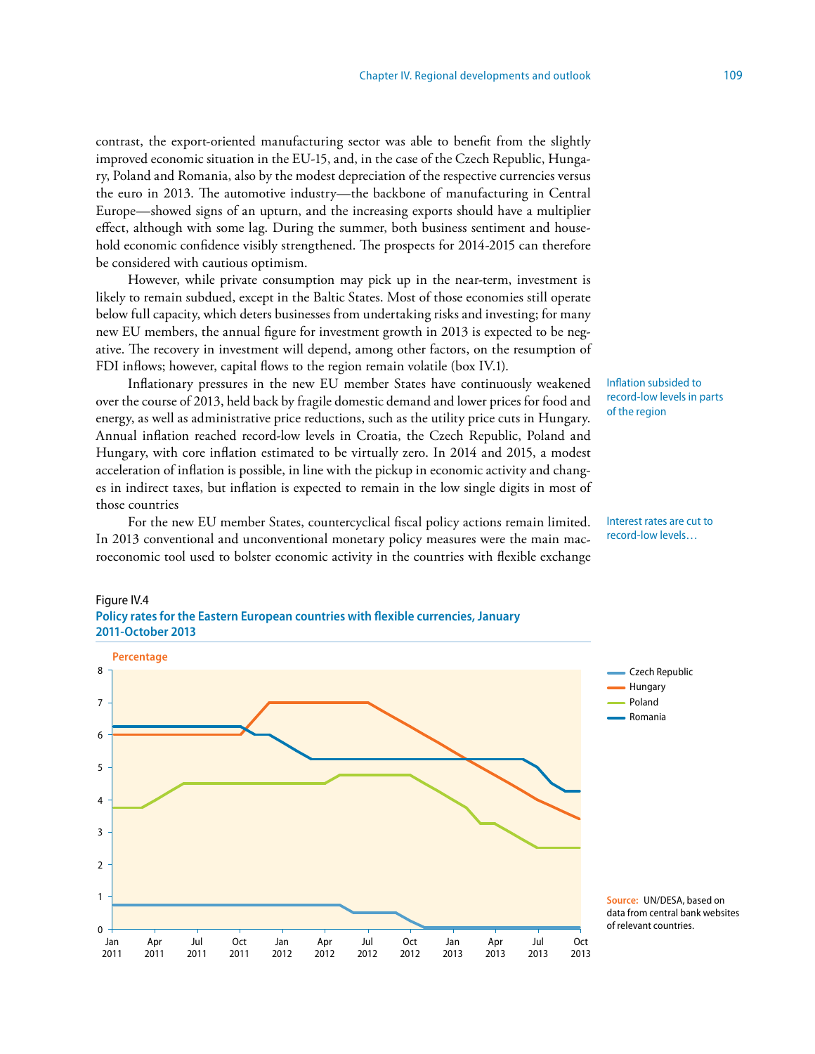contrast, the export-oriented manufacturing sector was able to benefit from the slightly improved economic situation in the EU-15, and, in the case of the Czech Republic, Hungary, Poland and Romania, also by the modest depreciation of the respective currencies versus the euro in 2013. The automotive industry—the backbone of manufacturing in Central Europe—showed signs of an upturn, and the increasing exports should have a multiplier effect, although with some lag. During the summer, both business sentiment and household economic confidence visibly strengthened. The prospects for 2014-2015 can therefore be considered with cautious optimism.

However, while private consumption may pick up in the near-term, investment is likely to remain subdued, except in the Baltic States. Most of those economies still operate below full capacity, which deters businesses from undertaking risks and investing; for many new EU members, the annual figure for investment growth in 2013 is expected to be negative. The recovery in investment will depend, among other factors, on the resumption of FDI inflows; however, capital flows to the region remain volatile (box IV.1).

Inflation subsided to record-low levels in parts of the region

Inflationary pressures in the new EU member States have continuously weakened over the course of 2013, held back by fragile domestic demand and lower prices for food and energy, as well as administrative price reductions, such as the utility price cuts in Hungary. Annual inflation reached record-low levels in Croatia, the Czech Republic, Poland and Hungary, with core inflation estimated to be virtually zero. In 2014 and 2015, a modest acceleration of inflation is possible, in line with the pickup in economic activity and changes in indirect taxes, but inflation is expected to remain in the low single digits in most of those countries

Interest rates are cut to record-low levels…

For the new EU member States, countercyclical fiscal policy actions remain limited. In 2013 conventional and unconventional monetary policy measures were the main macroeconomic tool used to bolster economic activity in the countries with flexible exchange

Figure IV.4

**Policy rates for the Eastern European countries with flexible currencies, January 2011-October 2013**

Percentage

8
7
6
5
4
3
2
1
0

Jan 2011, Apr 2011, Jul 2011, Oct 2011, Jan 2012, Apr 2012, Jul 2012, Oct 2012, Jan 2013, Apr 2013, Jul 2013, Oct 2013

Czech Republic
Hungary
Poland
Romania

Source: UN/DESA, based on data from central bank websites of relevant countries.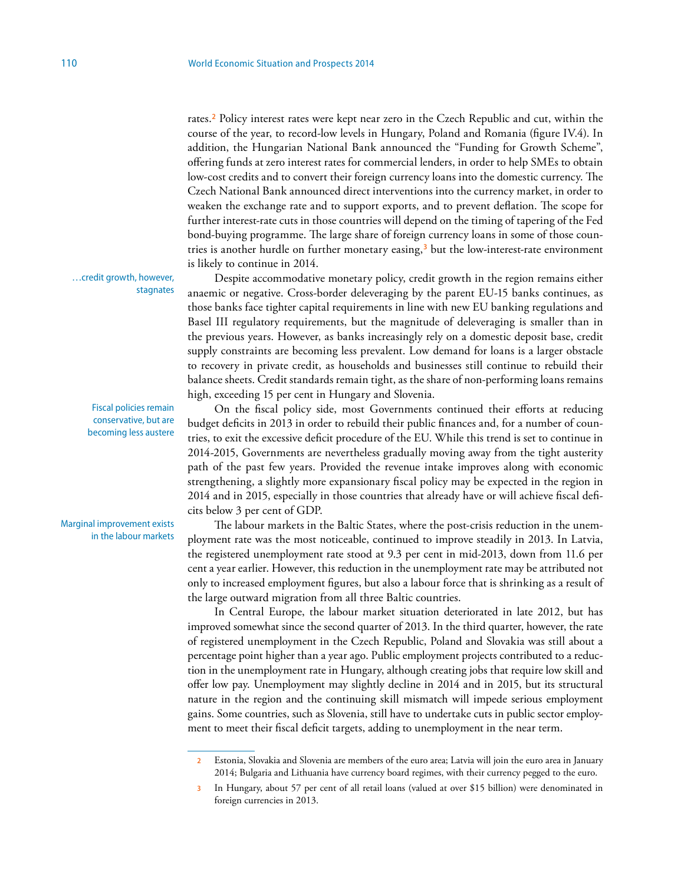rates.[2] Policy interest rates were kept near zero in the Czech Republic and cut, within the course of the year, to record-low levels in Hungary, Poland and Romania (figure IV.4). In addition, the Hungarian National Bank announced the "Funding for Growth Scheme", offering funds at zero interest rates for commercial lenders, in order to help SMEs to obtain low-cost credits and to convert their foreign currency loans into the domestic currency. The Czech National Bank announced direct interventions into the currency market, in order to weaken the exchange rate and to support exports, and to prevent deflation. The scope for further interest-rate cuts in those countries will depend on the timing of tapering of the Fed bond-buying programme. The large share of foreign currency loans in some of those countries is another hurdle on further monetary easing,[3] but the low-interest-rate environment is likely to continue in 2014.

*…credit growth, however, stagnates*

Despite accommodative monetary policy, credit growth in the region remains either anaemic or negative. Cross-border deleveraging by the parent EU-15 banks continues, as those banks face tighter capital requirements in line with new EU banking regulations and Basel III regulatory requirements, but the magnitude of deleveraging is smaller than in the previous years. However, as banks increasingly rely on a domestic deposit base, credit supply constraints are becoming less prevalent. Low demand for loans is a larger obstacle to recovery in private credit, as households and businesses still continue to rebuild their balance sheets. Credit standards remain tight, as the share of non-performing loans remains high, exceeding 15 per cent in Hungary and Slovenia.

*Fiscal policies remain conservative, but are becoming less austere*

On the fiscal policy side, most Governments continued their efforts at reducing budget deficits in 2013 in order to rebuild their public finances and, for a number of countries, to exit the excessive deficit procedure of the EU. While this trend is set to continue in 2014-2015, Governments are nevertheless gradually moving away from the tight austerity path of the past few years. Provided the revenue intake improves along with economic strengthening, a slightly more expansionary fiscal policy may be expected in the region in 2014 and in 2015, especially in those countries that already have or will achieve fiscal deficits below 3 per cent of GDP.

*Marginal improvement exists in the labour markets*

The labour markets in the Baltic States, where the post-crisis reduction in the unemployment rate was the most noticeable, continued to improve steadily in 2013. In Latvia, the registered unemployment rate stood at 9.3 per cent in mid-2013, down from 11.6 per cent a year earlier. However, this reduction in the unemployment rate may be attributed not only to increased employment figures, but also a labour force that is shrinking as a result of the large outward migration from all three Baltic countries.

In Central Europe, the labour market situation deteriorated in late 2012, but has improved somewhat since the second quarter of 2013. In the third quarter, however, the rate of registered unemployment in the Czech Republic, Poland and Slovakia was still about a percentage point higher than a year ago. Public employment projects contributed to a reduction in the unemployment rate in Hungary, although creating jobs that require low skill and offer low pay. Unemployment may slightly decline in 2014 and in 2015, but its structural nature in the region and the continuing skill mismatch will impede serious employment gains. Some countries, such as Slovenia, still have to undertake cuts in public sector employment to meet their fiscal deficit targets, adding to unemployment in the near term.

---

2 Estonia, Slovakia and Slovenia are members of the euro area; Latvia will join the euro area in January 2014; Bulgaria and Lithuania have currency board regimes, with their currency pegged to the euro.

3 In Hungary, about 57 per cent of all retail loans (valued at over $15 billion) were denominated in foreign currencies in 2013.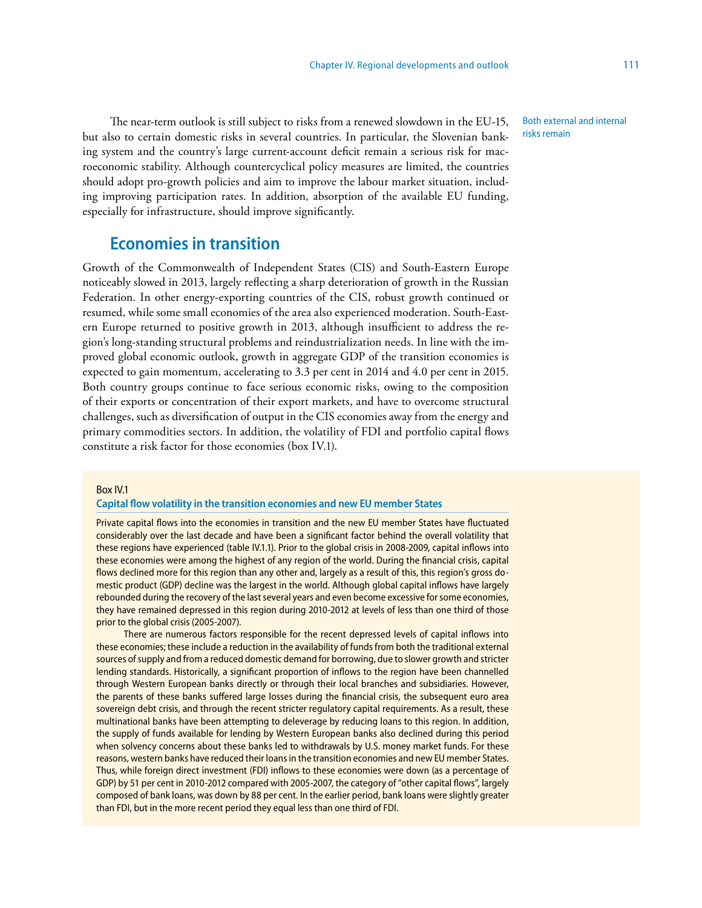The near-term outlook is still subject to risks from a renewed slowdown in the EU-15, but also to certain domestic risks in several countries. In particular, the Slovenian banking system and the country's large current-account deficit remain a serious risk for macroeconomic stability. Although countercyclical policy measures are limited, the countries should adopt pro-growth policies and aim to improve the labour market situation, including improving participation rates. In addition, absorption of the available EU funding, especially for infrastructure, should improve significantly.

Both external and internal risks remain

## Economies in transition

Growth of the Commonwealth of Independent States (CIS) and South-Eastern Europe noticeably slowed in 2013, largely reflecting a sharp deterioration of growth in the Russian Federation. In other energy-exporting countries of the CIS, robust growth continued or resumed, while some small economies of the area also experienced moderation. South-Eastern Europe returned to positive growth in 2013, although insufficient to address the region's long-standing structural problems and reindustrialization needs. In line with the improved global economic outlook, growth in aggregate GDP of the transition economies is expected to gain momentum, accelerating to 3.3 per cent in 2014 and 4.0 per cent in 2015. Both country groups continue to face serious economic risks, owing to the composition of their exports or concentration of their export markets, and have to overcome structural challenges, such as diversification of output in the CIS economies away from the energy and primary commodities sectors. In addition, the volatility of FDI and portfolio capital flows constitute a risk factor for those economies (box IV.1).

Box IV.1

### Capital flow volatility in the transition economies and new EU member States

Private capital flows into the economies in transition and the new EU member States have fluctuated considerably over the last decade and have been a significant factor behind the overall volatility that these regions have experienced (table IV.1.1). Prior to the global crisis in 2008-2009, capital inflows into these economies were among the highest of any region of the world. During the financial crisis, capital flows declined more for this region than any other and, largely as a result of this, this region's gross domestic product (GDP) decline was the largest in the world. Although global capital inflows have largely rebounded during the recovery of the last several years and even become excessive for some economies, they have remained depressed in this region during 2010-2012 at levels of less than one third of those prior to the global crisis (2005-2007).

There are numerous factors responsible for the recent depressed levels of capital inflows into these economies; these include a reduction in the availability of funds from both the traditional external sources of supply and from a reduced domestic demand for borrowing, due to slower growth and stricter lending standards. Historically, a significant proportion of inflows to the region have been channelled through Western European banks directly or through their local branches and subsidiaries. However, the parents of these banks suffered large losses during the financial crisis, the subsequent euro area sovereign debt crisis, and through the recent stricter regulatory capital requirements. As a result, these multinational banks have been attempting to deleverage by reducing loans to this region. In addition, the supply of funds available for lending by Western European banks also declined during this period when solvency concerns about these banks led to withdrawals by U.S. money market funds. For these reasons, western banks have reduced their loans in the transition economies and new EU member States. Thus, while foreign direct investment (FDI) inflows to these economies were down (as a percentage of GDP) by 51 per cent in 2010-2012 compared with 2005-2007, the category of "other capital flows", largely composed of bank loans, was down by 88 per cent. In the earlier period, bank loans were slightly greater than FDI, but in the more recent period they equal less than one third of FDI.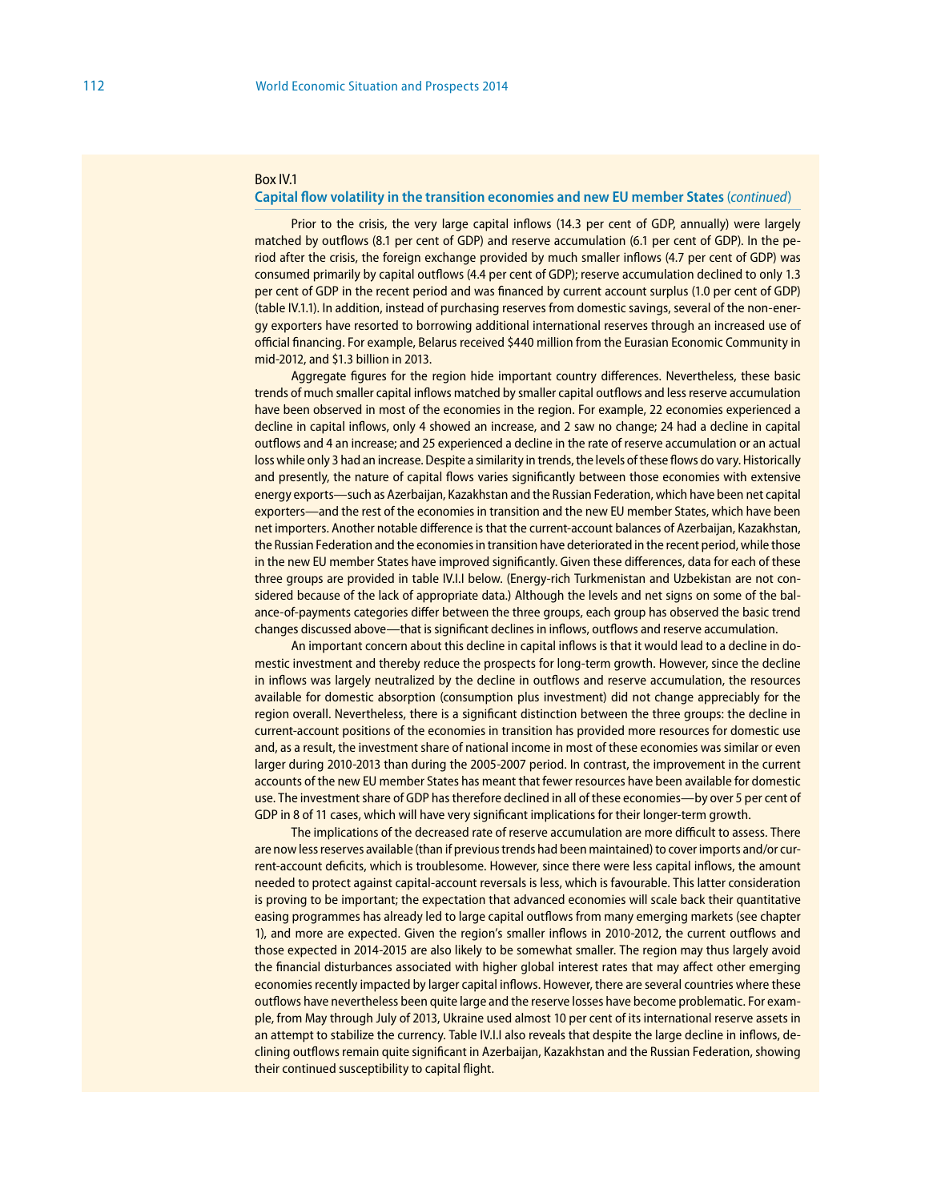Box IV.1

### Capital flow volatility in the transition economies and new EU member States (*continued*)

Prior to the crisis, the very large capital inflows (14.3 per cent of GDP, annually) were largely matched by outflows (8.1 per cent of GDP) and reserve accumulation (6.1 per cent of GDP). In the period after the crisis, the foreign exchange provided by much smaller inflows (4.7 per cent of GDP) was consumed primarily by capital outflows (4.4 per cent of GDP); reserve accumulation declined to only 1.3 per cent of GDP in the recent period and was financed by current account surplus (1.0 per cent of GDP) (table IV.1.1). In addition, instead of purchasing reserves from domestic savings, several of the non-energy exporters have resorted to borrowing additional international reserves through an increased use of official financing. For example, Belarus received $440 million from the Eurasian Economic Community in mid-2012, and $1.3 billion in 2013.

Aggregate figures for the region hide important country differences. Nevertheless, these basic trends of much smaller capital inflows matched by smaller capital outflows and less reserve accumulation have been observed in most of the economies in the region. For example, 22 economies experienced a decline in capital inflows, only 4 showed an increase, and 2 saw no change; 24 had a decline in capital outflows and 4 an increase; and 25 experienced a decline in the rate of reserve accumulation or an actual loss while only 3 had an increase. Despite a similarity in trends, the levels of these flows do vary. Historically and presently, the nature of capital flows varies significantly between those economies with extensive energy exports—such as Azerbaijan, Kazakhstan and the Russian Federation, which have been net capital exporters—and the rest of the economies in transition and the new EU member States, which have been net importers. Another notable difference is that the current-account balances of Azerbaijan, Kazakhstan, the Russian Federation and the economies in transition have deteriorated in the recent period, while those in the new EU member States have improved significantly. Given these differences, data for each of these three groups are provided in table IV.I.I below. (Energy-rich Turkmenistan and Uzbekistan are not considered because of the lack of appropriate data.) Although the levels and net signs on some of the balance-of-payments categories differ between the three groups, each group has observed the basic trend changes discussed above—that is significant declines in inflows, outflows and reserve accumulation.

An important concern about this decline in capital inflows is that it would lead to a decline in domestic investment and thereby reduce the prospects for long-term growth. However, since the decline in inflows was largely neutralized by the decline in outflows and reserve accumulation, the resources available for domestic absorption (consumption plus investment) did not change appreciably for the region overall. Nevertheless, there is a significant distinction between the three groups: the decline in current-account positions of the economies in transition has provided more resources for domestic use and, as a result, the investment share of national income in most of these economies was similar or even larger during 2010-2013 than during the 2005-2007 period. In contrast, the improvement in the current accounts of the new EU member States has meant that fewer resources have been available for domestic use. The investment share of GDP has therefore declined in all of these economies—by over 5 per cent of GDP in 8 of 11 cases, which will have very significant implications for their longer-term growth.

The implications of the decreased rate of reserve accumulation are more difficult to assess. There are now less reserves available (than if previous trends had been maintained) to cover imports and/or current-account deficits, which is troublesome. However, since there were less capital inflows, the amount needed to protect against capital-account reversals is less, which is favourable. This latter consideration is proving to be important; the expectation that advanced economies will scale back their quantitative easing programmes has already led to large capital outflows from many emerging markets (see chapter 1), and more are expected. Given the region's smaller inflows in 2010-2012, the current outflows and those expected in 2014-2015 are also likely to be somewhat smaller. The region may thus largely avoid the financial disturbances associated with higher global interest rates that may affect other emerging economies recently impacted by larger capital inflows. However, there are several countries where these outflows have nevertheless been quite large and the reserve losses have become problematic. For example, from May through July of 2013, Ukraine used almost 10 per cent of its international reserve assets in an attempt to stabilize the currency. Table IV.I.I also reveals that despite the large decline in inflows, declining outflows remain quite significant in Azerbaijan, Kazakhstan and the Russian Federation, showing their continued susceptibility to capital flight.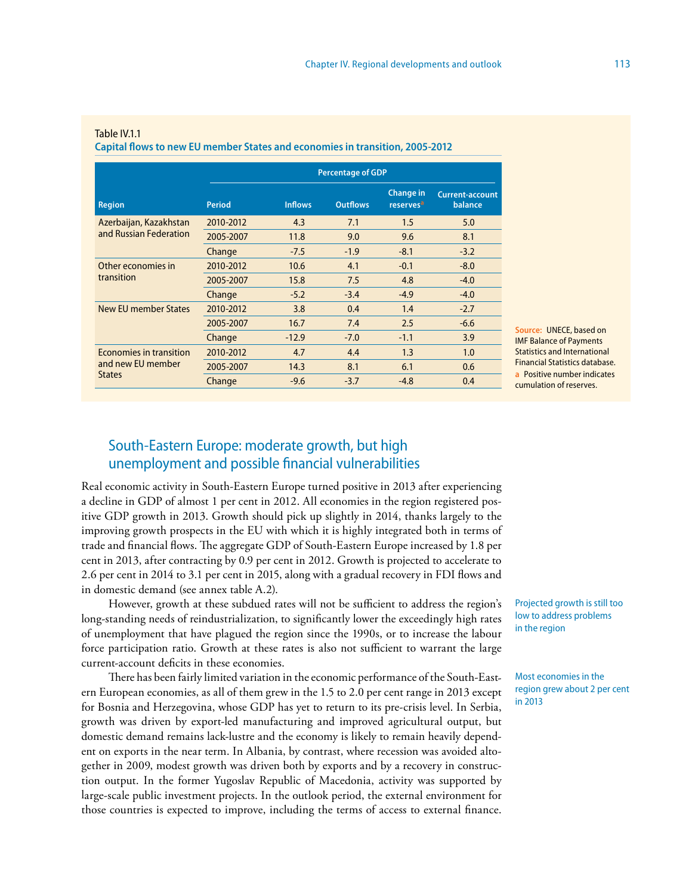Table IV.1.1

**Capital flows to new EU member States and economies in transition, 2005-2012**

| Region | Period | Percentage of GDP | | | |
|---|---|---|---|---|---|
| | | Inflows | Outflows | Change in reserves[a] | Current-account balance |
| Azerbaijan, Kazakhstan and Russian Federation | 2010-2012 | 4.3 | 7.1 | 1.5 | 5.0 |
| | 2005-2007 | 11.8 | 9.0 | 9.6 | 8.1 |
| | Change | -7.5 | -1.9 | -8.1 | -3.2 |
| Other economies in transition | 2010-2012 | 10.6 | 4.1 | -0.1 | -8.0 |
| | 2005-2007 | 15.8 | 7.5 | 4.8 | -4.0 |
| | Change | -5.2 | -3.4 | -4.9 | -4.0 |
| New EU member States | 2010-2012 | 3.8 | 0.4 | 1.4 | -2.7 |
| | 2005-2007 | 16.7 | 7.4 | 2.5 | -6.6 |
| | Change | -12.9 | -7.0 | -1.1 | 3.9 |
| Economies in transition and new EU member States | 2010-2012 | 4.7 | 4.4 | 1.3 | 1.0 |
| | 2005-2007 | 14.3 | 8.1 | 6.1 | 0.6 |
| | Change | -9.6 | -3.7 | -4.8 | 0.4 |

**Source:** UNECE, based on IMF Balance of Payments Statistics and International Financial Statistics database.
a Positive number indicates cumulation of reserves.

## South-Eastern Europe: moderate growth, but high unemployment and possible financial vulnerabilities

Real economic activity in South-Eastern Europe turned positive in 2013 after experiencing a decline in GDP of almost 1 per cent in 2012. All economies in the region registered positive GDP growth in 2013. Growth should pick up slightly in 2014, thanks largely to the improving growth prospects in the EU with which it is highly integrated both in terms of trade and financial flows. The aggregate GDP of South-Eastern Europe increased by 1.8 per cent in 2013, after contracting by 0.9 per cent in 2012. Growth is projected to accelerate to 2.6 per cent in 2014 to 3.1 per cent in 2015, along with a gradual recovery in FDI flows and in domestic demand (see annex table A.2).

Projected growth is still too low to address problems in the region

However, growth at these subdued rates will not be sufficient to address the region's long-standing needs of reindustrialization, to significantly lower the exceedingly high rates of unemployment that have plagued the region since the 1990s, or to increase the labour force participation ratio. Growth at these rates is also not sufficient to warrant the large current-account deficits in these economies.

Most economies in the region grew about 2 per cent in 2013

There has been fairly limited variation in the economic performance of the South-Eastern European economies, as all of them grew in the 1.5 to 2.0 per cent range in 2013 except for Bosnia and Herzegovina, whose GDP has yet to return to its pre-crisis level. In Serbia, growth was driven by export-led manufacturing and improved agricultural output, but domestic demand remains lack-lustre and the economy is likely to remain heavily dependent on exports in the near term. In Albania, by contrast, where recession was avoided altogether in 2009, modest growth was driven both by exports and by a recovery in construction output. In the former Yugoslav Republic of Macedonia, activity was supported by large-scale public investment projects. In the outlook period, the external environment for those countries is expected to improve, including the terms of access to external finance.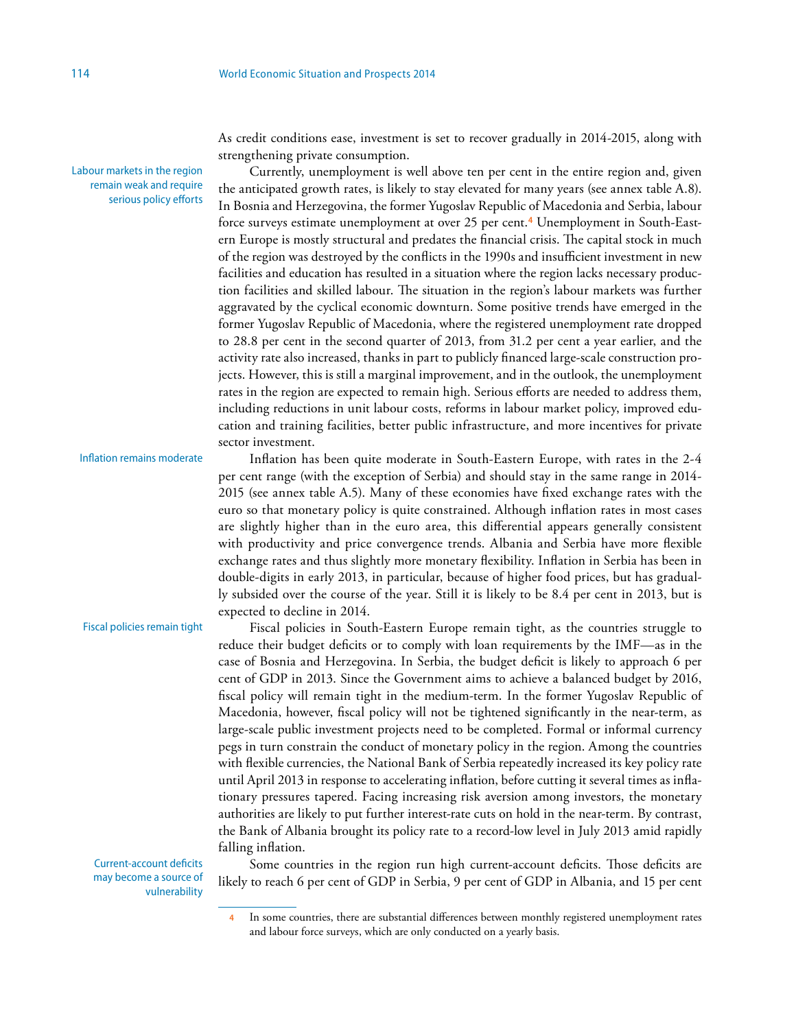As credit conditions ease, investment is set to recover gradually in 2014-2015, along with strengthening private consumption.

Labour markets in the region remain weak and require serious policy efforts

Currently, unemployment is well above ten per cent in the entire region and, given the anticipated growth rates, is likely to stay elevated for many years (see annex table A.8). In Bosnia and Herzegovina, the former Yugoslav Republic of Macedonia and Serbia, labour force surveys estimate unemployment at over 25 per cent.[4] Unemployment in South-Eastern Europe is mostly structural and predates the financial crisis. The capital stock in much of the region was destroyed by the conflicts in the 1990s and insufficient investment in new facilities and education has resulted in a situation where the region lacks necessary production facilities and skilled labour. The situation in the region's labour markets was further aggravated by the cyclical economic downturn. Some positive trends have emerged in the former Yugoslav Republic of Macedonia, where the registered unemployment rate dropped to 28.8 per cent in the second quarter of 2013, from 31.2 per cent a year earlier, and the activity rate also increased, thanks in part to publicly financed large-scale construction projects. However, this is still a marginal improvement, and in the outlook, the unemployment rates in the region are expected to remain high. Serious efforts are needed to address them, including reductions in unit labour costs, reforms in labour market policy, improved education and training facilities, better public infrastructure, and more incentives for private sector investment.

Inflation remains moderate

Inflation has been quite moderate in South-Eastern Europe, with rates in the 2-4 per cent range (with the exception of Serbia) and should stay in the same range in 2014-2015 (see annex table A.5). Many of these economies have fixed exchange rates with the euro so that monetary policy is quite constrained. Although inflation rates in most cases are slightly higher than in the euro area, this differential appears generally consistent with productivity and price convergence trends. Albania and Serbia have more flexible exchange rates and thus slightly more monetary flexibility. Inflation in Serbia has been in double-digits in early 2013, in particular, because of higher food prices, but has gradually subsided over the course of the year. Still it is likely to be 8.4 per cent in 2013, but is expected to decline in 2014.

Fiscal policies remain tight

Fiscal policies in South-Eastern Europe remain tight, as the countries struggle to reduce their budget deficits or to comply with loan requirements by the IMF—as in the case of Bosnia and Herzegovina. In Serbia, the budget deficit is likely to approach 6 per cent of GDP in 2013. Since the Government aims to achieve a balanced budget by 2016, fiscal policy will remain tight in the medium-term. In the former Yugoslav Republic of Macedonia, however, fiscal policy will not be tightened significantly in the near-term, as large-scale public investment projects need to be completed. Formal or informal currency pegs in turn constrain the conduct of monetary policy in the region. Among the countries with flexible currencies, the National Bank of Serbia repeatedly increased its key policy rate until April 2013 in response to accelerating inflation, before cutting it several times as inflationary pressures tapered. Facing increasing risk aversion among investors, the monetary authorities are likely to put further interest-rate cuts on hold in the near-term. By contrast, the Bank of Albania brought its policy rate to a record-low level in July 2013 amid rapidly falling inflation.

Current-account deficits may become a source of vulnerability

Some countries in the region run high current-account deficits. Those deficits are likely to reach 6 per cent of GDP in Serbia, 9 per cent of GDP in Albania, and 15 per cent

[4] In some countries, there are substantial differences between monthly registered unemployment rates and labour force surveys, which are only conducted on a yearly basis.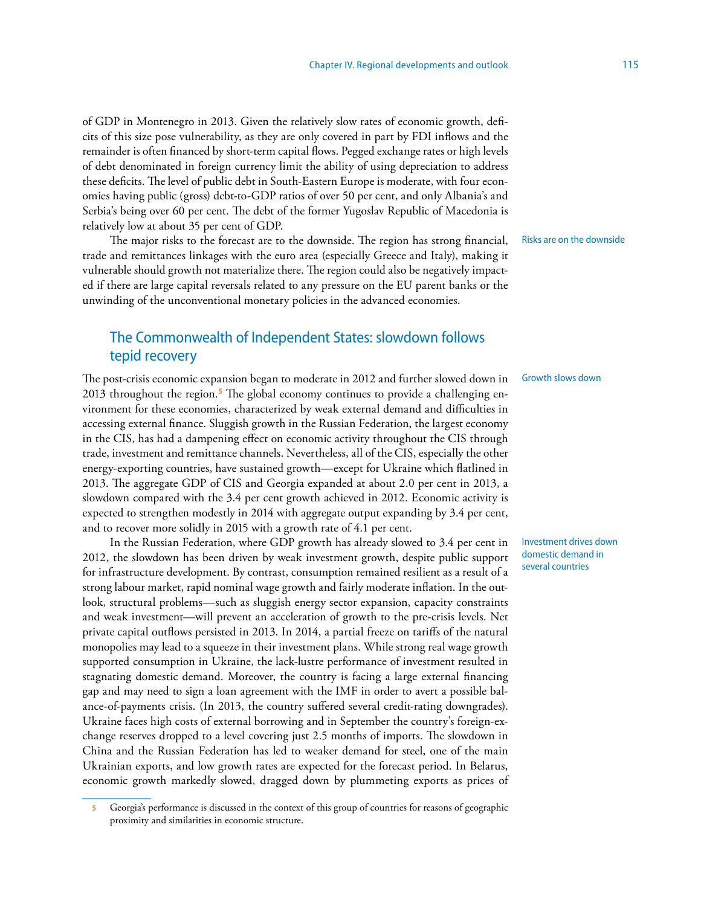of GDP in Montenegro in 2013. Given the relatively slow rates of economic growth, deficits of this size pose vulnerability, as they are only covered in part by FDI inflows and the remainder is often financed by short-term capital flows. Pegged exchange rates or high levels of debt denominated in foreign currency limit the ability of using depreciation to address these deficits. The level of public debt in South-Eastern Europe is moderate, with four economies having public (gross) debt-to-GDP ratios of over 50 per cent, and only Albania's and Serbia's being over 60 per cent. The debt of the former Yugoslav Republic of Macedonia is relatively low at about 35 per cent of GDP.

Risks are on the downside

The major risks to the forecast are to the downside. The region has strong financial, trade and remittances linkages with the euro area (especially Greece and Italy), making it vulnerable should growth not materialize there. The region could also be negatively impacted if there are large capital reversals related to any pressure on the EU parent banks or the unwinding of the unconventional monetary policies in the advanced economies.

## The Commonwealth of Independent States: slowdown follows tepid recovery

Growth slows down

The post-crisis economic expansion began to moderate in 2012 and further slowed down in 2013 throughout the region.[5] The global economy continues to provide a challenging environment for these economies, characterized by weak external demand and difficulties in accessing external finance. Sluggish growth in the Russian Federation, the largest economy in the CIS, has had a dampening effect on economic activity throughout the CIS through trade, investment and remittance channels. Nevertheless, all of the CIS, especially the other energy-exporting countries, have sustained growth—except for Ukraine which flatlined in 2013. The aggregate GDP of CIS and Georgia expanded at about 2.0 per cent in 2013, a slowdown compared with the 3.4 per cent growth achieved in 2012. Economic activity is expected to strengthen modestly in 2014 with aggregate output expanding by 3.4 per cent, and to recover more solidly in 2015 with a growth rate of 4.1 per cent.

Investment drives down domestic demand in several countries

In the Russian Federation, where GDP growth has already slowed to 3.4 per cent in 2012, the slowdown has been driven by weak investment growth, despite public support for infrastructure development. By contrast, consumption remained resilient as a result of a strong labour market, rapid nominal wage growth and fairly moderate inflation. In the outlook, structural problems—such as sluggish energy sector expansion, capacity constraints and weak investment—will prevent an acceleration of growth to the pre-crisis levels. Net private capital outflows persisted in 2013. In 2014, a partial freeze on tariffs of the natural monopolies may lead to a squeeze in their investment plans. While strong real wage growth supported consumption in Ukraine, the lack-lustre performance of investment resulted in stagnating domestic demand. Moreover, the country is facing a large external financing gap and may need to sign a loan agreement with the IMF in order to avert a possible balance-of-payments crisis. (In 2013, the country suffered several credit-rating downgrades). Ukraine faces high costs of external borrowing and in September the country's foreign-exchange reserves dropped to a level covering just 2.5 months of imports. The slowdown in China and the Russian Federation has led to weaker demand for steel, one of the main Ukrainian exports, and low growth rates are expected for the forecast period. In Belarus, economic growth markedly slowed, dragged down by plummeting exports as prices of

---

[5] Georgia's performance is discussed in the context of this group of countries for reasons of geographic proximity and similarities in economic structure.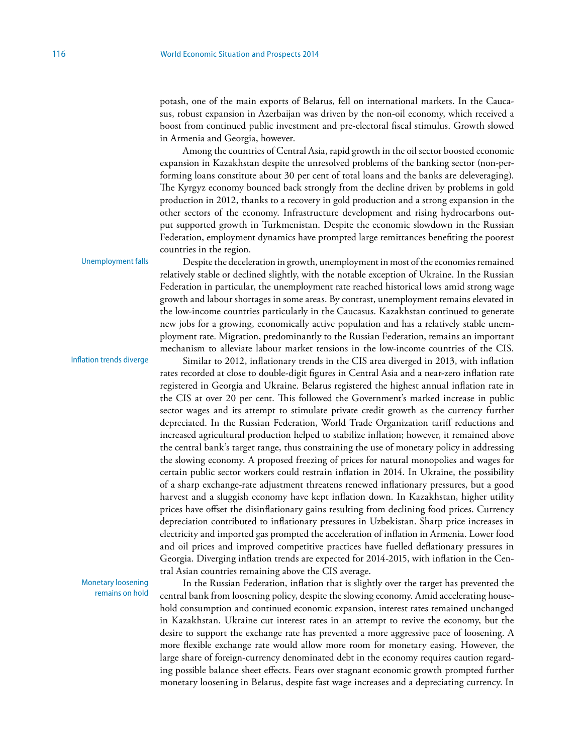potash, one of the main exports of Belarus, fell on international markets. In the Caucasus, robust expansion in Azerbaijan was driven by the non-oil economy, which received a boost from continued public investment and pre-electoral fiscal stimulus. Growth slowed in Armenia and Georgia, however.

Among the countries of Central Asia, rapid growth in the oil sector boosted economic expansion in Kazakhstan despite the unresolved problems of the banking sector (non-performing loans constitute about 30 per cent of total loans and the banks are deleveraging). The Kyrgyz economy bounced back strongly from the decline driven by problems in gold production in 2012, thanks to a recovery in gold production and a strong expansion in the other sectors of the economy. Infrastructure development and rising hydrocarbons output supported growth in Turkmenistan. Despite the economic slowdown in the Russian Federation, employment dynamics have prompted large remittances benefiting the poorest countries in the region.

*Unemployment falls*

Despite the deceleration in growth, unemployment in most of the economies remained relatively stable or declined slightly, with the notable exception of Ukraine. In the Russian Federation in particular, the unemployment rate reached historical lows amid strong wage growth and labour shortages in some areas. By contrast, unemployment remains elevated in the low-income countries particularly in the Caucasus. Kazakhstan continued to generate new jobs for a growing, economically active population and has a relatively stable unemployment rate. Migration, predominantly to the Russian Federation, remains an important mechanism to alleviate labour market tensions in the low-income countries of the CIS.

*Inflation trends diverge*

Similar to 2012, inflationary trends in the CIS area diverged in 2013, with inflation rates recorded at close to double-digit figures in Central Asia and a near-zero inflation rate registered in Georgia and Ukraine. Belarus registered the highest annual inflation rate in the CIS at over 20 per cent. This followed the Government's marked increase in public sector wages and its attempt to stimulate private credit growth as the currency further depreciated. In the Russian Federation, World Trade Organization tariff reductions and increased agricultural production helped to stabilize inflation; however, it remained above the central bank's target range, thus constraining the use of monetary policy in addressing the slowing economy. A proposed freezing of prices for natural monopolies and wages for certain public sector workers could restrain inflation in 2014. In Ukraine, the possibility of a sharp exchange-rate adjustment threatens renewed inflationary pressures, but a good harvest and a sluggish economy have kept inflation down. In Kazakhstan, higher utility prices have offset the disinflationary gains resulting from declining food prices. Currency depreciation contributed to inflationary pressures in Uzbekistan. Sharp price increases in electricity and imported gas prompted the acceleration of inflation in Armenia. Lower food and oil prices and improved competitive practices have fuelled deflationary pressures in Georgia. Diverging inflation trends are expected for 2014-2015, with inflation in the Central Asian countries remaining above the CIS average.

*Monetary loosening remains on hold*

In the Russian Federation, inflation that is slightly over the target has prevented the central bank from loosening policy, despite the slowing economy. Amid accelerating household consumption and continued economic expansion, interest rates remained unchanged in Kazakhstan. Ukraine cut interest rates in an attempt to revive the economy, but the desire to support the exchange rate has prevented a more aggressive pace of loosening. A more flexible exchange rate would allow more room for monetary easing. However, the large share of foreign-currency denominated debt in the economy requires caution regarding possible balance sheet effects. Fears over stagnant economic growth prompted further monetary loosening in Belarus, despite fast wage increases and a depreciating currency. In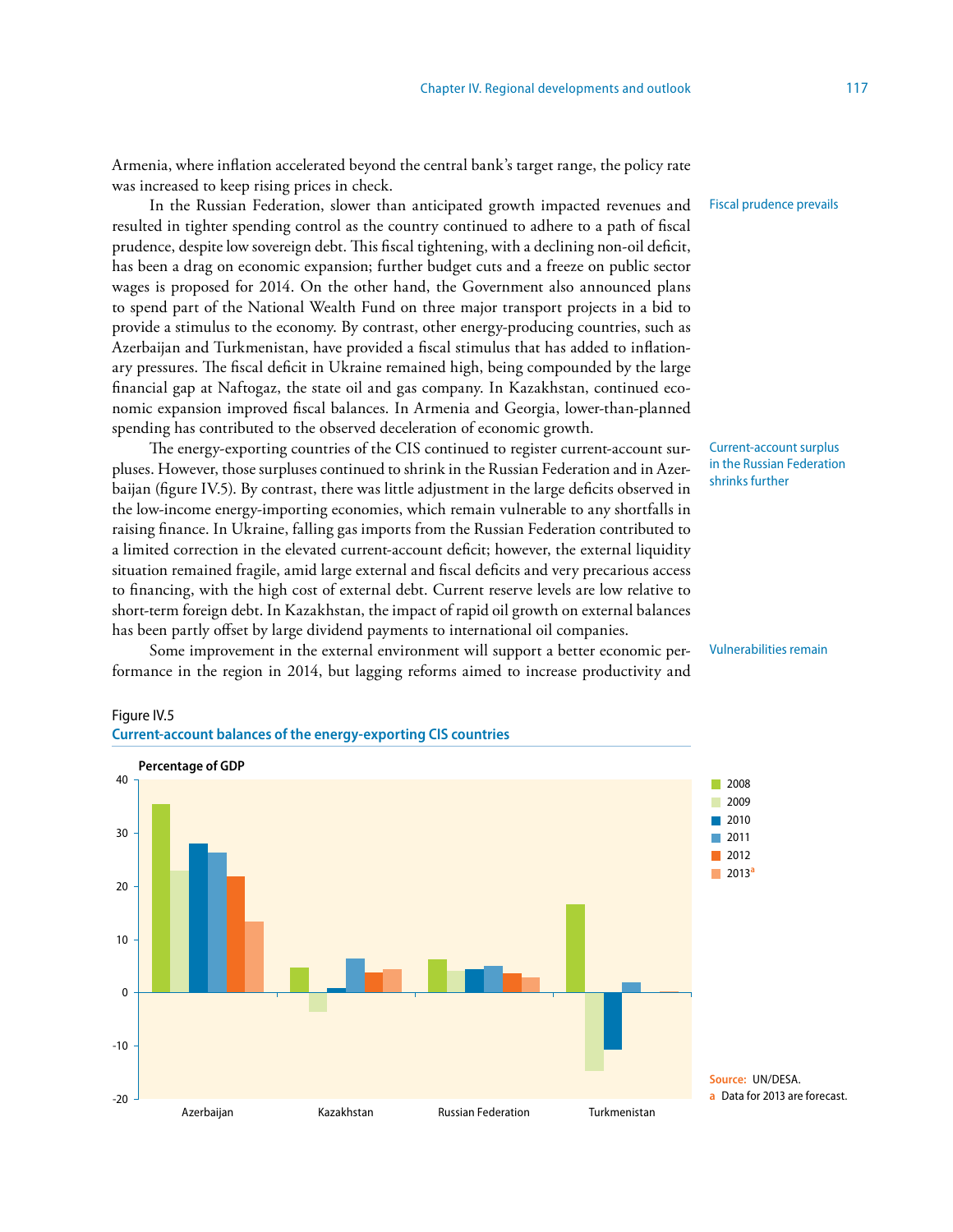Armenia, where inflation accelerated beyond the central bank's target range, the policy rate was increased to keep rising prices in check.

Fiscal prudence prevails

In the Russian Federation, slower than anticipated growth impacted revenues and resulted in tighter spending control as the country continued to adhere to a path of fiscal prudence, despite low sovereign debt. This fiscal tightening, with a declining non-oil deficit, has been a drag on economic expansion; further budget cuts and a freeze on public sector wages is proposed for 2014. On the other hand, the Government also announced plans to spend part of the National Wealth Fund on three major transport projects in a bid to provide a stimulus to the economy. By contrast, other energy-producing countries, such as Azerbaijan and Turkmenistan, have provided a fiscal stimulus that has added to inflationary pressures. The fiscal deficit in Ukraine remained high, being compounded by the large financial gap at Naftogaz, the state oil and gas company. In Kazakhstan, continued economic expansion improved fiscal balances. In Armenia and Georgia, lower-than-planned spending has contributed to the observed deceleration of economic growth.

Current-account surplus in the Russian Federation shrinks further

The energy-exporting countries of the CIS continued to register current-account surpluses. However, those surpluses continued to shrink in the Russian Federation and in Azerbaijan (figure IV.5). By contrast, there was little adjustment in the large deficits observed in the low-income energy-importing economies, which remain vulnerable to any shortfalls in raising finance. In Ukraine, falling gas imports from the Russian Federation contributed to a limited correction in the elevated current-account deficit; however, the external liquidity situation remained fragile, amid large external and fiscal deficits and very precarious access to financing, with the high cost of external debt. Current reserve levels are low relative to short-term foreign debt. In Kazakhstan, the impact of rapid oil growth on external balances has been partly offset by large dividend payments to international oil companies.

Vulnerabilities remain

Some improvement in the external environment will support a better economic performance in the region in 2014, but lagging reforms aimed to increase productivity and

Figure IV.5

**Current-account balances of the energy-exporting CIS countries**

Percentage of GDP

40
30
20
10
0
-10
-20

Azerbaijan
Kazakhstan
Russian Federation
Turkmenistan

2008
2009
2010
2011
2012
2013[a]

Source: UN/DESA.

a Data for 2013 are forecast.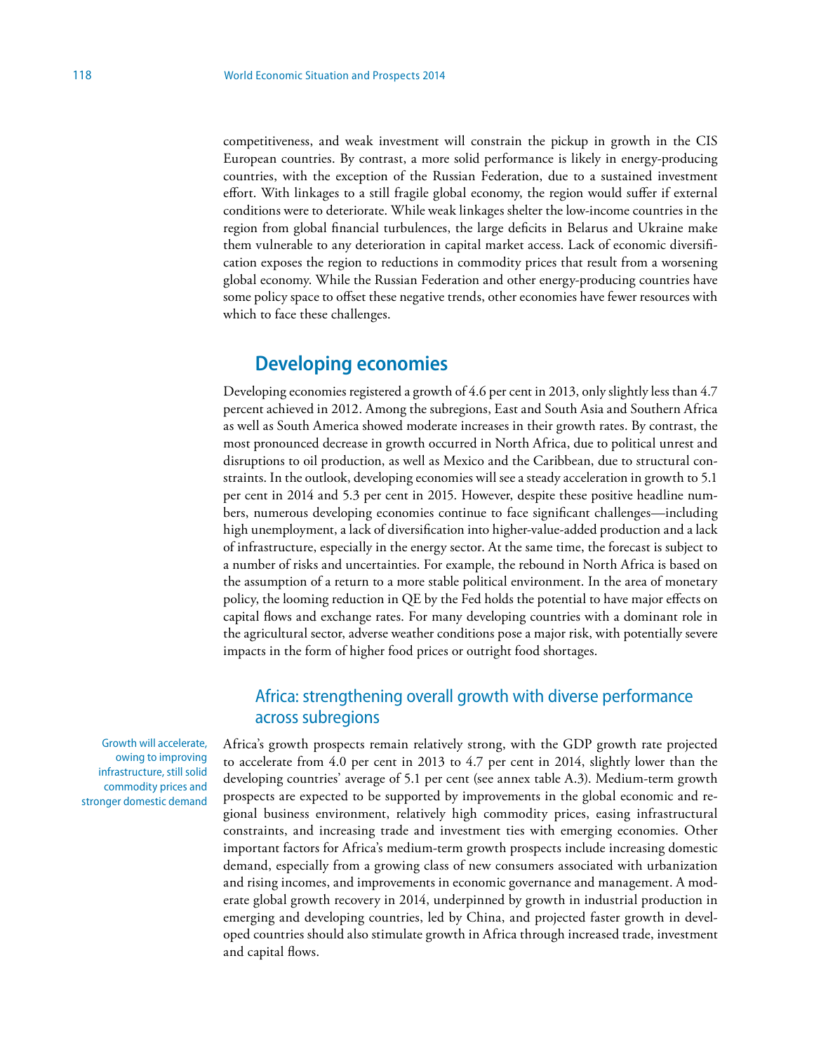competitiveness, and weak investment will constrain the pickup in growth in the CIS European countries. By contrast, a more solid performance is likely in energy-producing countries, with the exception of the Russian Federation, due to a sustained investment effort. With linkages to a still fragile global economy, the region would suffer if external conditions were to deteriorate. While weak linkages shelter the low-income countries in the region from global financial turbulences, the large deficits in Belarus and Ukraine make them vulnerable to any deterioration in capital market access. Lack of economic diversification exposes the region to reductions in commodity prices that result from a worsening global economy. While the Russian Federation and other energy-producing countries have some policy space to offset these negative trends, other economies have fewer resources with which to face these challenges.

## Developing economies

Developing economies registered a growth of 4.6 per cent in 2013, only slightly less than 4.7 percent achieved in 2012. Among the subregions, East and South Asia and Southern Africa as well as South America showed moderate increases in their growth rates. By contrast, the most pronounced decrease in growth occurred in North Africa, due to political unrest and disruptions to oil production, as well as Mexico and the Caribbean, due to structural constraints. In the outlook, developing economies will see a steady acceleration in growth to 5.1 per cent in 2014 and 5.3 per cent in 2015. However, despite these positive headline numbers, numerous developing economies continue to face significant challenges—including high unemployment, a lack of diversification into higher-value-added production and a lack of infrastructure, especially in the energy sector. At the same time, the forecast is subject to a number of risks and uncertainties. For example, the rebound in North Africa is based on the assumption of a return to a more stable political environment. In the area of monetary policy, the looming reduction in QE by the Fed holds the potential to have major effects on capital flows and exchange rates. For many developing countries with a dominant role in the agricultural sector, adverse weather conditions pose a major risk, with potentially severe impacts in the form of higher food prices or outright food shortages.

### Africa: strengthening overall growth with diverse performance across subregions

Growth will accelerate, owing to improving infrastructure, still solid commodity prices and stronger domestic demand

Africa's growth prospects remain relatively strong, with the GDP growth rate projected to accelerate from 4.0 per cent in 2013 to 4.7 per cent in 2014, slightly lower than the developing countries' average of 5.1 per cent (see annex table A.3). Medium-term growth prospects are expected to be supported by improvements in the global economic and regional business environment, relatively high commodity prices, easing infrastructural constraints, and increasing trade and investment ties with emerging economies. Other important factors for Africa's medium-term growth prospects include increasing domestic demand, especially from a growing class of new consumers associated with urbanization and rising incomes, and improvements in economic governance and management. A moderate global growth recovery in 2014, underpinned by growth in industrial production in emerging and developing countries, led by China, and projected faster growth in developed countries should also stimulate growth in Africa through increased trade, investment and capital flows.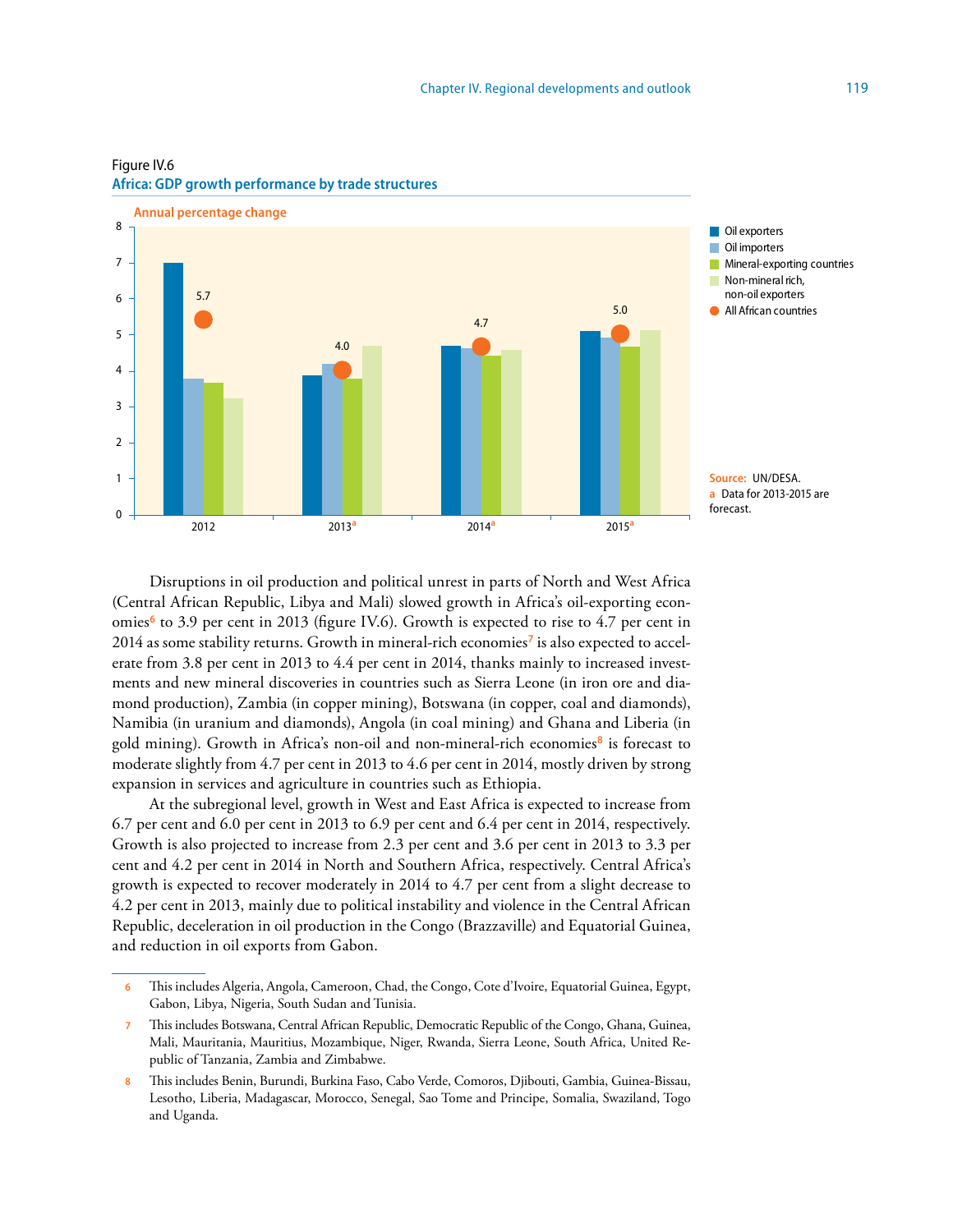Figure IV.6

**Africa: GDP growth performance by trade structures**

Annual percentage change

8
7
6
5
4
3
2
1
0

5.7
4.0
4.7
5.0

2012
2013[a]
2014[a]
2015[a]

Oil exporters
Oil importers
Mineral-exporting countries
Non-mineral rich, non-oil exporters
All African countries

Source: UN/DESA.
a Data for 2013-2015 are forecast.

Disruptions in oil production and political unrest in parts of North and West Africa (Central African Republic, Libya and Mali) slowed growth in Africa's oil-exporting economies[6] to 3.9 per cent in 2013 (figure IV.6). Growth is expected to rise to 4.7 per cent in 2014 as some stability returns. Growth in mineral-rich economies[7] is also expected to accelerate from 3.8 per cent in 2013 to 4.4 per cent in 2014, thanks mainly to increased investments and new mineral discoveries in countries such as Sierra Leone (in iron ore and diamond production), Zambia (in copper mining), Botswana (in copper, coal and diamonds), Namibia (in uranium and diamonds), Angola (in coal mining) and Ghana and Liberia (in gold mining). Growth in Africa's non-oil and non-mineral-rich economies[8] is forecast to moderate slightly from 4.7 per cent in 2013 to 4.6 per cent in 2014, mostly driven by strong expansion in services and agriculture in countries such as Ethiopia.

At the subregional level, growth in West and East Africa is expected to increase from 6.7 per cent and 6.0 per cent in 2013 to 6.9 per cent and 6.4 per cent in 2014, respectively. Growth is also projected to increase from 2.3 per cent and 3.6 per cent in 2013 to 3.3 per cent and 4.2 per cent in 2014 in North and Southern Africa, respectively. Central Africa's growth is expected to recover moderately in 2014 to 4.7 per cent from a slight decrease to 4.2 per cent in 2013, mainly due to political instability and violence in the Central African Republic, deceleration in oil production in the Congo (Brazzaville) and Equatorial Guinea, and reduction in oil exports from Gabon.

---

6 This includes Algeria, Angola, Cameroon, Chad, the Congo, Cote d'Ivoire, Equatorial Guinea, Egypt, Gabon, Libya, Nigeria, South Sudan and Tunisia.

7 This includes Botswana, Central African Republic, Democratic Republic of the Congo, Ghana, Guinea, Mali, Mauritania, Mauritius, Mozambique, Niger, Rwanda, Sierra Leone, South Africa, United Republic of Tanzania, Zambia and Zimbabwe.

8 This includes Benin, Burundi, Burkina Faso, Cabo Verde, Comoros, Djibouti, Gambia, Guinea-Bissau, Lesotho, Liberia, Madagascar, Morocco, Senegal, Sao Tome and Principe, Somalia, Swaziland, Togo and Uganda.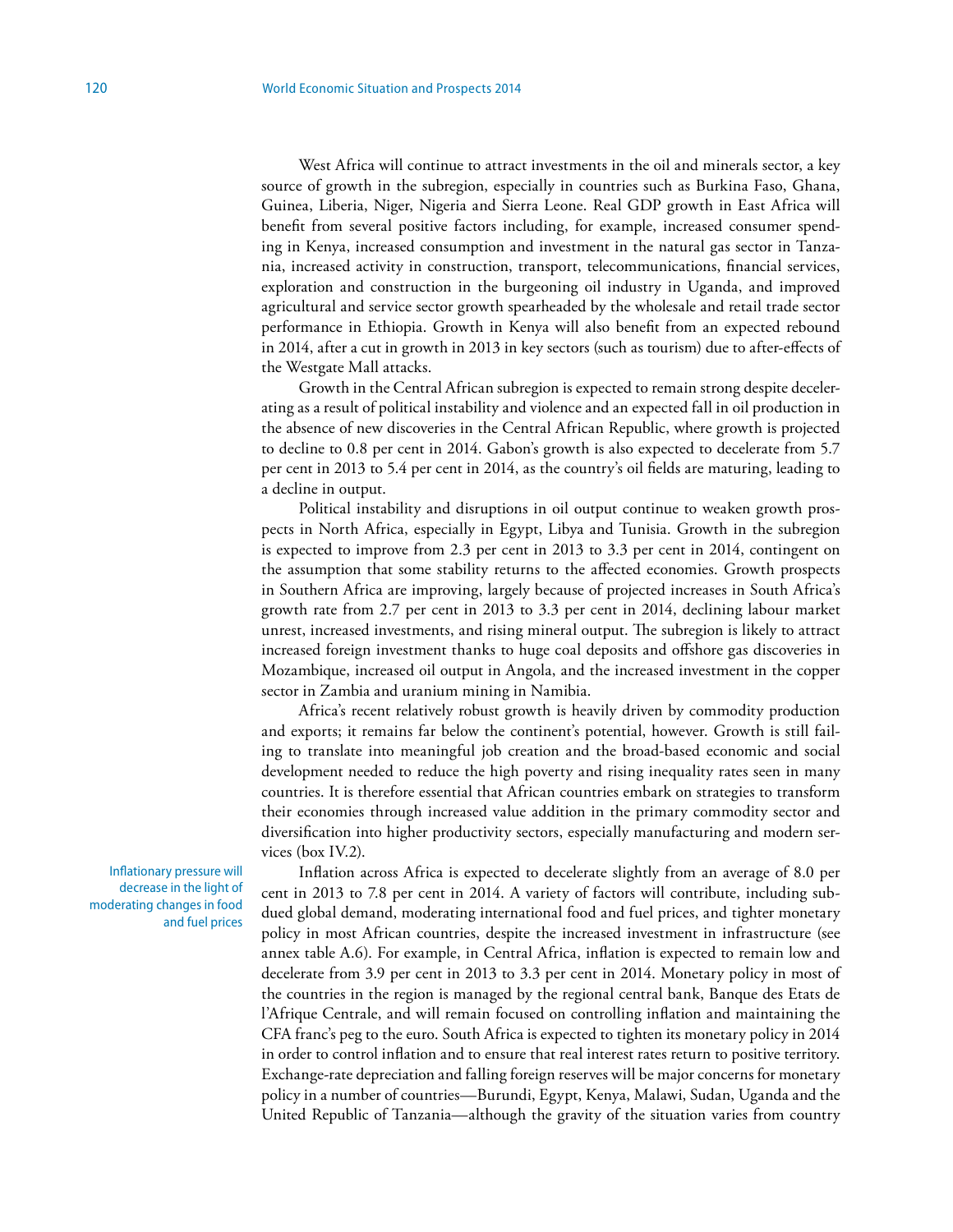West Africa will continue to attract investments in the oil and minerals sector, a key source of growth in the subregion, especially in countries such as Burkina Faso, Ghana, Guinea, Liberia, Niger, Nigeria and Sierra Leone. Real GDP growth in East Africa will benefit from several positive factors including, for example, increased consumer spending in Kenya, increased consumption and investment in the natural gas sector in Tanzania, increased activity in construction, transport, telecommunications, financial services, exploration and construction in the burgeoning oil industry in Uganda, and improved agricultural and service sector growth spearheaded by the wholesale and retail trade sector performance in Ethiopia. Growth in Kenya will also benefit from an expected rebound in 2014, after a cut in growth in 2013 in key sectors (such as tourism) due to after-effects of the Westgate Mall attacks.

Growth in the Central African subregion is expected to remain strong despite decelerating as a result of political instability and violence and an expected fall in oil production in the absence of new discoveries in the Central African Republic, where growth is projected to decline to 0.8 per cent in 2014. Gabon's growth is also expected to decelerate from 5.7 per cent in 2013 to 5.4 per cent in 2014, as the country's oil fields are maturing, leading to a decline in output.

Political instability and disruptions in oil output continue to weaken growth prospects in North Africa, especially in Egypt, Libya and Tunisia. Growth in the subregion is expected to improve from 2.3 per cent in 2013 to 3.3 per cent in 2014, contingent on the assumption that some stability returns to the affected economies. Growth prospects in Southern Africa are improving, largely because of projected increases in South Africa's growth rate from 2.7 per cent in 2013 to 3.3 per cent in 2014, declining labour market unrest, increased investments, and rising mineral output. The subregion is likely to attract increased foreign investment thanks to huge coal deposits and offshore gas discoveries in Mozambique, increased oil output in Angola, and the increased investment in the copper sector in Zambia and uranium mining in Namibia.

Africa's recent relatively robust growth is heavily driven by commodity production and exports; it remains far below the continent's potential, however. Growth is still failing to translate into meaningful job creation and the broad-based economic and social development needed to reduce the high poverty and rising inequality rates seen in many countries. It is therefore essential that African countries embark on strategies to transform their economies through increased value addition in the primary commodity sector and diversification into higher productivity sectors, especially manufacturing and modern services (box IV.2).

Inflationary pressure will decrease in the light of moderating changes in food and fuel prices

Inflation across Africa is expected to decelerate slightly from an average of 8.0 per cent in 2013 to 7.8 per cent in 2014. A variety of factors will contribute, including subdued global demand, moderating international food and fuel prices, and tighter monetary policy in most African countries, despite the increased investment in infrastructure (see annex table A.6). For example, in Central Africa, inflation is expected to remain low and decelerate from 3.9 per cent in 2013 to 3.3 per cent in 2014. Monetary policy in most of the countries in the region is managed by the regional central bank, Banque des Etats de l'Afrique Centrale, and will remain focused on controlling inflation and maintaining the CFA franc's peg to the euro. South Africa is expected to tighten its monetary policy in 2014 in order to control inflation and to ensure that real interest rates return to positive territory. Exchange-rate depreciation and falling foreign reserves will be major concerns for monetary policy in a number of countries—Burundi, Egypt, Kenya, Malawi, Sudan, Uganda and the United Republic of Tanzania—although the gravity of the situation varies from country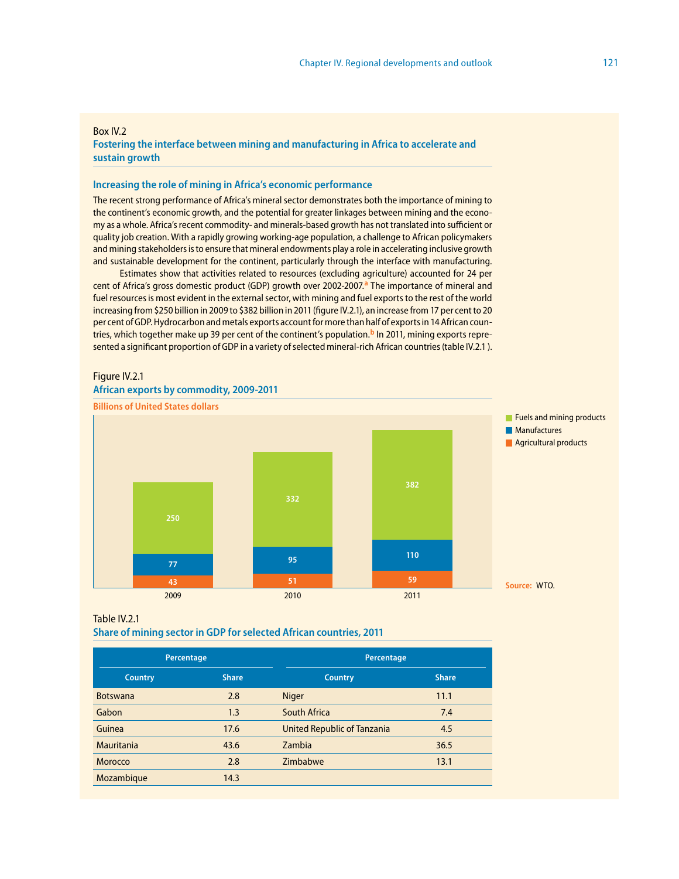Box IV.2

## Fostering the interface between mining and manufacturing in Africa to accelerate and sustain growth

### Increasing the role of mining in Africa's economic performance

The recent strong performance of Africa's mineral sector demonstrates both the importance of mining to the continent's economic growth, and the potential for greater linkages between mining and the economy as a whole. Africa's recent commodity- and minerals-based growth has not translated into sufficient or quality job creation. With a rapidly growing working-age population, a challenge to African policymakers and mining stakeholders is to ensure that mineral endowments play a role in accelerating inclusive growth and sustainable development for the continent, particularly through the interface with manufacturing.

Estimates show that activities related to resources (excluding agriculture) accounted for 24 per cent of Africa's gross domestic product (GDP) growth over 2002-2007.[a] The importance of mineral and fuel resources is most evident in the external sector, with mining and fuel exports to the rest of the world increasing from $250 billion in 2009 to $382 billion in 2011 (figure IV.2.1), an increase from 17 per cent to 20 per cent of GDP. Hydrocarbon and metals exports account for more than half of exports in 14 African countries, which together make up 39 per cent of the continent's population.[b] In 2011, mining exports represented a significant proportion of GDP in a variety of selected mineral-rich African countries (table IV.2.1 ).

Figure IV.2.1

**African exports by commodity, 2009-2011**

Billions of United States dollars

| | 2009 | 2010 | 2011 |
|---|---|---|---|
| Fuels and mining products | 250 | 332 | 382 |
| Manufactures | 77 | 95 | 110 |
| Agricultural products | 43 | 51 | 59 |

Source: WTO.

Table IV.2.1

**Share of mining sector in GDP for selected African countries, 2011**

| Percentage | | Percentage | |
|---|---|---|---|
| Country | Share | Country | Share |
| Botswana | 2.8 | Niger | 11.1 |
| Gabon | 1.3 | South Africa | 7.4 |
| Guinea | 17.6 | United Republic of Tanzania | 4.5 |
| Mauritania | 43.6 | Zambia | 36.5 |
| Morocco | 2.8 | Zimbabwe | 13.1 |
| Mozambique | 14.3 | | |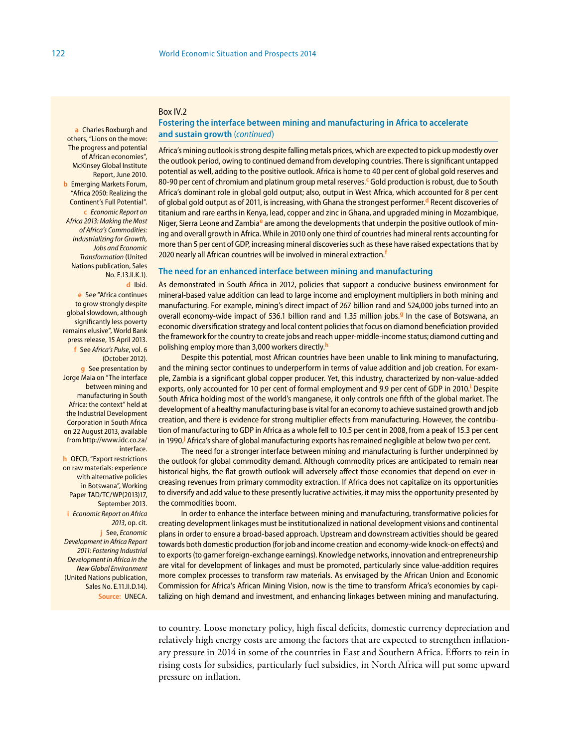Box IV.2

## Fostering the interface between mining and manufacturing in Africa to accelerate and sustain growth (*continued*)

Africa's mining outlook is strong despite falling metals prices, which are expected to pick up modestly over the outlook period, owing to continued demand from developing countries. There is significant untapped potential as well, adding to the positive outlook. Africa is home to 40 per cent of global gold reserves and 80-90 per cent of chromium and platinum group metal reserves.[c] Gold production is robust, due to South Africa's dominant role in global gold output; also, output in West Africa, which accounted for 8 per cent of global gold output as of 2011, is increasing, with Ghana the strongest performer.[d] Recent discoveries of titanium and rare earths in Kenya, lead, copper and zinc in Ghana, and upgraded mining in Mozambique, Niger, Sierra Leone and Zambia[e] are among the developments that underpin the positive outlook of mining and overall growth in Africa. While in 2010 only one third of countries had mineral rents accounting for more than 5 per cent of GDP, increasing mineral discoveries such as these have raised expectations that by 2020 nearly all African countries will be involved in mineral extraction.[f]

### The need for an enhanced interface between mining and manufacturing

As demonstrated in South Africa in 2012, policies that support a conducive business environment for mineral-based value addition can lead to large income and employment multipliers in both mining and manufacturing. For example, mining's direct impact of 267 billion rand and 524,000 jobs turned into an overall economy-wide impact of 536.1 billion rand and 1.35 million jobs.[g] In the case of Botswana, an economic diversification strategy and local content policies that focus on diamond beneficiation provided the framework for the country to create jobs and reach upper-middle-income status; diamond cutting and polishing employ more than 3,000 workers directly.[h]

Despite this potential, most African countries have been unable to link mining to manufacturing, and the mining sector continues to underperform in terms of value addition and job creation. For example, Zambia is a significant global copper producer. Yet, this industry, characterized by non-value-added exports, only accounted for 10 per cent of formal employment and 9.9 per cent of GDP in 2010.[i] Despite South Africa holding most of the world's manganese, it only controls one fifth of the global market. The development of a healthy manufacturing base is vital for an economy to achieve sustained growth and job creation, and there is evidence for strong multiplier effects from manufacturing. However, the contribution of manufacturing to GDP in Africa as a whole fell to 10.5 per cent in 2008, from a peak of 15.3 per cent in 1990.[j] Africa's share of global manufacturing exports has remained negligible at below two per cent.

The need for a stronger interface between mining and manufacturing is further underpinned by the outlook for global commodity demand. Although commodity prices are anticipated to remain near historical highs, the flat growth outlook will adversely affect those economies that depend on ever-increasing revenues from primary commodity extraction. If Africa does not capitalize on its opportunities to diversify and add value to these presently lucrative activities, it may miss the opportunity presented by the commodities boom.

In order to enhance the interface between mining and manufacturing, transformative policies for creating development linkages must be institutionalized in national development visions and continental plans in order to ensure a broad-based approach. Upstream and downstream activities should be geared towards both domestic production (for job and income creation and economy-wide knock-on effects) and to exports (to garner foreign-exchange earnings). Knowledge networks, innovation and entrepreneurship are vital for development of linkages and must be promoted, particularly since value-addition requires more complex processes to transform raw materials. As envisaged by the African Union and Economic Commission for Africa's African Mining Vision, now is the time to transform Africa's economies by capitalizing on high demand and investment, and enhancing linkages between mining and manufacturing.

a Charles Roxburgh and others, "Lions on the move: The progress and potential of African economies", McKinsey Global Institute Report, June 2010.

b Emerging Markets Forum, "Africa 2050: Realizing the Continent's Full Potential".

c *Economic Report on Africa 2013: Making the Most of Africa's Commodities: Industrializing for Growth, Jobs and Economic Transformation* (United Nations publication, Sales No. E.13.II.K.1).

d Ibid.

e See "Africa continues to grow strongly despite global slowdown, although significantly less poverty remains elusive", World Bank press release, 15 April 2013.

f See *Africa's Pulse*, vol. 6 (October 2012).

g See presentation by Jorge Maia on "The interface between mining and manufacturing in South Africa: the context" held at the Industrial Development Corporation in South Africa on 22 August 2013, available from http://www.idc.co.za/interface.

h OECD, "Export restrictions on raw materials: experience with alternative policies in Botswana", Working Paper TAD/TC/WP(2013)17, September 2013.

i *Economic Report on Africa 2013*, op. cit.

j See, *Economic Development in Africa Report 2011: Fostering Industrial Development in Africa in the New Global Environment* (United Nations publication, Sales No. E.11.II.D.14).

**Source:** UNECA.

to country. Loose monetary policy, high fiscal deficits, domestic currency depreciation and relatively high energy costs are among the factors that are expected to strengthen inflationary pressure in 2014 in some of the countries in East and Southern Africa. Efforts to rein in rising costs for subsidies, particularly fuel subsidies, in North Africa will put some upward pressure on inflation.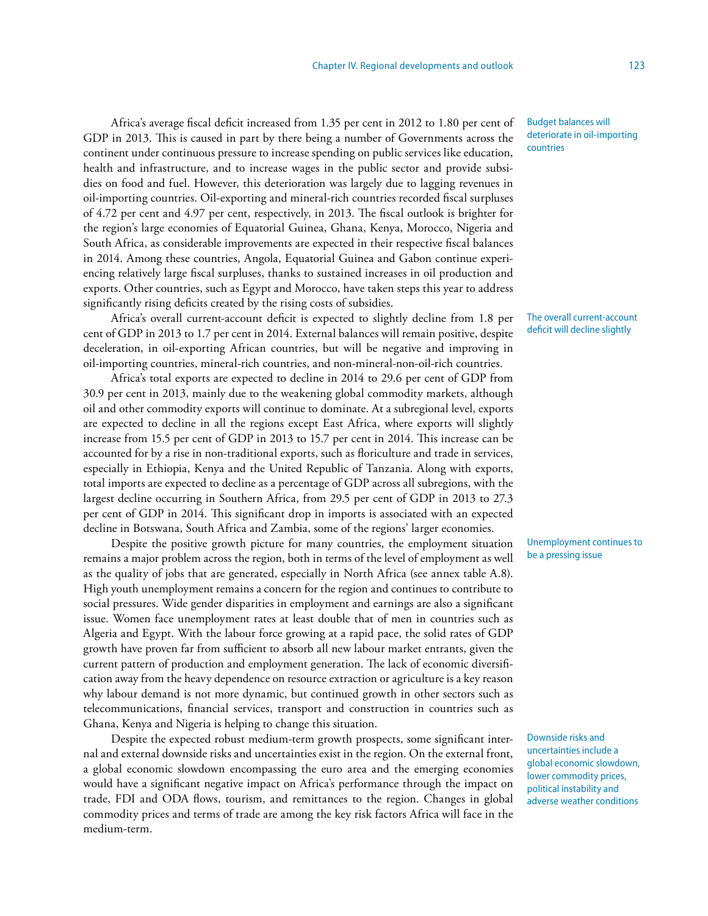Budget balances will deteriorate in oil-importing countries

Africa's average fiscal deficit increased from 1.35 per cent in 2012 to 1.80 per cent of GDP in 2013. This is caused in part by there being a number of Governments across the continent under continuous pressure to increase spending on public services like education, health and infrastructure, and to increase wages in the public sector and provide subsidies on food and fuel. However, this deterioration was largely due to lagging revenues in oil-importing countries. Oil-exporting and mineral-rich countries recorded fiscal surpluses of 4.72 per cent and 4.97 per cent, respectively, in 2013. The fiscal outlook is brighter for the region's large economies of Equatorial Guinea, Ghana, Kenya, Morocco, Nigeria and South Africa, as considerable improvements are expected in their respective fiscal balances in 2014. Among these countries, Angola, Equatorial Guinea and Gabon continue experiencing relatively large fiscal surpluses, thanks to sustained increases in oil production and exports. Other countries, such as Egypt and Morocco, have taken steps this year to address significantly rising deficits created by the rising costs of subsidies.

The overall current-account deficit will decline slightly

Africa's overall current-account deficit is expected to slightly decline from 1.8 per cent of GDP in 2013 to 1.7 per cent in 2014. External balances will remain positive, despite deceleration, in oil-exporting African countries, but will be negative and improving in oil-importing countries, mineral-rich countries, and non-mineral-non-oil-rich countries.

Africa's total exports are expected to decline in 2014 to 29.6 per cent of GDP from 30.9 per cent in 2013, mainly due to the weakening global commodity markets, although oil and other commodity exports will continue to dominate. At a subregional level, exports are expected to decline in all the regions except East Africa, where exports will slightly increase from 15.5 per cent of GDP in 2013 to 15.7 per cent in 2014. This increase can be accounted for by a rise in non-traditional exports, such as floriculture and trade in services, especially in Ethiopia, Kenya and the United Republic of Tanzania. Along with exports, total imports are expected to decline as a percentage of GDP across all subregions, with the largest decline occurring in Southern Africa, from 29.5 per cent of GDP in 2013 to 27.3 per cent of GDP in 2014. This significant drop in imports is associated with an expected decline in Botswana, South Africa and Zambia, some of the regions' larger economies.

Unemployment continues to be a pressing issue

Despite the positive growth picture for many countries, the employment situation remains a major problem across the region, both in terms of the level of employment as well as the quality of jobs that are generated, especially in North Africa (see annex table A.8). High youth unemployment remains a concern for the region and continues to contribute to social pressures. Wide gender disparities in employment and earnings are also a significant issue. Women face unemployment rates at least double that of men in countries such as Algeria and Egypt. With the labour force growing at a rapid pace, the solid rates of GDP growth have proven far from sufficient to absorb all new labour market entrants, given the current pattern of production and employment generation. The lack of economic diversification away from the heavy dependence on resource extraction or agriculture is a key reason why labour demand is not more dynamic, but continued growth in other sectors such as telecommunications, financial services, transport and construction in countries such as Ghana, Kenya and Nigeria is helping to change this situation.

Downside risks and uncertainties include a global economic slowdown, lower commodity prices, political instability and adverse weather conditions

Despite the expected robust medium-term growth prospects, some significant internal and external downside risks and uncertainties exist in the region. On the external front, a global economic slowdown encompassing the euro area and the emerging economies would have a significant negative impact on Africa's performance through the impact on trade, FDI and ODA flows, tourism, and remittances to the region. Changes in global commodity prices and terms of trade are among the key risk factors Africa will face in the medium-term.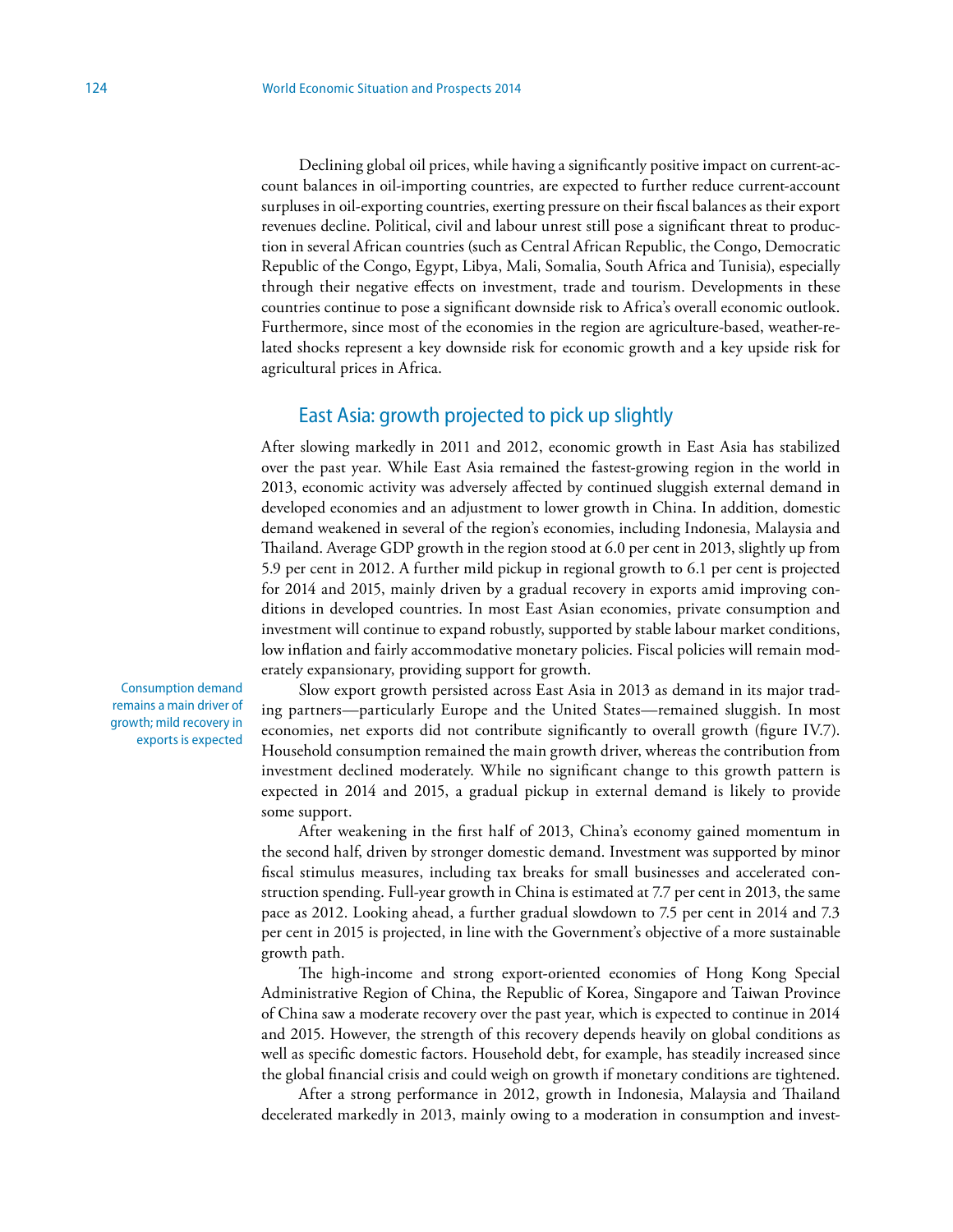Declining global oil prices, while having a significantly positive impact on current-account balances in oil-importing countries, are expected to further reduce current-account surpluses in oil-exporting countries, exerting pressure on their fiscal balances as their export revenues decline. Political, civil and labour unrest still pose a significant threat to production in several African countries (such as Central African Republic, the Congo, Democratic Republic of the Congo, Egypt, Libya, Mali, Somalia, South Africa and Tunisia), especially through their negative effects on investment, trade and tourism. Developments in these countries continue to pose a significant downside risk to Africa's overall economic outlook. Furthermore, since most of the economies in the region are agriculture-based, weather-related shocks represent a key downside risk for economic growth and a key upside risk for agricultural prices in Africa.

## East Asia: growth projected to pick up slightly

After slowing markedly in 2011 and 2012, economic growth in East Asia has stabilized over the past year. While East Asia remained the fastest-growing region in the world in 2013, economic activity was adversely affected by continued sluggish external demand in developed economies and an adjustment to lower growth in China. In addition, domestic demand weakened in several of the region's economies, including Indonesia, Malaysia and Thailand. Average GDP growth in the region stood at 6.0 per cent in 2013, slightly up from 5.9 per cent in 2012. A further mild pickup in regional growth to 6.1 per cent is projected for 2014 and 2015, mainly driven by a gradual recovery in exports amid improving conditions in developed countries. In most East Asian economies, private consumption and investment will continue to expand robustly, supported by stable labour market conditions, low inflation and fairly accommodative monetary policies. Fiscal policies will remain moderately expansionary, providing support for growth.

*Consumption demand remains a main driver of growth; mild recovery in exports is expected*

Slow export growth persisted across East Asia in 2013 as demand in its major trading partners—particularly Europe and the United States—remained sluggish. In most economies, net exports did not contribute significantly to overall growth (figure IV.7). Household consumption remained the main growth driver, whereas the contribution from investment declined moderately. While no significant change to this growth pattern is expected in 2014 and 2015, a gradual pickup in external demand is likely to provide some support.

After weakening in the first half of 2013, China's economy gained momentum in the second half, driven by stronger domestic demand. Investment was supported by minor fiscal stimulus measures, including tax breaks for small businesses and accelerated construction spending. Full-year growth in China is estimated at 7.7 per cent in 2013, the same pace as 2012. Looking ahead, a further gradual slowdown to 7.5 per cent in 2014 and 7.3 per cent in 2015 is projected, in line with the Government's objective of a more sustainable growth path.

The high-income and strong export-oriented economies of Hong Kong Special Administrative Region of China, the Republic of Korea, Singapore and Taiwan Province of China saw a moderate recovery over the past year, which is expected to continue in 2014 and 2015. However, the strength of this recovery depends heavily on global conditions as well as specific domestic factors. Household debt, for example, has steadily increased since the global financial crisis and could weigh on growth if monetary conditions are tightened.

After a strong performance in 2012, growth in Indonesia, Malaysia and Thailand decelerated markedly in 2013, mainly owing to a moderation in consumption and invest-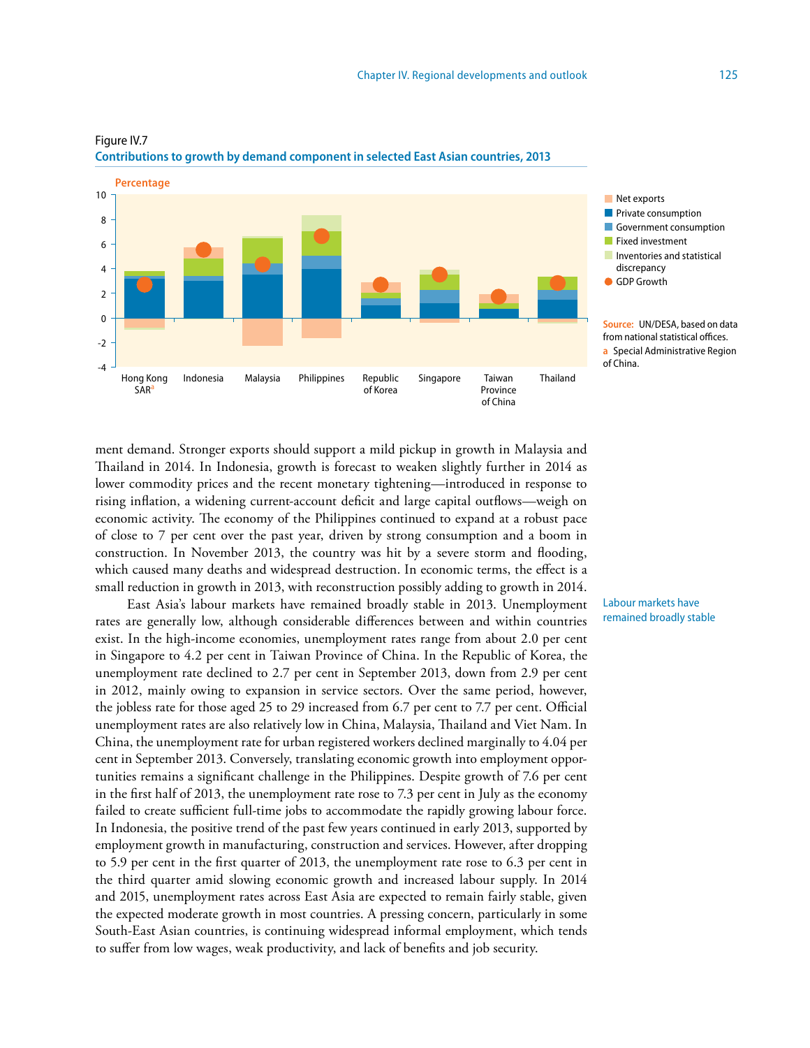Figure IV.7

**Contributions to growth by demand component in selected East Asian countries, 2013**

Percentage

10
8
6
4
2
0
-2
-4

Hong Kong SAR[a]
Indonesia
Malaysia
Philippines
Republic of Korea
Singapore
Taiwan Province of China
Thailand

Net exports
Private consumption
Government consumption
Fixed investment
Inventories and statistical discrepancy
GDP Growth

**Source:** UN/DESA, based on data from national statistical offices.

**a** Special Administrative Region of China.

ment demand. Stronger exports should support a mild pickup in growth in Malaysia and Thailand in 2014. In Indonesia, growth is forecast to weaken slightly further in 2014 as lower commodity prices and the recent monetary tightening—introduced in response to rising inflation, a widening current-account deficit and large capital outflows—weigh on economic activity. The economy of the Philippines continued to expand at a robust pace of close to 7 per cent over the past year, driven by strong consumption and a boom in construction. In November 2013, the country was hit by a severe storm and flooding, which caused many deaths and widespread destruction. In economic terms, the effect is a small reduction in growth in 2013, with reconstruction possibly adding to growth in 2014.

Labour markets have remained broadly stable

East Asia's labour markets have remained broadly stable in 2013. Unemployment rates are generally low, although considerable differences between and within countries exist. In the high-income economies, unemployment rates range from about 2.0 per cent in Singapore to 4.2 per cent in Taiwan Province of China. In the Republic of Korea, the unemployment rate declined to 2.7 per cent in September 2013, down from 2.9 per cent in 2012, mainly owing to expansion in service sectors. Over the same period, however, the jobless rate for those aged 25 to 29 increased from 6.7 per cent to 7.7 per cent. Official unemployment rates are also relatively low in China, Malaysia, Thailand and Viet Nam. In China, the unemployment rate for urban registered workers declined marginally to 4.04 per cent in September 2013. Conversely, translating economic growth into employment opportunities remains a significant challenge in the Philippines. Despite growth of 7.6 per cent in the first half of 2013, the unemployment rate rose to 7.3 per cent in July as the economy failed to create sufficient full-time jobs to accommodate the rapidly growing labour force. In Indonesia, the positive trend of the past few years continued in early 2013, supported by employment growth in manufacturing, construction and services. However, after dropping to 5.9 per cent in the first quarter of 2013, the unemployment rate rose to 6.3 per cent in the third quarter amid slowing economic growth and increased labour supply. In 2014 and 2015, unemployment rates across East Asia are expected to remain fairly stable, given the expected moderate growth in most countries. A pressing concern, particularly in some South-East Asian countries, is continuing widespread informal employment, which tends to suffer from low wages, weak productivity, and lack of benefits and job security.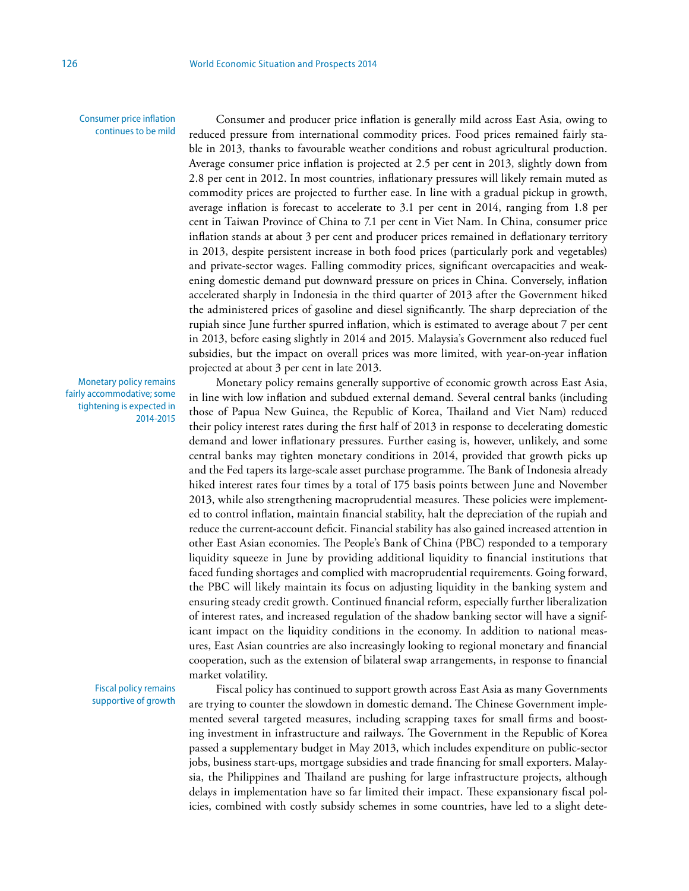Consumer price inflation continues to be mild

Consumer and producer price inflation is generally mild across East Asia, owing to reduced pressure from international commodity prices. Food prices remained fairly stable in 2013, thanks to favourable weather conditions and robust agricultural production. Average consumer price inflation is projected at 2.5 per cent in 2013, slightly down from 2.8 per cent in 2012. In most countries, inflationary pressures will likely remain muted as commodity prices are projected to further ease. In line with a gradual pickup in growth, average inflation is forecast to accelerate to 3.1 per cent in 2014, ranging from 1.8 per cent in Taiwan Province of China to 7.1 per cent in Viet Nam. In China, consumer price inflation stands at about 3 per cent and producer prices remained in deflationary territory in 2013, despite persistent increase in both food prices (particularly pork and vegetables) and private-sector wages. Falling commodity prices, significant overcapacities and weakening domestic demand put downward pressure on prices in China. Conversely, inflation accelerated sharply in Indonesia in the third quarter of 2013 after the Government hiked the administered prices of gasoline and diesel significantly. The sharp depreciation of the rupiah since June further spurred inflation, which is estimated to average about 7 per cent in 2013, before easing slightly in 2014 and 2015. Malaysia's Government also reduced fuel subsidies, but the impact on overall prices was more limited, with year-on-year inflation projected at about 3 per cent in late 2013.

Monetary policy remains fairly accommodative; some tightening is expected in 2014-2015

Monetary policy remains generally supportive of economic growth across East Asia, in line with low inflation and subdued external demand. Several central banks (including those of Papua New Guinea, the Republic of Korea, Thailand and Viet Nam) reduced their policy interest rates during the first half of 2013 in response to decelerating domestic demand and lower inflationary pressures. Further easing is, however, unlikely, and some central banks may tighten monetary conditions in 2014, provided that growth picks up and the Fed tapers its large-scale asset purchase programme. The Bank of Indonesia already hiked interest rates four times by a total of 175 basis points between June and November 2013, while also strengthening macroprudential measures. These policies were implemented to control inflation, maintain financial stability, halt the depreciation of the rupiah and reduce the current-account deficit. Financial stability has also gained increased attention in other East Asian economies. The People's Bank of China (PBC) responded to a temporary liquidity squeeze in June by providing additional liquidity to financial institutions that faced funding shortages and complied with macroprudential requirements. Going forward, the PBC will likely maintain its focus on adjusting liquidity in the banking system and ensuring steady credit growth. Continued financial reform, especially further liberalization of interest rates, and increased regulation of the shadow banking sector will have a significant impact on the liquidity conditions in the economy. In addition to national measures, East Asian countries are also increasingly looking to regional monetary and financial cooperation, such as the extension of bilateral swap arrangements, in response to financial market volatility.

Fiscal policy remains supportive of growth

Fiscal policy has continued to support growth across East Asia as many Governments are trying to counter the slowdown in domestic demand. The Chinese Government implemented several targeted measures, including scrapping taxes for small firms and boosting investment in infrastructure and railways. The Government in the Republic of Korea passed a supplementary budget in May 2013, which includes expenditure on public-sector jobs, business start-ups, mortgage subsidies and trade financing for small exporters. Malaysia, the Philippines and Thailand are pushing for large infrastructure projects, although delays in implementation have so far limited their impact. These expansionary fiscal policies, combined with costly subsidy schemes in some countries, have led to a slight dete-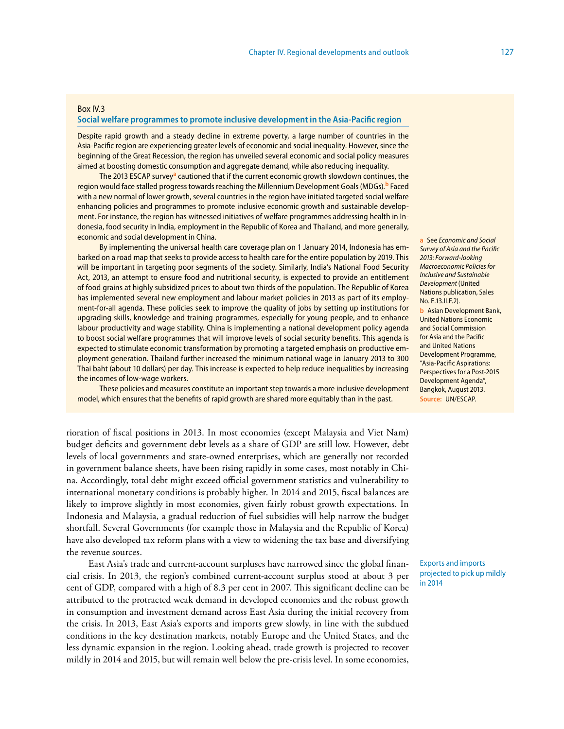Box IV.3

### Social welfare programmes to promote inclusive development in the Asia-Pacific region

Despite rapid growth and a steady decline in extreme poverty, a large number of countries in the Asia-Pacific region are experiencing greater levels of economic and social inequality. However, since the beginning of the Great Recession, the region has unveiled several economic and social policy measures aimed at boosting domestic consumption and aggregate demand, while also reducing inequality.

The 2013 ESCAP survey[a] cautioned that if the current economic growth slowdown continues, the region would face stalled progress towards reaching the Millennium Development Goals (MDGs).[b] Faced with a new normal of lower growth, several countries in the region have initiated targeted social welfare enhancing policies and programmes to promote inclusive economic growth and sustainable development. For instance, the region has witnessed initiatives of welfare programmes addressing health in Indonesia, food security in India, employment in the Republic of Korea and Thailand, and more generally, economic and social development in China.

By implementing the universal health care coverage plan on 1 January 2014, Indonesia has embarked on a road map that seeks to provide access to health care for the entire population by 2019. This will be important in targeting poor segments of the society. Similarly, India's National Food Security Act, 2013, an attempt to ensure food and nutritional security, is expected to provide an entitlement of food grains at highly subsidized prices to about two thirds of the population. The Republic of Korea has implemented several new employment and labour market policies in 2013 as part of its employment-for-all agenda. These policies seek to improve the quality of jobs by setting up institutions for upgrading skills, knowledge and training programmes, especially for young people, and to enhance labour productivity and wage stability. China is implementing a national development policy agenda to boost social welfare programmes that will improve levels of social security benefits. This agenda is expected to stimulate economic transformation by promoting a targeted emphasis on productive employment generation. Thailand further increased the minimum national wage in January 2013 to 300 Thai baht (about 10 dollars) per day. This increase is expected to help reduce inequalities by increasing the incomes of low-wage workers.

These policies and measures constitute an important step towards a more inclusive development model, which ensures that the benefits of rapid growth are shared more equitably than in the past.

a See *Economic and Social Survey of Asia and the Pacific 2013: Forward-looking Macroeconomic Policies for Inclusive and Sustainable Development* (United Nations publication, Sales No. E.13.II.F.2).

b Asian Development Bank, United Nations Economic and Social Commission for Asia and the Pacific and United Nations Development Programme, "Asia-Pacific Aspirations: Perspectives for a Post-2015 Development Agenda", Bangkok, August 2013.

**Source:** UN/ESCAP.

rioration of fiscal positions in 2013. In most economies (except Malaysia and Viet Nam) budget deficits and government debt levels as a share of GDP are still low. However, debt levels of local governments and state-owned enterprises, which are generally not recorded in government balance sheets, have been rising rapidly in some cases, most notably in China. Accordingly, total debt might exceed official government statistics and vulnerability to international monetary conditions is probably higher. In 2014 and 2015, fiscal balances are likely to improve slightly in most economies, given fairly robust growth expectations. In Indonesia and Malaysia, a gradual reduction of fuel subsidies will help narrow the budget shortfall. Several Governments (for example those in Malaysia and the Republic of Korea) have also developed tax reform plans with a view to widening the tax base and diversifying the revenue sources.

Exports and imports projected to pick up mildly in 2014

East Asia's trade and current-account surpluses have narrowed since the global financial crisis. In 2013, the region's combined current-account surplus stood at about 3 per cent of GDP, compared with a high of 8.3 per cent in 2007. This significant decline can be attributed to the protracted weak demand in developed economies and the robust growth in consumption and investment demand across East Asia during the initial recovery from the crisis. In 2013, East Asia's exports and imports grew slowly, in line with the subdued conditions in the key destination markets, notably Europe and the United States, and the less dynamic expansion in the region. Looking ahead, trade growth is projected to recover mildly in 2014 and 2015, but will remain well below the pre-crisis level. In some economies,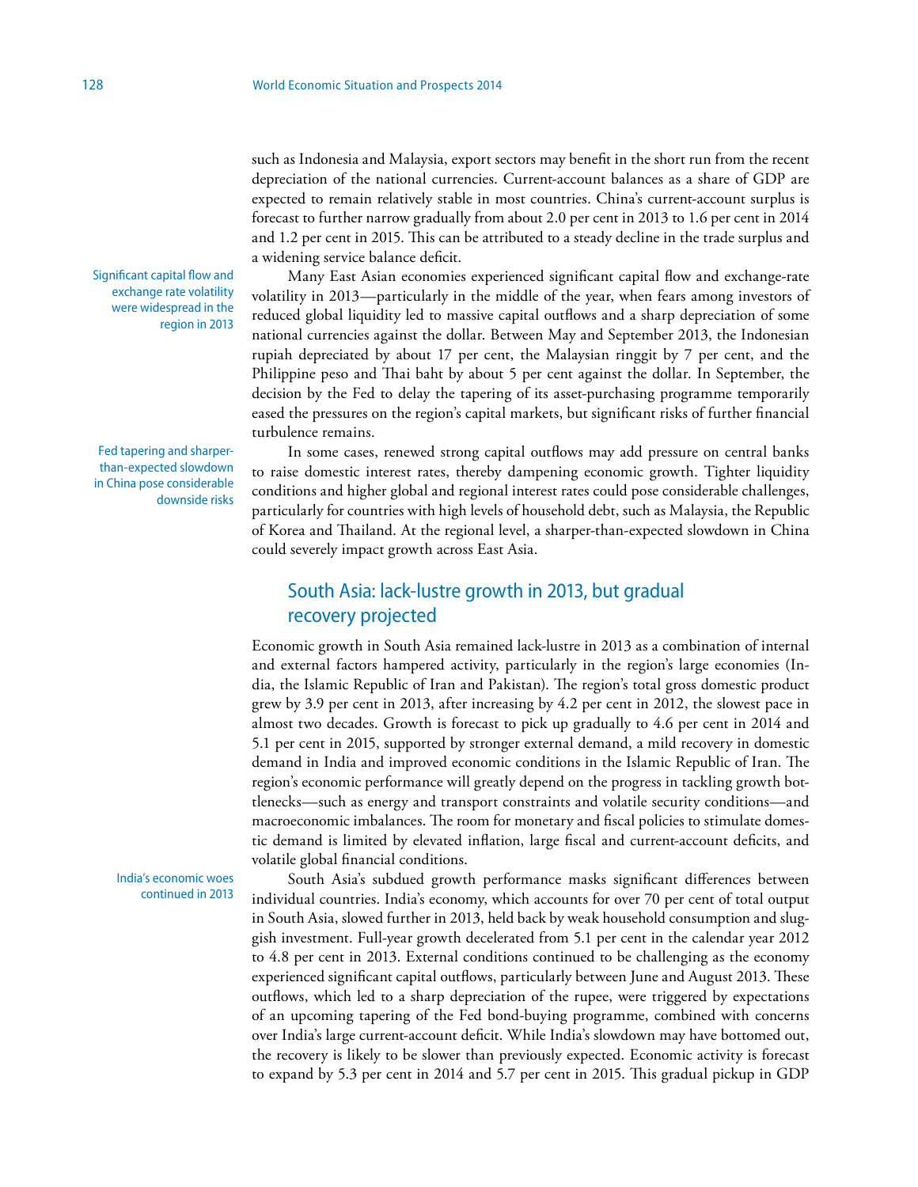such as Indonesia and Malaysia, export sectors may benefit in the short run from the recent depreciation of the national currencies. Current-account balances as a share of GDP are expected to remain relatively stable in most countries. China's current-account surplus is forecast to further narrow gradually from about 2.0 per cent in 2013 to 1.6 per cent in 2014 and 1.2 per cent in 2015. This can be attributed to a steady decline in the trade surplus and a widening service balance deficit.

Significant capital flow and exchange rate volatility were widespread in the region in 2013

Many East Asian economies experienced significant capital flow and exchange-rate volatility in 2013—particularly in the middle of the year, when fears among investors of reduced global liquidity led to massive capital outflows and a sharp depreciation of some national currencies against the dollar. Between May and September 2013, the Indonesian rupiah depreciated by about 17 per cent, the Malaysian ringgit by 7 per cent, and the Philippine peso and Thai baht by about 5 per cent against the dollar. In September, the decision by the Fed to delay the tapering of its asset-purchasing programme temporarily eased the pressures on the region's capital markets, but significant risks of further financial turbulence remains.

Fed tapering and sharper-than-expected slowdown in China pose considerable downside risks

In some cases, renewed strong capital outflows may add pressure on central banks to raise domestic interest rates, thereby dampening economic growth. Tighter liquidity conditions and higher global and regional interest rates could pose considerable challenges, particularly for countries with high levels of household debt, such as Malaysia, the Republic of Korea and Thailand. At the regional level, a sharper-than-expected slowdown in China could severely impact growth across East Asia.

## South Asia: lack-lustre growth in 2013, but gradual recovery projected

Economic growth in South Asia remained lack-lustre in 2013 as a combination of internal and external factors hampered activity, particularly in the region's large economies (India, the Islamic Republic of Iran and Pakistan). The region's total gross domestic product grew by 3.9 per cent in 2013, after increasing by 4.2 per cent in 2012, the slowest pace in almost two decades. Growth is forecast to pick up gradually to 4.6 per cent in 2014 and 5.1 per cent in 2015, supported by stronger external demand, a mild recovery in domestic demand in India and improved economic conditions in the Islamic Republic of Iran. The region's economic performance will greatly depend on the progress in tackling growth bottlenecks—such as energy and transport constraints and volatile security conditions—and macroeconomic imbalances. The room for monetary and fiscal policies to stimulate domestic demand is limited by elevated inflation, large fiscal and current-account deficits, and volatile global financial conditions.

India's economic woes continued in 2013

South Asia's subdued growth performance masks significant differences between individual countries. India's economy, which accounts for over 70 per cent of total output in South Asia, slowed further in 2013, held back by weak household consumption and sluggish investment. Full-year growth decelerated from 5.1 per cent in the calendar year 2012 to 4.8 per cent in 2013. External conditions continued to be challenging as the economy experienced significant capital outflows, particularly between June and August 2013. These outflows, which led to a sharp depreciation of the rupee, were triggered by expectations of an upcoming tapering of the Fed bond-buying programme, combined with concerns over India's large current-account deficit. While India's slowdown may have bottomed out, the recovery is likely to be slower than previously expected. Economic activity is forecast to expand by 5.3 per cent in 2014 and 5.7 per cent in 2015. This gradual pickup in GDP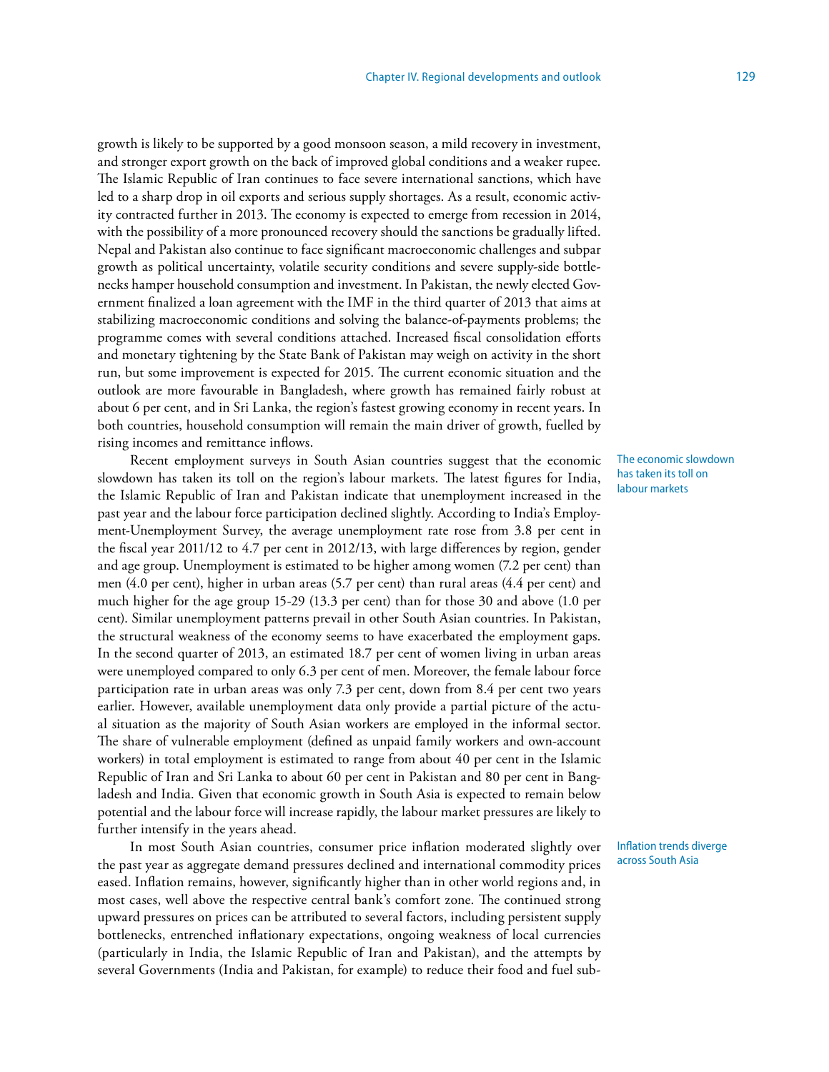growth is likely to be supported by a good monsoon season, a mild recovery in investment, and stronger export growth on the back of improved global conditions and a weaker rupee. The Islamic Republic of Iran continues to face severe international sanctions, which have led to a sharp drop in oil exports and serious supply shortages. As a result, economic activity contracted further in 2013. The economy is expected to emerge from recession in 2014, with the possibility of a more pronounced recovery should the sanctions be gradually lifted. Nepal and Pakistan also continue to face significant macroeconomic challenges and subpar growth as political uncertainty, volatile security conditions and severe supply-side bottlenecks hamper household consumption and investment. In Pakistan, the newly elected Government finalized a loan agreement with the IMF in the third quarter of 2013 that aims at stabilizing macroeconomic conditions and solving the balance-of-payments problems; the programme comes with several conditions attached. Increased fiscal consolidation efforts and monetary tightening by the State Bank of Pakistan may weigh on activity in the short run, but some improvement is expected for 2015. The current economic situation and the outlook are more favourable in Bangladesh, where growth has remained fairly robust at about 6 per cent, and in Sri Lanka, the region's fastest growing economy in recent years. In both countries, household consumption will remain the main driver of growth, fuelled by rising incomes and remittance inflows.

*The economic slowdown has taken its toll on labour markets*

Recent employment surveys in South Asian countries suggest that the economic slowdown has taken its toll on the region's labour markets. The latest figures for India, the Islamic Republic of Iran and Pakistan indicate that unemployment increased in the past year and the labour force participation declined slightly. According to India's Employment-Unemployment Survey, the average unemployment rate rose from 3.8 per cent in the fiscal year 2011/12 to 4.7 per cent in 2012/13, with large differences by region, gender and age group. Unemployment is estimated to be higher among women (7.2 per cent) than men (4.0 per cent), higher in urban areas (5.7 per cent) than rural areas (4.4 per cent) and much higher for the age group 15-29 (13.3 per cent) than for those 30 and above (1.0 per cent). Similar unemployment patterns prevail in other South Asian countries. In Pakistan, the structural weakness of the economy seems to have exacerbated the employment gaps. In the second quarter of 2013, an estimated 18.7 per cent of women living in urban areas were unemployed compared to only 6.3 per cent of men. Moreover, the female labour force participation rate in urban areas was only 7.3 per cent, down from 8.4 per cent two years earlier. However, available unemployment data only provide a partial picture of the actual situation as the majority of South Asian workers are employed in the informal sector. The share of vulnerable employment (defined as unpaid family workers and own-account workers) in total employment is estimated to range from about 40 per cent in the Islamic Republic of Iran and Sri Lanka to about 60 per cent in Pakistan and 80 per cent in Bangladesh and India. Given that economic growth in South Asia is expected to remain below potential and the labour force will increase rapidly, the labour market pressures are likely to further intensify in the years ahead.

*Inflation trends diverge across South Asia*

In most South Asian countries, consumer price inflation moderated slightly over the past year as aggregate demand pressures declined and international commodity prices eased. Inflation remains, however, significantly higher than in other world regions and, in most cases, well above the respective central bank's comfort zone. The continued strong upward pressures on prices can be attributed to several factors, including persistent supply bottlenecks, entrenched inflationary expectations, ongoing weakness of local currencies (particularly in India, the Islamic Republic of Iran and Pakistan), and the attempts by several Governments (India and Pakistan, for example) to reduce their food and fuel sub-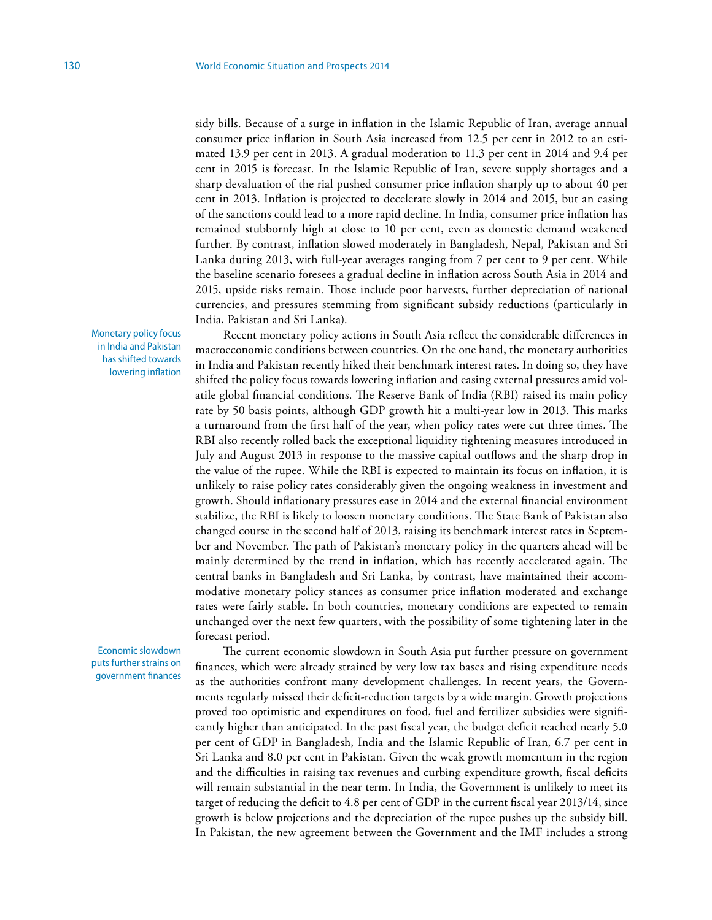sidy bills. Because of a surge in inflation in the Islamic Republic of Iran, average annual consumer price inflation in South Asia increased from 12.5 per cent in 2012 to an estimated 13.9 per cent in 2013. A gradual moderation to 11.3 per cent in 2014 and 9.4 per cent in 2015 is forecast. In the Islamic Republic of Iran, severe supply shortages and a sharp devaluation of the rial pushed consumer price inflation sharply up to about 40 per cent in 2013. Inflation is projected to decelerate slowly in 2014 and 2015, but an easing of the sanctions could lead to a more rapid decline. In India, consumer price inflation has remained stubbornly high at close to 10 per cent, even as domestic demand weakened further. By contrast, inflation slowed moderately in Bangladesh, Nepal, Pakistan and Sri Lanka during 2013, with full-year averages ranging from 7 per cent to 9 per cent. While the baseline scenario foresees a gradual decline in inflation across South Asia in 2014 and 2015, upside risks remain. Those include poor harvests, further depreciation of national currencies, and pressures stemming from significant subsidy reductions (particularly in India, Pakistan and Sri Lanka).

*Monetary policy focus in India and Pakistan has shifted towards lowering inflation*

Recent monetary policy actions in South Asia reflect the considerable differences in macroeconomic conditions between countries. On the one hand, the monetary authorities in India and Pakistan recently hiked their benchmark interest rates. In doing so, they have shifted the policy focus towards lowering inflation and easing external pressures amid volatile global financial conditions. The Reserve Bank of India (RBI) raised its main policy rate by 50 basis points, although GDP growth hit a multi-year low in 2013. This marks a turnaround from the first half of the year, when policy rates were cut three times. The RBI also recently rolled back the exceptional liquidity tightening measures introduced in July and August 2013 in response to the massive capital outflows and the sharp drop in the value of the rupee. While the RBI is expected to maintain its focus on inflation, it is unlikely to raise policy rates considerably given the ongoing weakness in investment and growth. Should inflationary pressures ease in 2014 and the external financial environment stabilize, the RBI is likely to loosen monetary conditions. The State Bank of Pakistan also changed course in the second half of 2013, raising its benchmark interest rates in September and November. The path of Pakistan's monetary policy in the quarters ahead will be mainly determined by the trend in inflation, which has recently accelerated again. The central banks in Bangladesh and Sri Lanka, by contrast, have maintained their accommodative monetary policy stances as consumer price inflation moderated and exchange rates were fairly stable. In both countries, monetary conditions are expected to remain unchanged over the next few quarters, with the possibility of some tightening later in the forecast period.

*Economic slowdown puts further strains on government finances*

The current economic slowdown in South Asia put further pressure on government finances, which were already strained by very low tax bases and rising expenditure needs as the authorities confront many development challenges. In recent years, the Governments regularly missed their deficit-reduction targets by a wide margin. Growth projections proved too optimistic and expenditures on food, fuel and fertilizer subsidies were significantly higher than anticipated. In the past fiscal year, the budget deficit reached nearly 5.0 per cent of GDP in Bangladesh, India and the Islamic Republic of Iran, 6.7 per cent in Sri Lanka and 8.0 per cent in Pakistan. Given the weak growth momentum in the region and the difficulties in raising tax revenues and curbing expenditure growth, fiscal deficits will remain substantial in the near term. In India, the Government is unlikely to meet its target of reducing the deficit to 4.8 per cent of GDP in the current fiscal year 2013/14, since growth is below projections and the depreciation of the rupee pushes up the subsidy bill. In Pakistan, the new agreement between the Government and the IMF includes a strong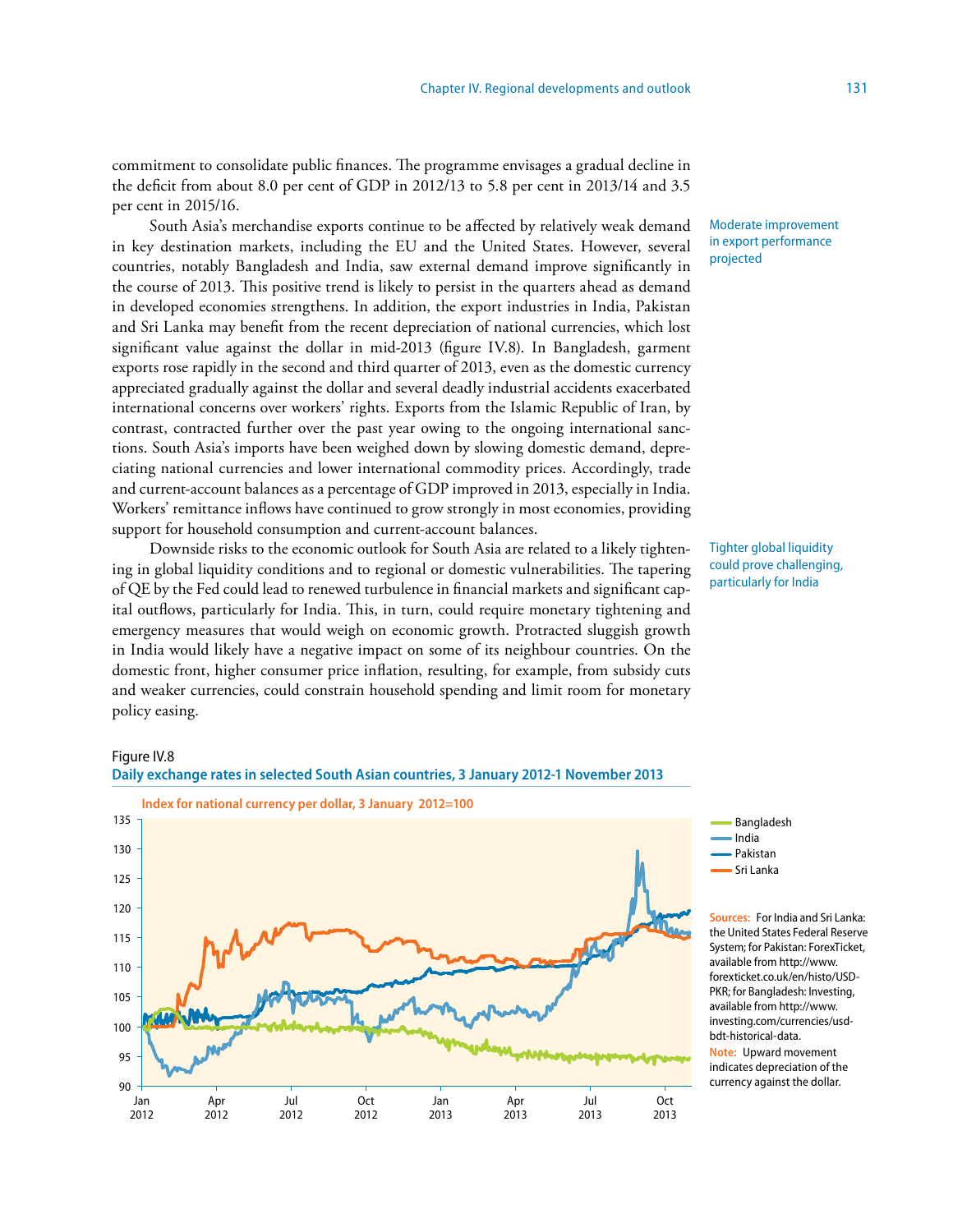commitment to consolidate public finances. The programme envisages a gradual decline in the deficit from about 8.0 per cent of GDP in 2012/13 to 5.8 per cent in 2013/14 and 3.5 per cent in 2015/16.

Moderate improvement in export performance projected

South Asia's merchandise exports continue to be affected by relatively weak demand in key destination markets, including the EU and the United States. However, several countries, notably Bangladesh and India, saw external demand improve significantly in the course of 2013. This positive trend is likely to persist in the quarters ahead as demand in developed economies strengthens. In addition, the export industries in India, Pakistan and Sri Lanka may benefit from the recent depreciation of national currencies, which lost significant value against the dollar in mid-2013 (figure IV.8). In Bangladesh, garment exports rose rapidly in the second and third quarter of 2013, even as the domestic currency appreciated gradually against the dollar and several deadly industrial accidents exacerbated international concerns over workers' rights. Exports from the Islamic Republic of Iran, by contrast, contracted further over the past year owing to the ongoing international sanctions. South Asia's imports have been weighed down by slowing domestic demand, depreciating national currencies and lower international commodity prices. Accordingly, trade and current-account balances as a percentage of GDP improved in 2013, especially in India. Workers' remittance inflows have continued to grow strongly in most economies, providing support for household consumption and current-account balances.

Tighter global liquidity could prove challenging, particularly for India

Downside risks to the economic outlook for South Asia are related to a likely tightening in global liquidity conditions and to regional or domestic vulnerabilities. The tapering of QE by the Fed could lead to renewed turbulence in financial markets and significant capital outflows, particularly for India. This, in turn, could require monetary tightening and emergency measures that would weigh on economic growth. Protracted sluggish growth in India would likely have a negative impact on some of its neighbour countries. On the domestic front, higher consumer price inflation, resulting, for example, from subsidy cuts and weaker currencies, could constrain household spending and limit room for monetary policy easing.

Figure IV.8
**Daily exchange rates in selected South Asian countries, 3 January 2012-1 November 2013**

Index for national currency per dollar, 3 January 2012=100

135
130
125
120
115
110
105
100
95
90

Jan 2012
Apr 2012
Jul 2012
Oct 2012
Jan 2013
Apr 2013
Jul 2013
Oct 2013

Bangladesh
India
Pakistan
Sri Lanka

**Sources:** For India and Sri Lanka: the United States Federal Reserve System; for Pakistan: ForexTicket, available from http://www.forexticket.co.uk/en/histo/USD-PKR; for Bangladesh: Investing, available from http://www.investing.com/currencies/usd-bdt-historical-data.

**Note:** Upward movement indicates depreciation of the currency against the dollar.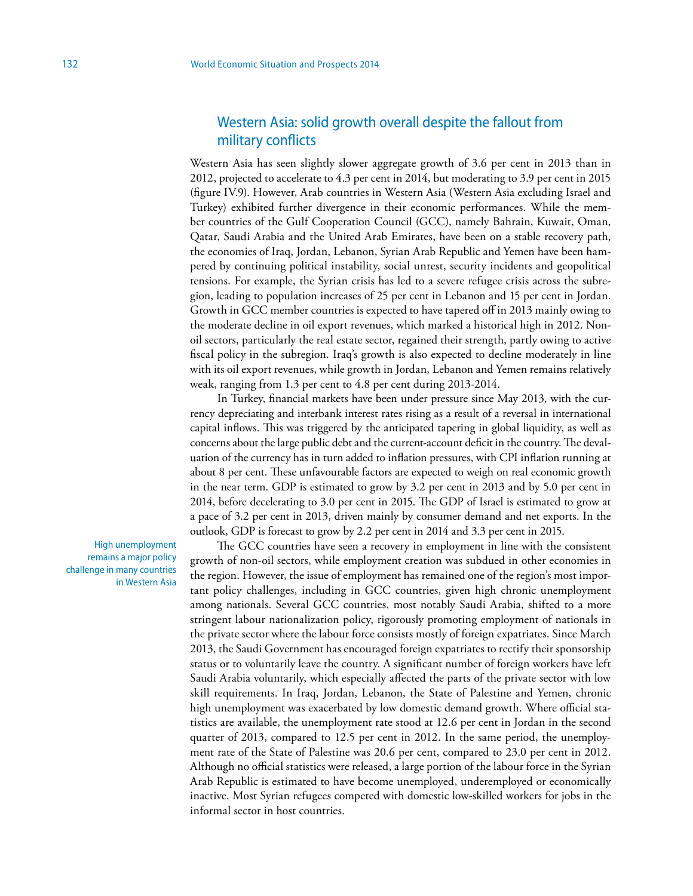## Western Asia: solid growth overall despite the fallout from military conflicts

Western Asia has seen slightly slower aggregate growth of 3.6 per cent in 2013 than in 2012, projected to accelerate to 4.3 per cent in 2014, but moderating to 3.9 per cent in 2015 (figure IV.9). However, Arab countries in Western Asia (Western Asia excluding Israel and Turkey) exhibited further divergence in their economic performances. While the member countries of the Gulf Cooperation Council (GCC), namely Bahrain, Kuwait, Oman, Qatar, Saudi Arabia and the United Arab Emirates, have been on a stable recovery path, the economies of Iraq, Jordan, Lebanon, Syrian Arab Republic and Yemen have been hampered by continuing political instability, social unrest, security incidents and geopolitical tensions. For example, the Syrian crisis has led to a severe refugee crisis across the subregion, leading to population increases of 25 per cent in Lebanon and 15 per cent in Jordan. Growth in GCC member countries is expected to have tapered off in 2013 mainly owing to the moderate decline in oil export revenues, which marked a historical high in 2012. Non-oil sectors, particularly the real estate sector, regained their strength, partly owing to active fiscal policy in the subregion. Iraq's growth is also expected to decline moderately in line with its oil export revenues, while growth in Jordan, Lebanon and Yemen remains relatively weak, ranging from 1.3 per cent to 4.8 per cent during 2013-2014.

In Turkey, financial markets have been under pressure since May 2013, with the currency depreciating and interbank interest rates rising as a result of a reversal in international capital inflows. This was triggered by the anticipated tapering in global liquidity, as well as concerns about the large public debt and the current-account deficit in the country. The devaluation of the currency has in turn added to inflation pressures, with CPI inflation running at about 8 per cent. These unfavourable factors are expected to weigh on real economic growth in the near term. GDP is estimated to grow by 3.2 per cent in 2013 and by 5.0 per cent in 2014, before decelerating to 3.0 per cent in 2015. The GDP of Israel is estimated to grow at a pace of 3.2 per cent in 2013, driven mainly by consumer demand and net exports. In the outlook, GDP is forecast to grow by 2.2 per cent in 2014 and 3.3 per cent in 2015.

High unemployment remains a major policy challenge in many countries in Western Asia

The GCC countries have seen a recovery in employment in line with the consistent growth of non-oil sectors, while employment creation was subdued in other economies in the region. However, the issue of employment has remained one of the region's most important policy challenges, including in GCC countries, given high chronic unemployment among nationals. Several GCC countries, most notably Saudi Arabia, shifted to a more stringent labour nationalization policy, rigorously promoting employment of nationals in the private sector where the labour force consists mostly of foreign expatriates. Since March 2013, the Saudi Government has encouraged foreign expatriates to rectify their sponsorship status or to voluntarily leave the country. A significant number of foreign workers have left Saudi Arabia voluntarily, which especially affected the parts of the private sector with low skill requirements. In Iraq, Jordan, Lebanon, the State of Palestine and Yemen, chronic high unemployment was exacerbated by low domestic demand growth. Where official statistics are available, the unemployment rate stood at 12.6 per cent in Jordan in the second quarter of 2013, compared to 12.5 per cent in 2012. In the same period, the unemployment rate of the State of Palestine was 20.6 per cent, compared to 23.0 per cent in 2012. Although no official statistics were released, a large portion of the labour force in the Syrian Arab Republic is estimated to have become unemployed, underemployed or economically inactive. Most Syrian refugees competed with domestic low-skilled workers for jobs in the informal sector in host countries.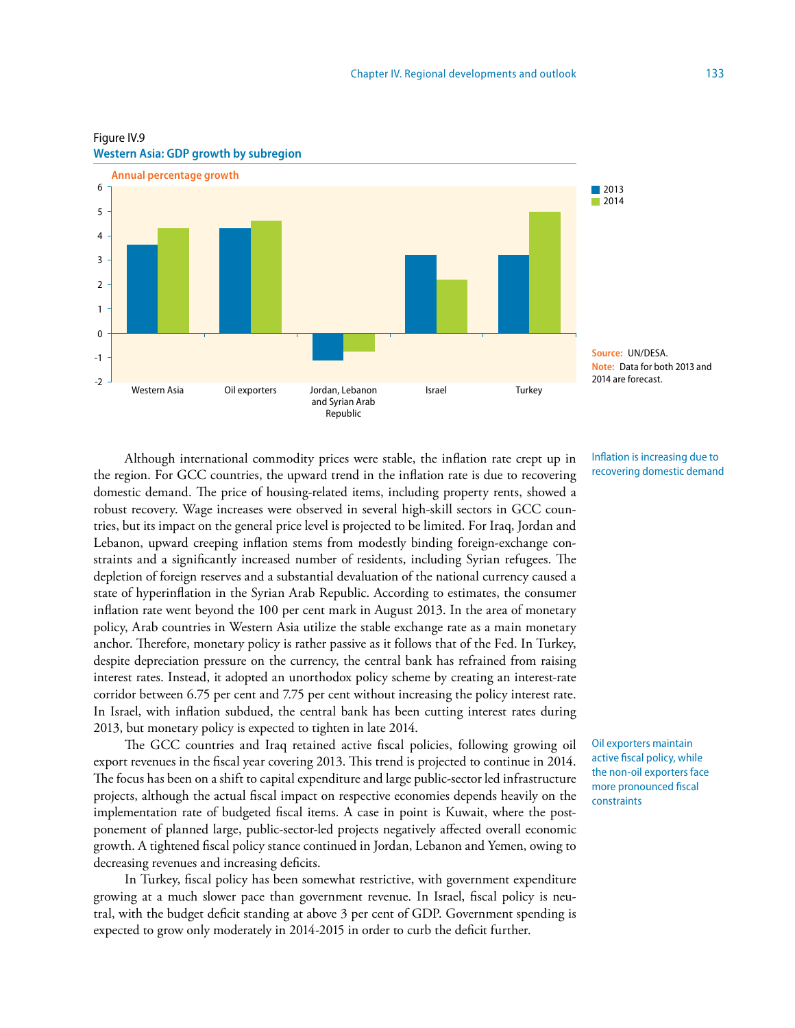Figure IV.9

**Western Asia: GDP growth by subregion**

Annual percentage growth

6
5
4
3
2
1
0
-1
-2

Western Asia
Oil exporters
Jordan, Lebanon and Syrian Arab Republic
Israel
Turkey

2013
2014

**Source:** UN/DESA.
**Note:** Data for both 2013 and 2014 are forecast.

*Inflation is increasing due to recovering domestic demand*

Although international commodity prices were stable, the inflation rate crept up in the region. For GCC countries, the upward trend in the inflation rate is due to recovering domestic demand. The price of housing-related items, including property rents, showed a robust recovery. Wage increases were observed in several high-skill sectors in GCC countries, but its impact on the general price level is projected to be limited. For Iraq, Jordan and Lebanon, upward creeping inflation stems from modestly binding foreign-exchange constraints and a significantly increased number of residents, including Syrian refugees. The depletion of foreign reserves and a substantial devaluation of the national currency caused a state of hyperinflation in the Syrian Arab Republic. According to estimates, the consumer inflation rate went beyond the 100 per cent mark in August 2013. In the area of monetary policy, Arab countries in Western Asia utilize the stable exchange rate as a main monetary anchor. Therefore, monetary policy is rather passive as it follows that of the Fed. In Turkey, despite depreciation pressure on the currency, the central bank has refrained from raising interest rates. Instead, it adopted an unorthodox policy scheme by creating an interest-rate corridor between 6.75 per cent and 7.75 per cent without increasing the policy interest rate. In Israel, with inflation subdued, the central bank has been cutting interest rates during 2013, but monetary policy is expected to tighten in late 2014.

*Oil exporters maintain active fiscal policy, while the non-oil exporters face more pronounced fiscal constraints*

The GCC countries and Iraq retained active fiscal policies, following growing oil export revenues in the fiscal year covering 2013. This trend is projected to continue in 2014. The focus has been on a shift to capital expenditure and large public-sector led infrastructure projects, although the actual fiscal impact on respective economies depends heavily on the implementation rate of budgeted fiscal items. A case in point is Kuwait, where the postponement of planned large, public-sector-led projects negatively affected overall economic growth. A tightened fiscal policy stance continued in Jordan, Lebanon and Yemen, owing to decreasing revenues and increasing deficits.

In Turkey, fiscal policy has been somewhat restrictive, with government expenditure growing at a much slower pace than government revenue. In Israel, fiscal policy is neutral, with the budget deficit standing at above 3 per cent of GDP. Government spending is expected to grow only moderately in 2014-2015 in order to curb the deficit further.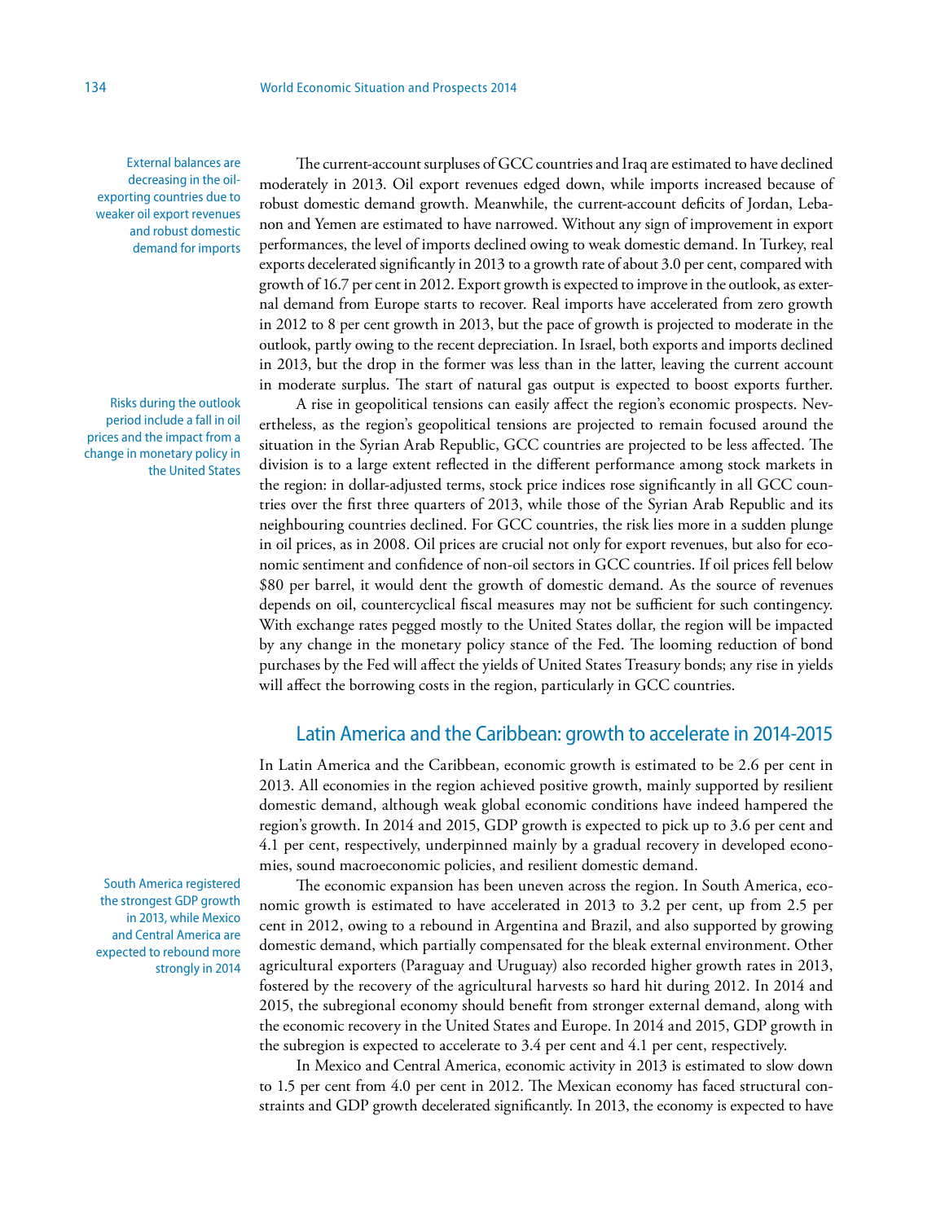External balances are decreasing in the oil-exporting countries due to weaker oil export revenues and robust domestic demand for imports

The current-account surpluses of GCC countries and Iraq are estimated to have declined moderately in 2013. Oil export revenues edged down, while imports increased because of robust domestic demand growth. Meanwhile, the current-account deficits of Jordan, Lebanon and Yemen are estimated to have narrowed. Without any sign of improvement in export performances, the level of imports declined owing to weak domestic demand. In Turkey, real exports decelerated significantly in 2013 to a growth rate of about 3.0 per cent, compared with growth of 16.7 per cent in 2012. Export growth is expected to improve in the outlook, as external demand from Europe starts to recover. Real imports have accelerated from zero growth in 2012 to 8 per cent growth in 2013, but the pace of growth is projected to moderate in the outlook, partly owing to the recent depreciation. In Israel, both exports and imports declined in 2013, but the drop in the former was less than in the latter, leaving the current account in moderate surplus. The start of natural gas output is expected to boost exports further.

Risks during the outlook period include a fall in oil prices and the impact from a change in monetary policy in the United States

A rise in geopolitical tensions can easily affect the region's economic prospects. Nevertheless, as the region's geopolitical tensions are projected to remain focused around the situation in the Syrian Arab Republic, GCC countries are projected to be less affected. The division is to a large extent reflected in the different performance among stock markets in the region: in dollar-adjusted terms, stock price indices rose significantly in all GCC countries over the first three quarters of 2013, while those of the Syrian Arab Republic and its neighbouring countries declined. For GCC countries, the risk lies more in a sudden plunge in oil prices, as in 2008. Oil prices are crucial not only for export revenues, but also for economic sentiment and confidence of non-oil sectors in GCC countries. If oil prices fell below $80 per barrel, it would dent the growth of domestic demand. As the source of revenues depends on oil, countercyclical fiscal measures may not be sufficient for such contingency. With exchange rates pegged mostly to the United States dollar, the region will be impacted by any change in the monetary policy stance of the Fed. The looming reduction of bond purchases by the Fed will affect the yields of United States Treasury bonds; any rise in yields will affect the borrowing costs in the region, particularly in GCC countries.

## Latin America and the Caribbean: growth to accelerate in 2014-2015

In Latin America and the Caribbean, economic growth is estimated to be 2.6 per cent in 2013. All economies in the region achieved positive growth, mainly supported by resilient domestic demand, although weak global economic conditions have indeed hampered the region's growth. In 2014 and 2015, GDP growth is expected to pick up to 3.6 per cent and 4.1 per cent, respectively, underpinned mainly by a gradual recovery in developed economies, sound macroeconomic policies, and resilient domestic demand.

South America registered the strongest GDP growth in 2013, while Mexico and Central America are expected to rebound more strongly in 2014

The economic expansion has been uneven across the region. In South America, economic growth is estimated to have accelerated in 2013 to 3.2 per cent, up from 2.5 per cent in 2012, owing to a rebound in Argentina and Brazil, and also supported by growing domestic demand, which partially compensated for the bleak external environment. Other agricultural exporters (Paraguay and Uruguay) also recorded higher growth rates in 2013, fostered by the recovery of the agricultural harvests so hard hit during 2012. In 2014 and 2015, the subregional economy should benefit from stronger external demand, along with the economic recovery in the United States and Europe. In 2014 and 2015, GDP growth in the subregion is expected to accelerate to 3.4 per cent and 4.1 per cent, respectively.

In Mexico and Central America, economic activity in 2013 is estimated to slow down to 1.5 per cent from 4.0 per cent in 2012. The Mexican economy has faced structural constraints and GDP growth decelerated significantly. In 2013, the economy is expected to have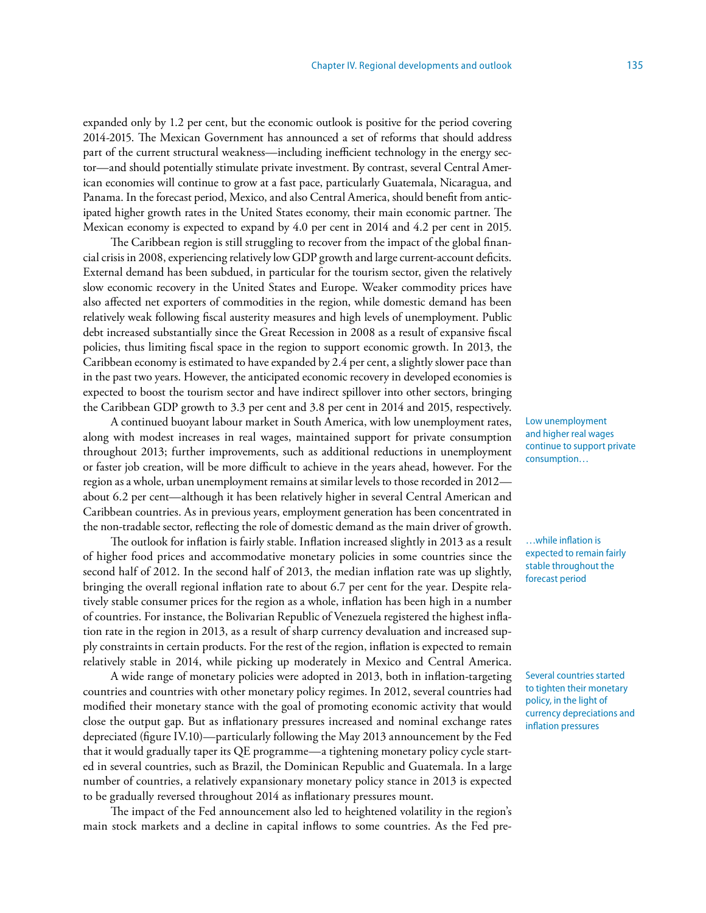expanded only by 1.2 per cent, but the economic outlook is positive for the period covering 2014-2015. The Mexican Government has announced a set of reforms that should address part of the current structural weakness—including inefficient technology in the energy sector—and should potentially stimulate private investment. By contrast, several Central American economies will continue to grow at a fast pace, particularly Guatemala, Nicaragua, and Panama. In the forecast period, Mexico, and also Central America, should benefit from anticipated higher growth rates in the United States economy, their main economic partner. The Mexican economy is expected to expand by 4.0 per cent in 2014 and 4.2 per cent in 2015.

The Caribbean region is still struggling to recover from the impact of the global financial crisis in 2008, experiencing relatively low GDP growth and large current-account deficits. External demand has been subdued, in particular for the tourism sector, given the relatively slow economic recovery in the United States and Europe. Weaker commodity prices have also affected net exporters of commodities in the region, while domestic demand has been relatively weak following fiscal austerity measures and high levels of unemployment. Public debt increased substantially since the Great Recession in 2008 as a result of expansive fiscal policies, thus limiting fiscal space in the region to support economic growth. In 2013, the Caribbean economy is estimated to have expanded by 2.4 per cent, a slightly slower pace than in the past two years. However, the anticipated economic recovery in developed economies is expected to boost the tourism sector and have indirect spillover into other sectors, bringing the Caribbean GDP growth to 3.3 per cent and 3.8 per cent in 2014 and 2015, respectively.

Low unemployment and higher real wages continue to support private consumption…

A continued buoyant labour market in South America, with low unemployment rates, along with modest increases in real wages, maintained support for private consumption throughout 2013; further improvements, such as additional reductions in unemployment or faster job creation, will be more difficult to achieve in the years ahead, however. For the region as a whole, urban unemployment remains at similar levels to those recorded in 2012—about 6.2 per cent—although it has been relatively higher in several Central American and Caribbean countries. As in previous years, employment generation has been concentrated in the non-tradable sector, reflecting the role of domestic demand as the main driver of growth.

…while inflation is expected to remain fairly stable throughout the forecast period

The outlook for inflation is fairly stable. Inflation increased slightly in 2013 as a result of higher food prices and accommodative monetary policies in some countries since the second half of 2012. In the second half of 2013, the median inflation rate was up slightly, bringing the overall regional inflation rate to about 6.7 per cent for the year. Despite relatively stable consumer prices for the region as a whole, inflation has been high in a number of countries. For instance, the Bolivarian Republic of Venezuela registered the highest inflation rate in the region in 2013, as a result of sharp currency devaluation and increased supply constraints in certain products. For the rest of the region, inflation is expected to remain relatively stable in 2014, while picking up moderately in Mexico and Central America.

Several countries started to tighten their monetary policy, in the light of currency depreciations and inflation pressures

A wide range of monetary policies were adopted in 2013, both in inflation-targeting countries and countries with other monetary policy regimes. In 2012, several countries had modified their monetary stance with the goal of promoting economic activity that would close the output gap. But as inflationary pressures increased and nominal exchange rates depreciated (figure IV.10)—particularly following the May 2013 announcement by the Fed that it would gradually taper its QE programme—a tightening monetary policy cycle started in several countries, such as Brazil, the Dominican Republic and Guatemala. In a large number of countries, a relatively expansionary monetary policy stance in 2013 is expected to be gradually reversed throughout 2014 as inflationary pressures mount.

The impact of the Fed announcement also led to heightened volatility in the region's main stock markets and a decline in capital inflows to some countries. As the Fed pre-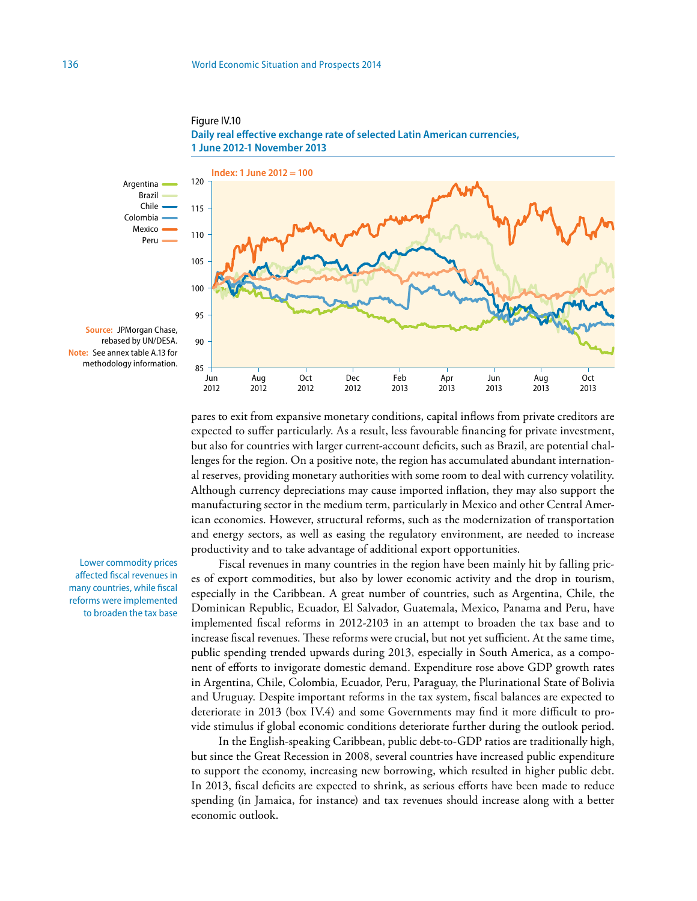Figure IV.10

**Daily real effective exchange rate of selected Latin American currencies, 1 June 2012-1 November 2013**

Index: 1 June 2012 = 100

Argentina
Brazil
Chile
Colombia
Mexico
Peru

120
115
110
105
100
95
90
85

Jun 2012
Aug 2012
Oct 2012
Dec 2012
Feb 2013
Apr 2013
Jun 2013
Aug 2013
Oct 2013

**Source:** JPMorgan Chase, rebased by UN/DESA.
**Note:** See annex table A.13 for methodology information.

pares to exit from expansive monetary conditions, capital inflows from private creditors are expected to suffer particularly. As a result, less favourable financing for private investment, but also for countries with larger current-account deficits, such as Brazil, are potential challenges for the region. On a positive note, the region has accumulated abundant international reserves, providing monetary authorities with some room to deal with currency volatility. Although currency depreciations may cause imported inflation, they may also support the manufacturing sector in the medium term, particularly in Mexico and other Central American economies. However, structural reforms, such as the modernization of transportation and energy sectors, as well as easing the regulatory environment, are needed to increase productivity and to take advantage of additional export opportunities.

Lower commodity prices affected fiscal revenues in many countries, while fiscal reforms were implemented to broaden the tax base

Fiscal revenues in many countries in the region have been mainly hit by falling prices of export commodities, but also by lower economic activity and the drop in tourism, especially in the Caribbean. A great number of countries, such as Argentina, Chile, the Dominican Republic, Ecuador, El Salvador, Guatemala, Mexico, Panama and Peru, have implemented fiscal reforms in 2012-2103 in an attempt to broaden the tax base and to increase fiscal revenues. These reforms were crucial, but not yet sufficient. At the same time, public spending trended upwards during 2013, especially in South America, as a component of efforts to invigorate domestic demand. Expenditure rose above GDP growth rates in Argentina, Chile, Colombia, Ecuador, Peru, Paraguay, the Plurinational State of Bolivia and Uruguay. Despite important reforms in the tax system, fiscal balances are expected to deteriorate in 2013 (box IV.4) and some Governments may find it more difficult to provide stimulus if global economic conditions deteriorate further during the outlook period.

In the English-speaking Caribbean, public debt-to-GDP ratios are traditionally high, but since the Great Recession in 2008, several countries have increased public expenditure to support the economy, increasing new borrowing, which resulted in higher public debt. In 2013, fiscal deficits are expected to shrink, as serious efforts have been made to reduce spending (in Jamaica, for instance) and tax revenues should increase along with a better economic outlook.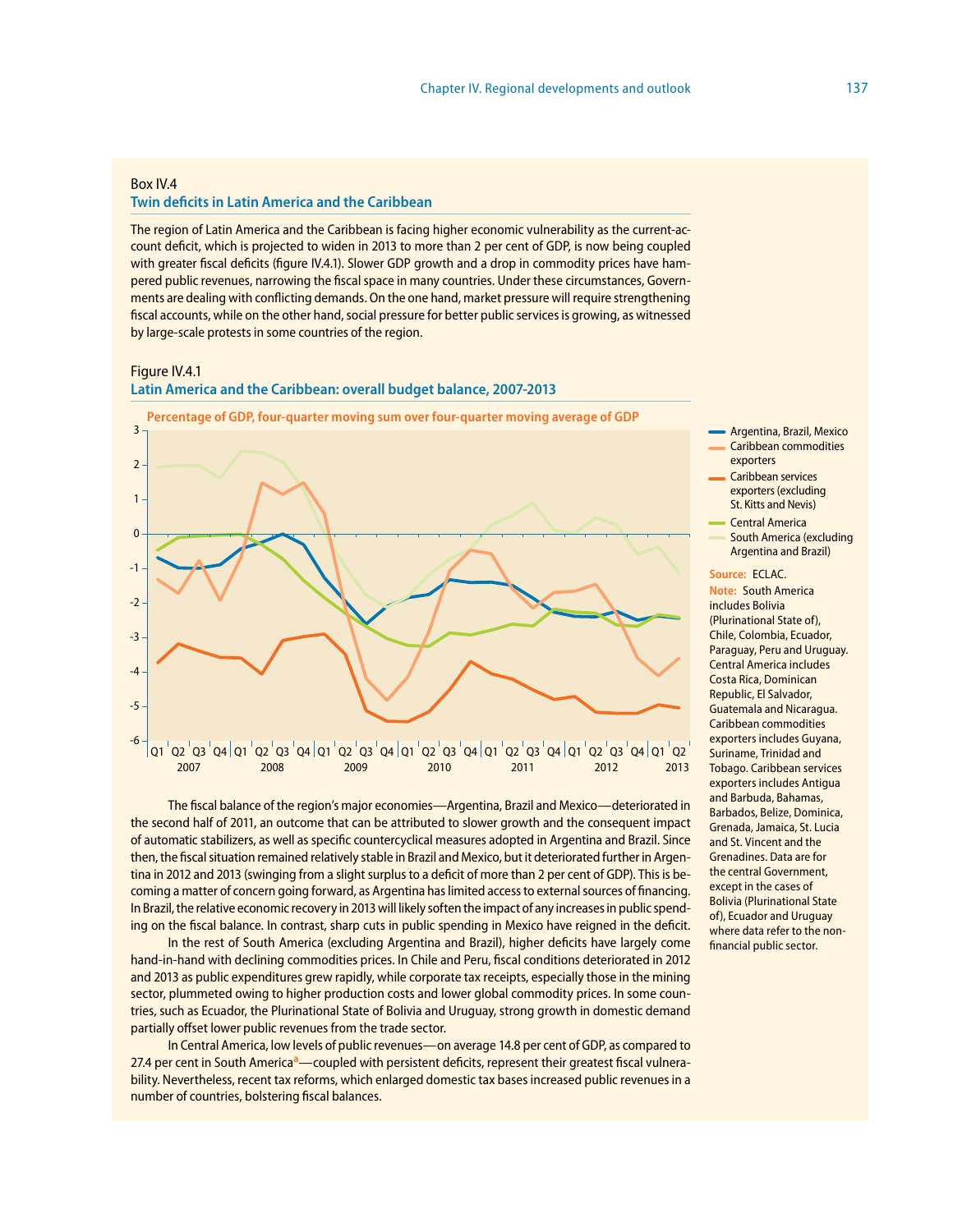Box IV.4

## Twin deficits in Latin America and the Caribbean

The region of Latin America and the Caribbean is facing higher economic vulnerability as the current-account deficit, which is projected to widen in 2013 to more than 2 per cent of GDP, is now being coupled with greater fiscal deficits (figure IV.4.1). Slower GDP growth and a drop in commodity prices have hampered public revenues, narrowing the fiscal space in many countries. Under these circumstances, Governments are dealing with conflicting demands. On the one hand, market pressure will require strengthening fiscal accounts, while on the other hand, social pressure for better public services is growing, as witnessed by large-scale protests in some countries of the region.

Figure IV.4.1

### Latin America and the Caribbean: overall budget balance, 2007-2013

Percentage of GDP, four-quarter moving sum over four-quarter moving average of GDP

3
2
1
0
-1
-2
-3
-4
-5
-6

Q1 Q2 Q3 Q4 Q1 Q2 Q3 Q4 Q1 Q2 Q3 Q4 Q1 Q2 Q3 Q4 Q1 Q2 Q3 Q4 Q1 Q2 Q3 Q4 Q1 Q2
2007 2008 2009 2010 2011 2012 2013

Argentina, Brazil, Mexico
Caribbean commodities exporters
Caribbean services exporters (excluding St. Kitts and Nevis)
Central America
South America (excluding Argentina and Brazil)

**Source:** ECLAC.

**Note:** South America includes Bolivia (Plurinational State of), Chile, Colombia, Ecuador, Paraguay, Peru and Uruguay. Central America includes Costa Rica, Dominican Republic, El Salvador, Guatemala and Nicaragua. Caribbean commodities exporters includes Guyana, Suriname, Trinidad and Tobago. Caribbean services exporters includes Antigua and Barbuda, Bahamas, Barbados, Belize, Dominica, Grenada, Jamaica, St. Lucia and St. Vincent and the Grenadines. Data are for the central Government, except in the cases of Bolivia (Plurinational State of), Ecuador and Uruguay where data refer to the non-financial public sector.

The fiscal balance of the region's major economies—Argentina, Brazil and Mexico—deteriorated in the second half of 2011, an outcome that can be attributed to slower growth and the consequent impact of automatic stabilizers, as well as specific countercyclical measures adopted in Argentina and Brazil. Since then, the fiscal situation remained relatively stable in Brazil and Mexico, but it deteriorated further in Argentina in 2012 and 2013 (swinging from a slight surplus to a deficit of more than 2 per cent of GDP). This is becoming a matter of concern going forward, as Argentina has limited access to external sources of financing. In Brazil, the relative economic recovery in 2013 will likely soften the impact of any increases in public spending on the fiscal balance. In contrast, sharp cuts in public spending in Mexico have reigned in the deficit.

In the rest of South America (excluding Argentina and Brazil), higher deficits have largely come hand-in-hand with declining commodities prices. In Chile and Peru, fiscal conditions deteriorated in 2012 and 2013 as public expenditures grew rapidly, while corporate tax receipts, especially those in the mining sector, plummeted owing to higher production costs and lower global commodity prices. In some countries, such as Ecuador, the Plurinational State of Bolivia and Uruguay, strong growth in domestic demand partially offset lower public revenues from the trade sector.

In Central America, low levels of public revenues—on average 14.8 per cent of GDP, as compared to 27.4 per cent in South America[a]—coupled with persistent deficits, represent their greatest fiscal vulnerability. Nevertheless, recent tax reforms, which enlarged domestic tax bases increased public revenues in a number of countries, bolstering fiscal balances.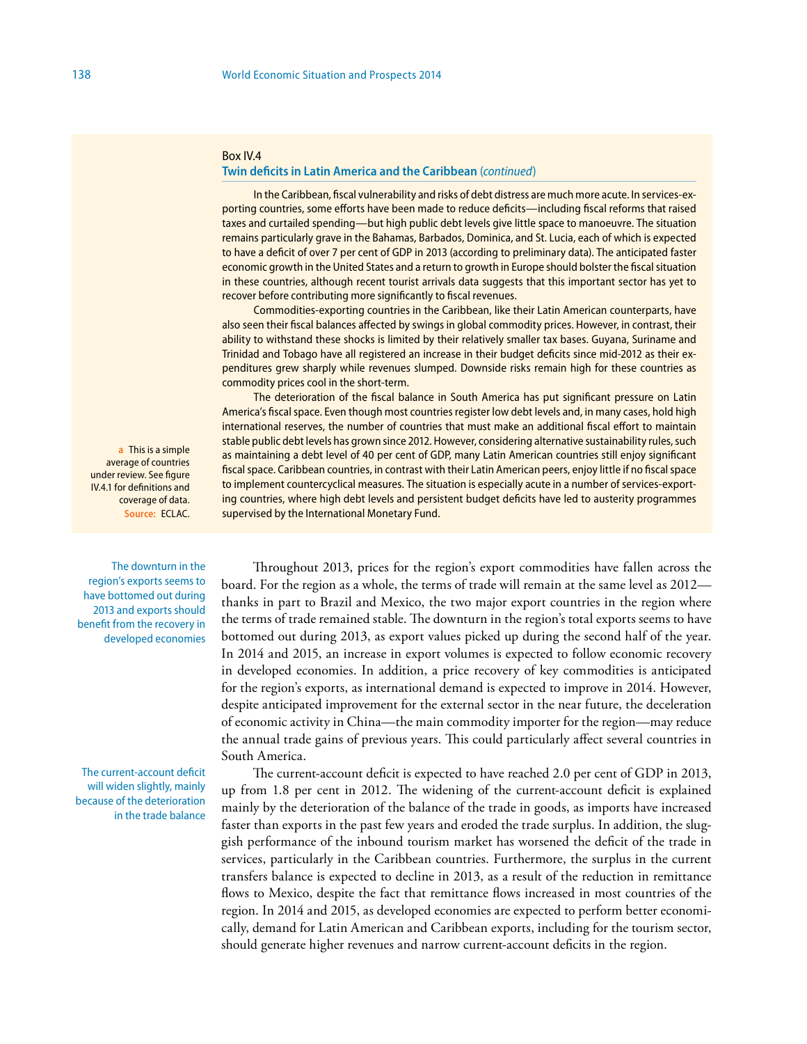Box IV.4

**Twin deficits in Latin America and the Caribbean** (*continued*)

In the Caribbean, fiscal vulnerability and risks of debt distress are much more acute. In services-exporting countries, some efforts have been made to reduce deficits—including fiscal reforms that raised taxes and curtailed spending—but high public debt levels give little space to manoeuvre. The situation remains particularly grave in the Bahamas, Barbados, Dominica, and St. Lucia, each of which is expected to have a deficit of over 7 per cent of GDP in 2013 (according to preliminary data). The anticipated faster economic growth in the United States and a return to growth in Europe should bolster the fiscal situation in these countries, although recent tourist arrivals data suggests that this important sector has yet to recover before contributing more significantly to fiscal revenues.

Commodities-exporting countries in the Caribbean, like their Latin American counterparts, have also seen their fiscal balances affected by swings in global commodity prices. However, in contrast, their ability to withstand these shocks is limited by their relatively smaller tax bases. Guyana, Suriname and Trinidad and Tobago have all registered an increase in their budget deficits since mid-2012 as their expenditures grew sharply while revenues slumped. Downside risks remain high for these countries as commodity prices cool in the short-term.

The deterioration of the fiscal balance in South America has put significant pressure on Latin America's fiscal space. Even though most countries register low debt levels and, in many cases, hold high international reserves, the number of countries that must make an additional fiscal effort to maintain stable public debt levels has grown since 2012. However, considering alternative sustainability rules, such as maintaining a debt level of 40 per cent of GDP, many Latin American countries still enjoy significant fiscal space. Caribbean countries, in contrast with their Latin American peers, enjoy little if no fiscal space to implement countercyclical measures. The situation is especially acute in a number of services-exporting countries, where high debt levels and persistent budget deficits have led to austerity programmes supervised by the International Monetary Fund.

a This is a simple average of countries under review. See figure IV.4.1 for definitions and coverage of data.
**Source:** ECLAC.

*The downturn in the region's exports seems to have bottomed out during 2013 and exports should benefit from the recovery in developed economies*

Throughout 2013, prices for the region's export commodities have fallen across the board. For the region as a whole, the terms of trade will remain at the same level as 2012—thanks in part to Brazil and Mexico, the two major export countries in the region where the terms of trade remained stable. The downturn in the region's total exports seems to have bottomed out during 2013, as export values picked up during the second half of the year. In 2014 and 2015, an increase in export volumes is expected to follow economic recovery in developed economies. In addition, a price recovery of key commodities is anticipated for the region's exports, as international demand is expected to improve in 2014. However, despite anticipated improvement for the external sector in the near future, the deceleration of economic activity in China—the main commodity importer for the region—may reduce the annual trade gains of previous years. This could particularly affect several countries in South America.

*The current-account deficit will widen slightly, mainly because of the deterioration in the trade balance*

The current-account deficit is expected to have reached 2.0 per cent of GDP in 2013, up from 1.8 per cent in 2012. The widening of the current-account deficit is explained mainly by the deterioration of the balance of the trade in goods, as imports have increased faster than exports in the past few years and eroded the trade surplus. In addition, the sluggish performance of the inbound tourism market has worsened the deficit of the trade in services, particularly in the Caribbean countries. Furthermore, the surplus in the current transfers balance is expected to decline in 2013, as a result of the reduction in remittance flows to Mexico, despite the fact that remittance flows increased in most countries of the region. In 2014 and 2015, as developed economies are expected to perform better economically, demand for Latin American and Caribbean exports, including for the tourism sector, should generate higher revenues and narrow current-account deficits in the region.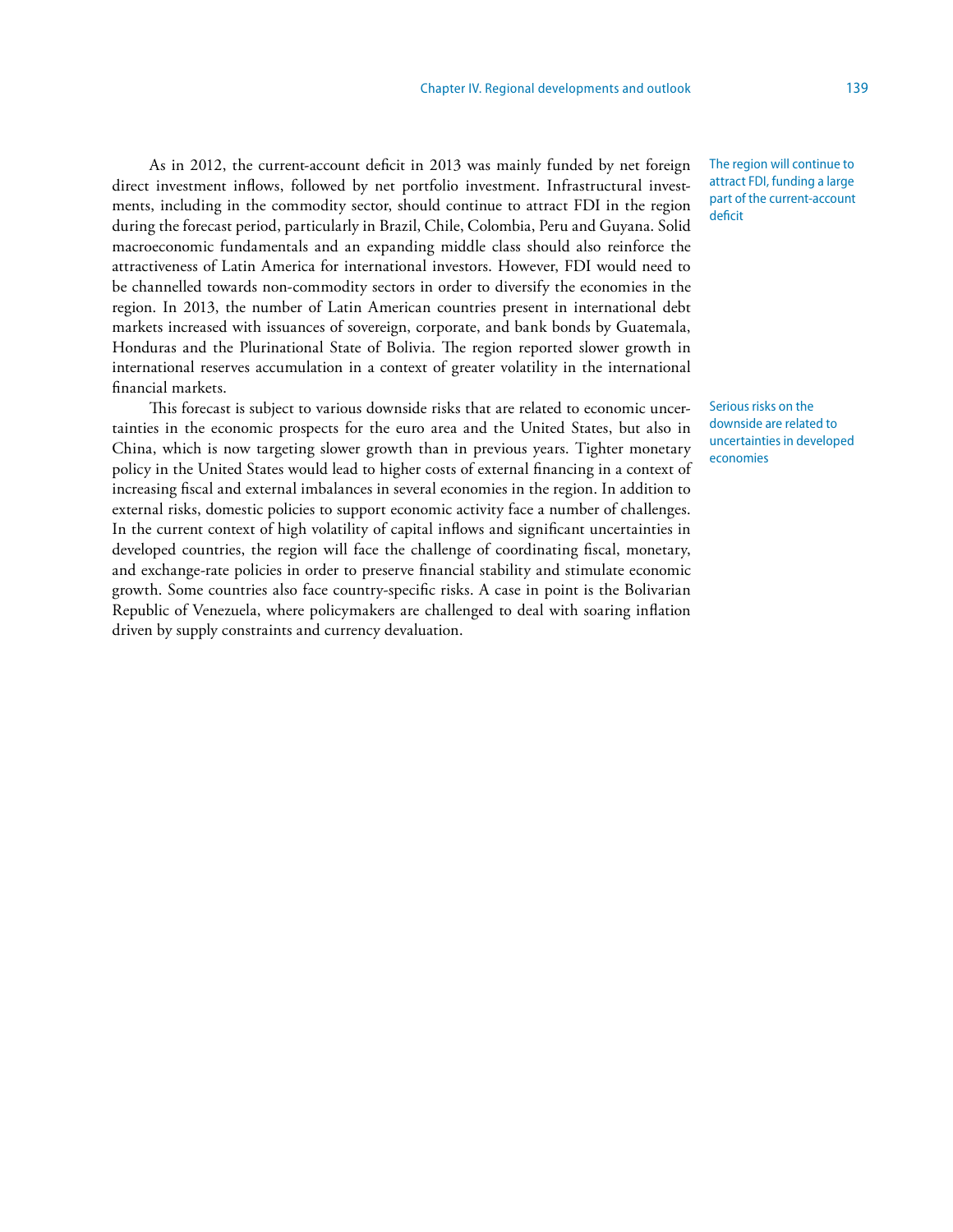As in 2012, the current-account deficit in 2013 was mainly funded by net foreign direct investment inflows, followed by net portfolio investment. Infrastructural investments, including in the commodity sector, should continue to attract FDI in the region during the forecast period, particularly in Brazil, Chile, Colombia, Peru and Guyana. Solid macroeconomic fundamentals and an expanding middle class should also reinforce the attractiveness of Latin America for international investors. However, FDI would need to be channelled towards non-commodity sectors in order to diversify the economies in the region. In 2013, the number of Latin American countries present in international debt markets increased with issuances of sovereign, corporate, and bank bonds by Guatemala, Honduras and the Plurinational State of Bolivia. The region reported slower growth in international reserves accumulation in a context of greater volatility in the international financial markets.

The region will continue to attract FDI, funding a large part of the current-account deficit

This forecast is subject to various downside risks that are related to economic uncertainties in the economic prospects for the euro area and the United States, but also in China, which is now targeting slower growth than in previous years. Tighter monetary policy in the United States would lead to higher costs of external financing in a context of increasing fiscal and external imbalances in several economies in the region. In addition to external risks, domestic policies to support economic activity face a number of challenges. In the current context of high volatility of capital inflows and significant uncertainties in developed countries, the region will face the challenge of coordinating fiscal, monetary, and exchange-rate policies in order to preserve financial stability and stimulate economic growth. Some countries also face country-specific risks. A case in point is the Bolivarian Republic of Venezuela, where policymakers are challenged to deal with soaring inflation driven by supply constraints and currency devaluation.

Serious risks on the downside are related to uncertainties in developed economies